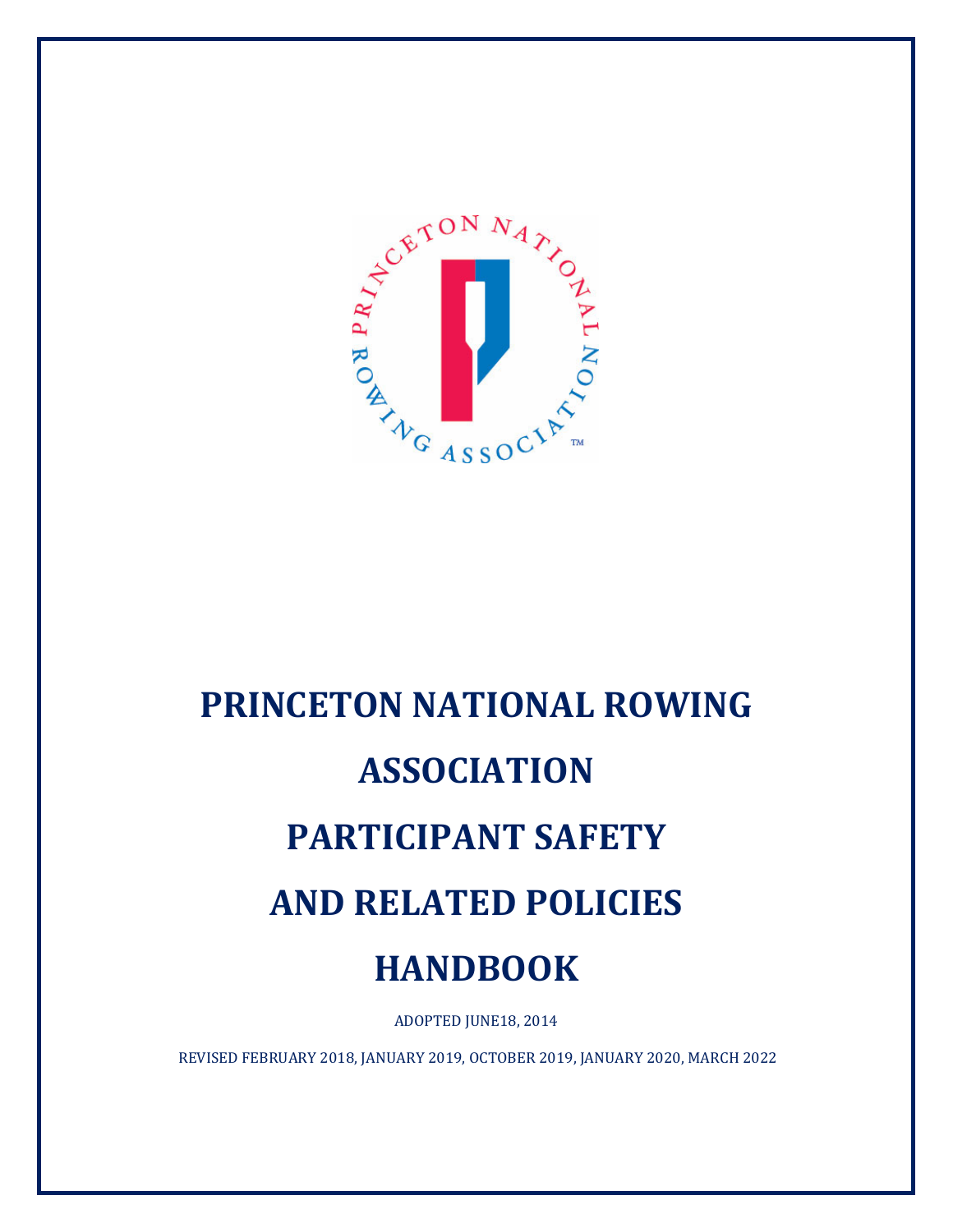# PRINCETON NATIONAL ROWING ASSOCIATION

# PARTICIPANT SAFETY

# AND RELATED POLICIES

# HANDBOOK

ADOPTED JUNE18, 2014

REVISED FEBRUARY 2018, JANUARY 2019, OCTOBER 2019, JANUARY 2020, MARCH 2022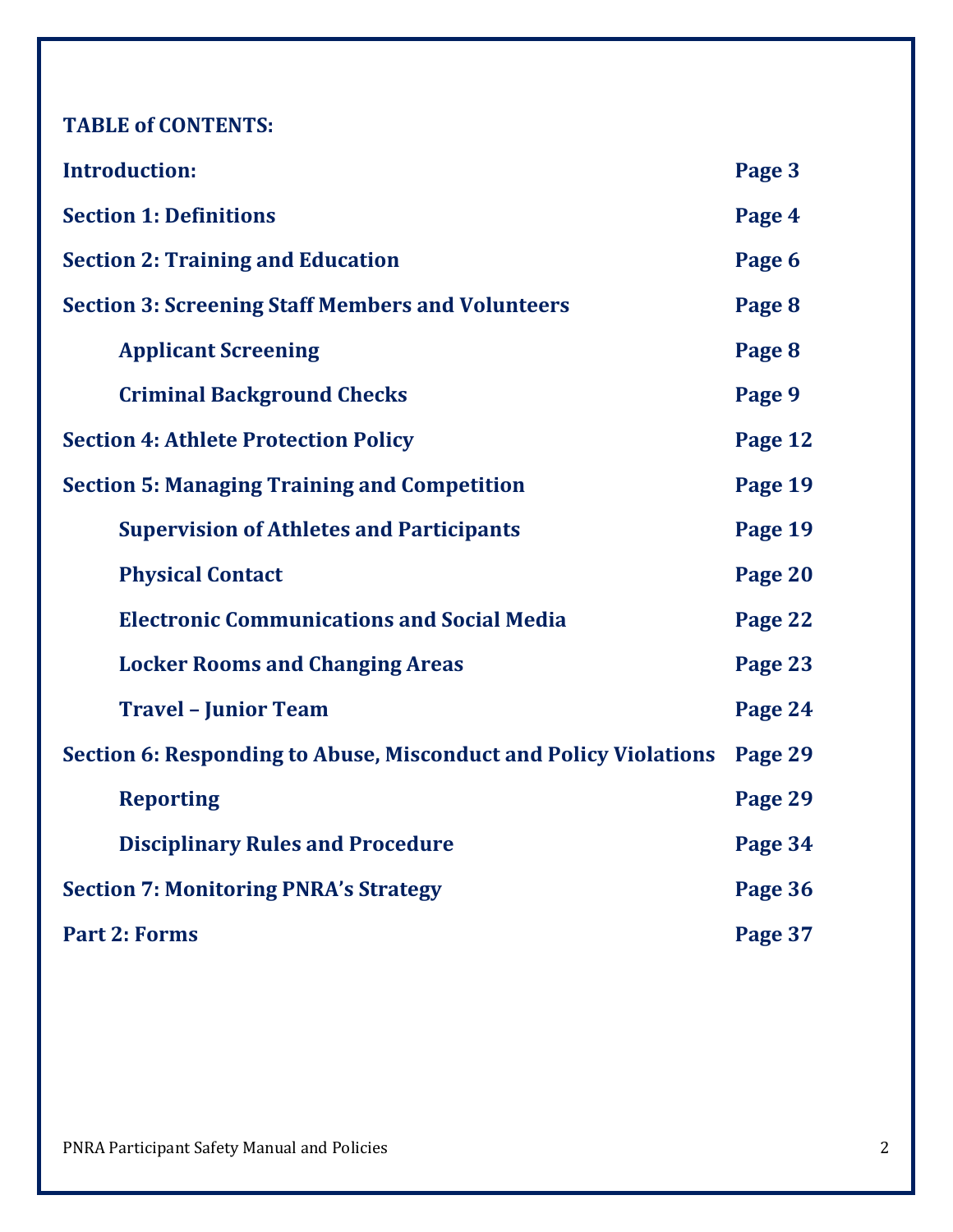**TABLE of CONTENTS:**

| | |
|---|---|
| **Introduction:** | **Page 3** |
| **Section 1: Definitions** | **Page 4** |
| **Section 2: Training and Education** | **Page 6** |
| **Section 3: Screening Staff Members and Volunteers** | **Page 8** |
| **Applicant Screening** | **Page 8** |
| **Criminal Background Checks** | **Page 9** |
| **Section 4: Athlete Protection Policy** | **Page 12** |
| **Section 5: Managing Training and Competition** | **Page 19** |
| **Supervision of Athletes and Participants** | **Page 19** |
| **Physical Contact** | **Page 20** |
| **Electronic Communications and Social Media** | **Page 22** |
| **Locker Rooms and Changing Areas** | **Page 23** |
| **Travel – Junior Team** | **Page 24** |
| **Section 6: Responding to Abuse, Misconduct and Policy Violations** | **Page 29** |
| **Reporting** | **Page 29** |
| **Disciplinary Rules and Procedure** | **Page 34** |
| **Section 7: Monitoring PNRA's Strategy** | **Page 36** |
| **Part 2: Forms** | **Page 37** |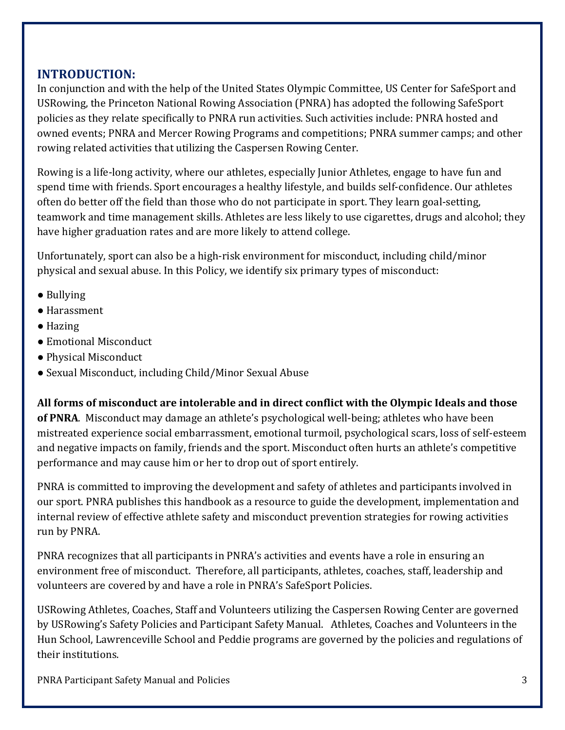## INTRODUCTION:

In conjunction and with the help of the United States Olympic Committee, US Center for SafeSport and USRowing, the Princeton National Rowing Association (PNRA) has adopted the following SafeSport policies as they relate specifically to PNRA run activities. Such activities include: PNRA hosted and owned events; PNRA and Mercer Rowing Programs and competitions; PNRA summer camps; and other rowing related activities that utilizing the Caspersen Rowing Center.

Rowing is a life-long activity, where our athletes, especially Junior Athletes, engage to have fun and spend time with friends. Sport encourages a healthy lifestyle, and builds self-confidence. Our athletes often do better off the field than those who do not participate in sport. They learn goal-setting, teamwork and time management skills. Athletes are less likely to use cigarettes, drugs and alcohol; they have higher graduation rates and are more likely to attend college.

Unfortunately, sport can also be a high-risk environment for misconduct, including child/minor physical and sexual abuse. In this Policy, we identify six primary types of misconduct:

- Bullying
- Harassment
- Hazing
- Emotional Misconduct
- Physical Misconduct
- Sexual Misconduct, including Child/Minor Sexual Abuse

**All forms of misconduct are intolerable and in direct conflict with the Olympic Ideals and those of PNRA**. Misconduct may damage an athlete's psychological well-being; athletes who have been mistreated experience social embarrassment, emotional turmoil, psychological scars, loss of self-esteem and negative impacts on family, friends and the sport. Misconduct often hurts an athlete's competitive performance and may cause him or her to drop out of sport entirely.

PNRA is committed to improving the development and safety of athletes and participants involved in our sport. PNRA publishes this handbook as a resource to guide the development, implementation and internal review of effective athlete safety and misconduct prevention strategies for rowing activities run by PNRA.

PNRA recognizes that all participants in PNRA's activities and events have a role in ensuring an environment free of misconduct. Therefore, all participants, athletes, coaches, staff, leadership and volunteers are covered by and have a role in PNRA's SafeSport Policies.

USRowing Athletes, Coaches, Staff and Volunteers utilizing the Caspersen Rowing Center are governed by USRowing's Safety Policies and Participant Safety Manual. Athletes, Coaches and Volunteers in the Hun School, Lawrenceville School and Peddie programs are governed by the policies and regulations of their institutions.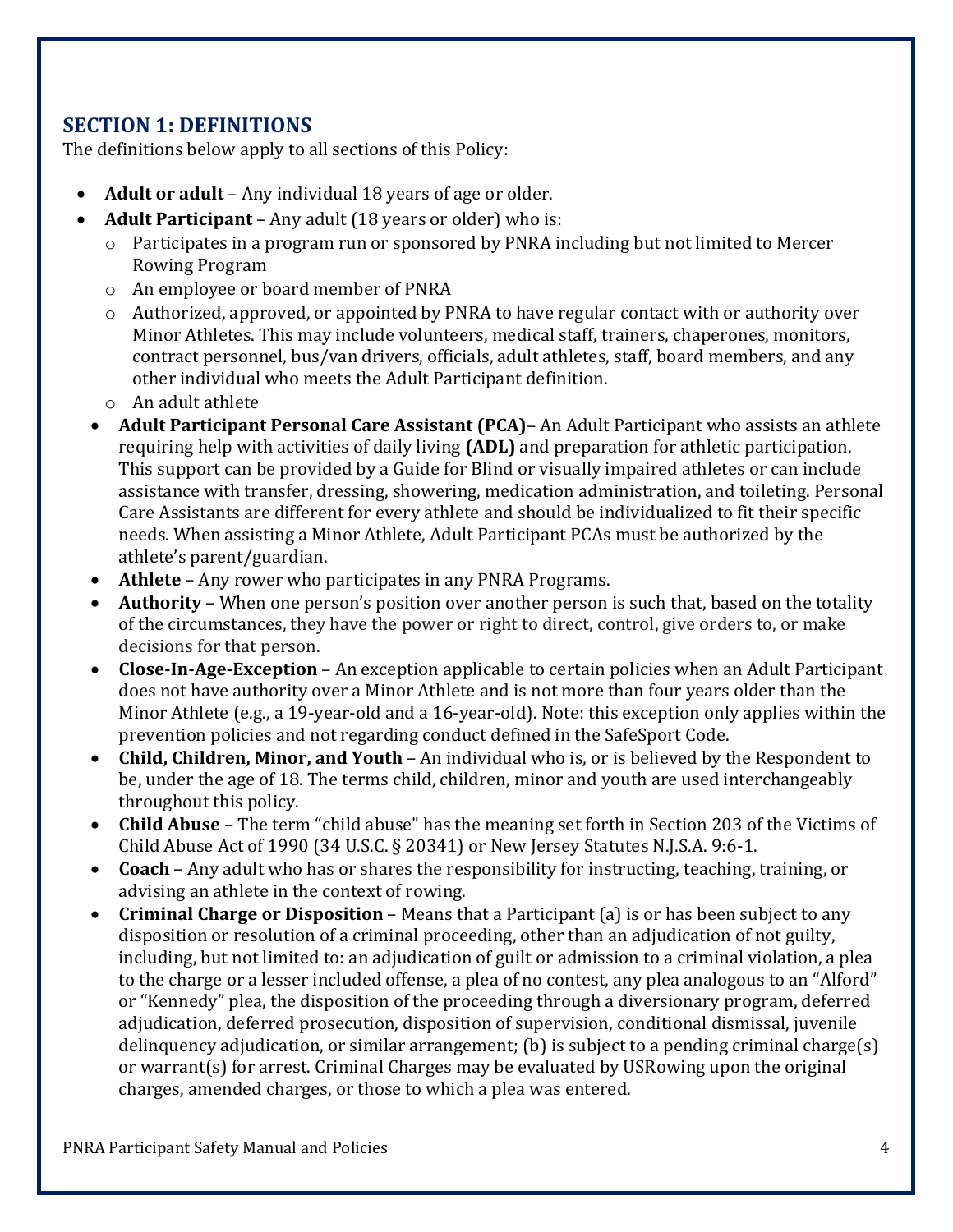## SECTION 1: DEFINITIONS

The definitions below apply to all sections of this Policy:

- **Adult or adult** – Any individual 18 years of age or older.
- **Adult Participant** – Any adult (18 years or older) who is:
  - Participates in a program run or sponsored by PNRA including but not limited to Mercer Rowing Program
  - An employee or board member of PNRA
  - Authorized, approved, or appointed by PNRA to have regular contact with or authority over Minor Athletes. This may include volunteers, medical staff, trainers, chaperones, monitors, contract personnel, bus/van drivers, officials, adult athletes, staff, board members, and any other individual who meets the Adult Participant definition.
  - An adult athlete
- **Adult Participant Personal Care Assistant (PCA)**– An Adult Participant who assists an athlete requiring help with activities of daily living **(ADL)** and preparation for athletic participation. This support can be provided by a Guide for Blind or visually impaired athletes or can include assistance with transfer, dressing, showering, medication administration, and toileting. Personal Care Assistants are different for every athlete and should be individualized to fit their specific needs. When assisting a Minor Athlete, Adult Participant PCAs must be authorized by the athlete's parent/guardian.
- **Athlete** – Any rower who participates in any PNRA Programs.
- **Authority** – When one person's position over another person is such that, based on the totality of the circumstances, they have the power or right to direct, control, give orders to, or make decisions for that person.
- **Close-In-Age-Exception** – An exception applicable to certain policies when an Adult Participant does not have authority over a Minor Athlete and is not more than four years older than the Minor Athlete (e.g., a 19-year-old and a 16-year-old). Note: this exception only applies within the prevention policies and not regarding conduct defined in the SafeSport Code.
- **Child, Children, Minor, and Youth** – An individual who is, or is believed by the Respondent to be, under the age of 18. The terms child, children, minor and youth are used interchangeably throughout this policy.
- **Child Abuse** – The term "child abuse" has the meaning set forth in Section 203 of the Victims of Child Abuse Act of 1990 (34 U.S.C. § 20341) or New Jersey Statutes N.J.S.A. 9:6-1.
- **Coach** – Any adult who has or shares the responsibility for instructing, teaching, training, or advising an athlete in the context of rowing.
- **Criminal Charge or Disposition** – Means that a Participant (a) is or has been subject to any disposition or resolution of a criminal proceeding, other than an adjudication of not guilty, including, but not limited to: an adjudication of guilt or admission to a criminal violation, a plea to the charge or a lesser included offense, a plea of no contest, any plea analogous to an "Alford" or "Kennedy" plea, the disposition of the proceeding through a diversionary program, deferred adjudication, deferred prosecution, disposition of supervision, conditional dismissal, juvenile delinquency adjudication, or similar arrangement; (b) is subject to a pending criminal charge(s) or warrant(s) for arrest. Criminal Charges may be evaluated by USRowing upon the original charges, amended charges, or those to which a plea was entered.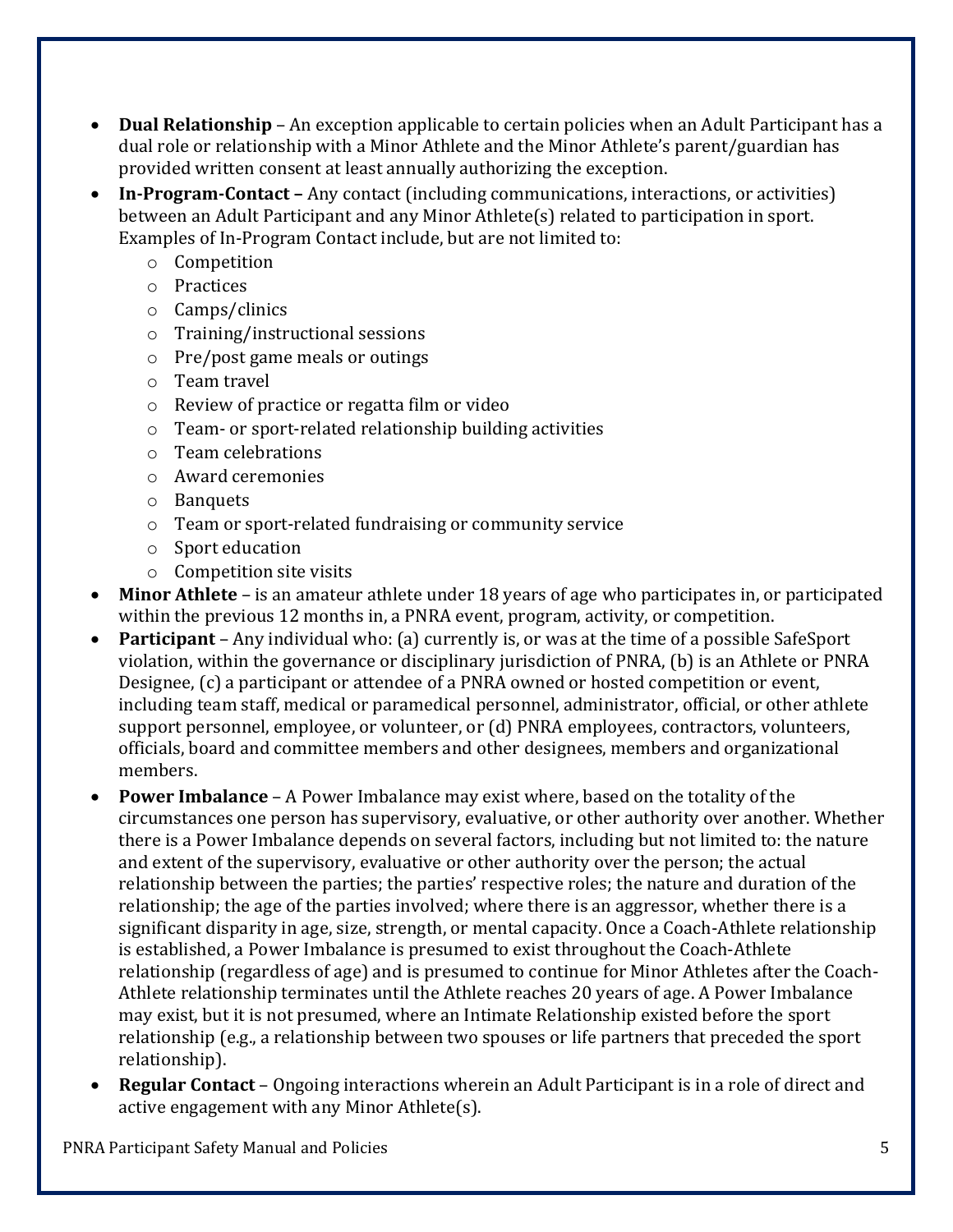- **Dual Relationship** – An exception applicable to certain policies when an Adult Participant has a dual role or relationship with a Minor Athlete and the Minor Athlete's parent/guardian has provided written consent at least annually authorizing the exception.
- **In-Program-Contact –** Any contact (including communications, interactions, or activities) between an Adult Participant and any Minor Athlete(s) related to participation in sport. Examples of In-Program Contact include, but are not limited to:
  - Competition
  - Practices
  - Camps/clinics
  - Training/instructional sessions
  - Pre/post game meals or outings
  - Team travel
  - Review of practice or regatta film or video
  - Team- or sport-related relationship building activities
  - Team celebrations
  - Award ceremonies
  - Banquets
  - Team or sport-related fundraising or community service
  - Sport education
  - Competition site visits
- **Minor Athlete** – is an amateur athlete under 18 years of age who participates in, or participated within the previous 12 months in, a PNRA event, program, activity, or competition.
- **Participant** – Any individual who: (a) currently is, or was at the time of a possible SafeSport violation, within the governance or disciplinary jurisdiction of PNRA, (b) is an Athlete or PNRA Designee, (c) a participant or attendee of a PNRA owned or hosted competition or event, including team staff, medical or paramedical personnel, administrator, official, or other athlete support personnel, employee, or volunteer, or (d) PNRA employees, contractors, volunteers, officials, board and committee members and other designees, members and organizational members.
- **Power Imbalance** – A Power Imbalance may exist where, based on the totality of the circumstances one person has supervisory, evaluative, or other authority over another. Whether there is a Power Imbalance depends on several factors, including but not limited to: the nature and extent of the supervisory, evaluative or other authority over the person; the actual relationship between the parties; the parties' respective roles; the nature and duration of the relationship; the age of the parties involved; where there is an aggressor, whether there is a significant disparity in age, size, strength, or mental capacity. Once a Coach-Athlete relationship is established, a Power Imbalance is presumed to exist throughout the Coach-Athlete relationship (regardless of age) and is presumed to continue for Minor Athletes after the Coach-Athlete relationship terminates until the Athlete reaches 20 years of age. A Power Imbalance may exist, but it is not presumed, where an Intimate Relationship existed before the sport relationship (e.g., a relationship between two spouses or life partners that preceded the sport relationship).
- **Regular Contact** – Ongoing interactions wherein an Adult Participant is in a role of direct and active engagement with any Minor Athlete(s).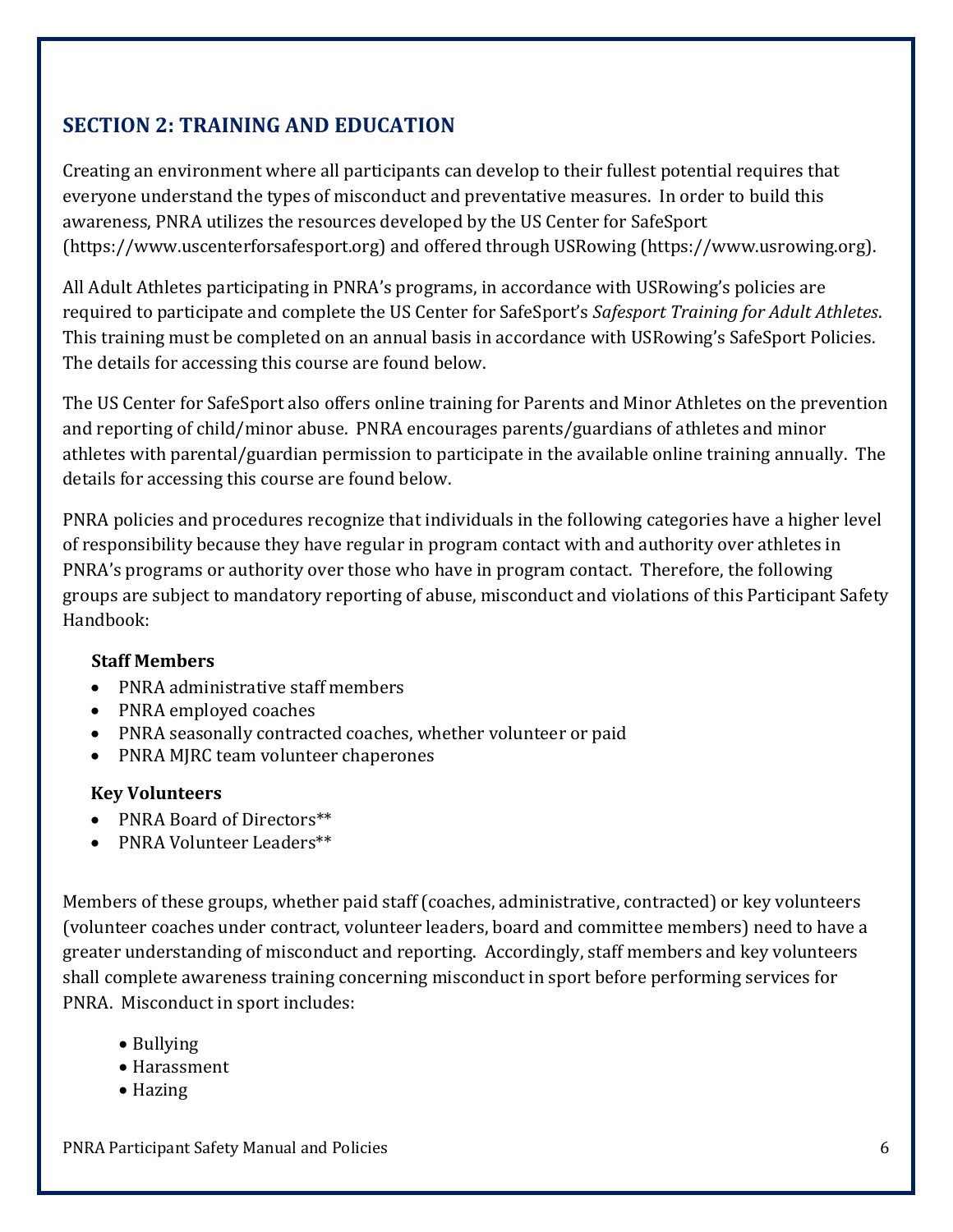## SECTION 2: TRAINING AND EDUCATION

Creating an environment where all participants can develop to their fullest potential requires that everyone understand the types of misconduct and preventative measures. In order to build this awareness, PNRA utilizes the resources developed by the US Center for SafeSport (https://www.uscenterforsafesport.org) and offered through USRowing (https://www.usrowing.org).

All Adult Athletes participating in PNRA's programs, in accordance with USRowing's policies are required to participate and complete the US Center for SafeSport's *Safesport Training for Adult Athletes*. This training must be completed on an annual basis in accordance with USRowing's SafeSport Policies. The details for accessing this course are found below.

The US Center for SafeSport also offers online training for Parents and Minor Athletes on the prevention and reporting of child/minor abuse. PNRA encourages parents/guardians of athletes and minor athletes with parental/guardian permission to participate in the available online training annually. The details for accessing this course are found below.

PNRA policies and procedures recognize that individuals in the following categories have a higher level of responsibility because they have regular in program contact with and authority over athletes in PNRA's programs or authority over those who have in program contact. Therefore, the following groups are subject to mandatory reporting of abuse, misconduct and violations of this Participant Safety Handbook:

**Staff Members**

- PNRA administrative staff members
- PNRA employed coaches
- PNRA seasonally contracted coaches, whether volunteer or paid
- PNRA MJRC team volunteer chaperones

**Key Volunteers**

- PNRA Board of Directors**
- PNRA Volunteer Leaders**

Members of these groups, whether paid staff (coaches, administrative, contracted) or key volunteers (volunteer coaches under contract, volunteer leaders, board and committee members) need to have a greater understanding of misconduct and reporting. Accordingly, staff members and key volunteers shall complete awareness training concerning misconduct in sport before performing services for PNRA. Misconduct in sport includes:

- Bullying
- Harassment
- Hazing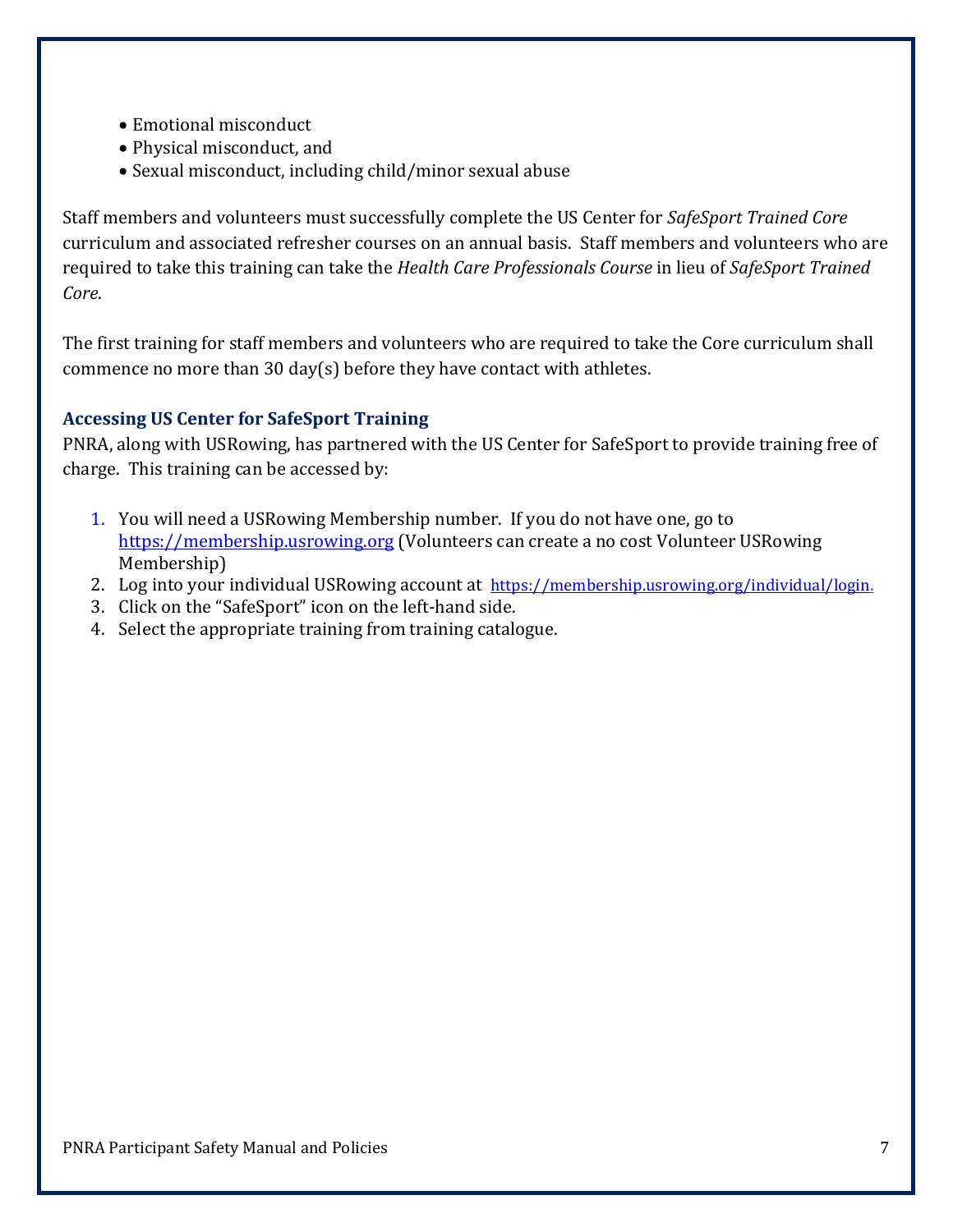- Emotional misconduct
- Physical misconduct, and
- Sexual misconduct, including child/minor sexual abuse

Staff members and volunteers must successfully complete the US Center for *SafeSport Trained Core* curriculum and associated refresher courses on an annual basis. Staff members and volunteers who are required to take this training can take the *Health Care Professionals Course* in lieu of *SafeSport Trained Core*.

The first training for staff members and volunteers who are required to take the Core curriculum shall commence no more than 30 day(s) before they have contact with athletes.

### Accessing US Center for SafeSport Training

PNRA, along with USRowing, has partnered with the US Center for SafeSport to provide training free of charge. This training can be accessed by:

1. You will need a USRowing Membership number. If you do not have one, go to https://membership.usrowing.org (Volunteers can create a no cost Volunteer USRowing Membership)
2. Log into your individual USRowing account at https://membership.usrowing.org/individual/login.
3. Click on the "SafeSport" icon on the left-hand side.
4. Select the appropriate training from training catalogue.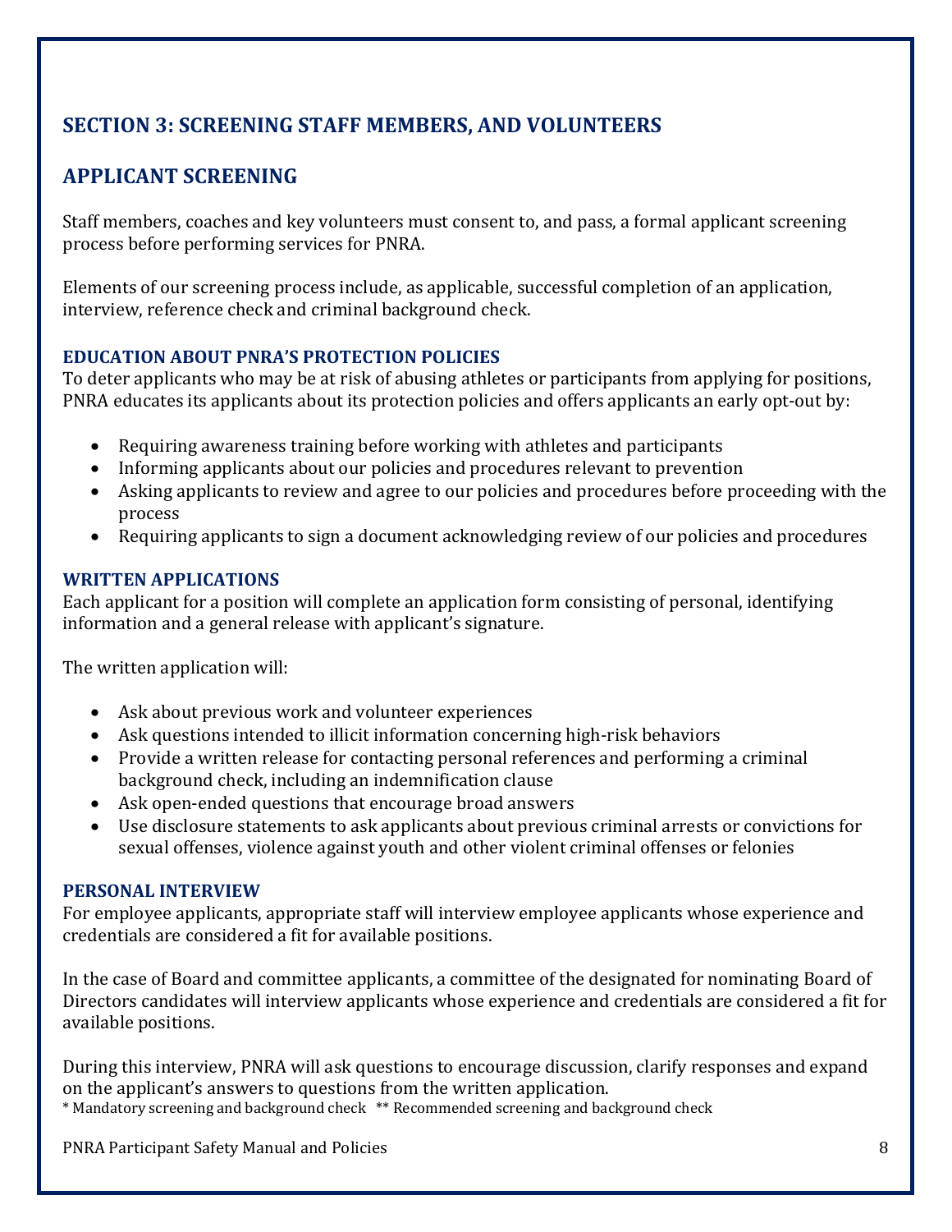## SECTION 3: SCREENING STAFF MEMBERS, AND VOLUNTEERS

## APPLICANT SCREENING

Staff members, coaches and key volunteers must consent to, and pass, a formal applicant screening process before performing services for PNRA.

Elements of our screening process include, as applicable, successful completion of an application, interview, reference check and criminal background check.

### EDUCATION ABOUT PNRA'S PROTECTION POLICIES

To deter applicants who may be at risk of abusing athletes or participants from applying for positions, PNRA educates its applicants about its protection policies and offers applicants an early opt-out by:

- Requiring awareness training before working with athletes and participants
- Informing applicants about our policies and procedures relevant to prevention
- Asking applicants to review and agree to our policies and procedures before proceeding with the process
- Requiring applicants to sign a document acknowledging review of our policies and procedures

### WRITTEN APPLICATIONS

Each applicant for a position will complete an application form consisting of personal, identifying information and a general release with applicant's signature.

The written application will:

- Ask about previous work and volunteer experiences
- Ask questions intended to illicit information concerning high-risk behaviors
- Provide a written release for contacting personal references and performing a criminal background check, including an indemnification clause
- Ask open-ended questions that encourage broad answers
- Use disclosure statements to ask applicants about previous criminal arrests or convictions for sexual offenses, violence against youth and other violent criminal offenses or felonies

### PERSONAL INTERVIEW

For employee applicants, appropriate staff will interview employee applicants whose experience and credentials are considered a fit for available positions.

In the case of Board and committee applicants, a committee of the designated for nominating Board of Directors candidates will interview applicants whose experience and credentials are considered a fit for available positions.

During this interview, PNRA will ask questions to encourage discussion, clarify responses and expand on the applicant's answers to questions from the written application.

\* Mandatory screening and background check \*\* Recommended screening and background check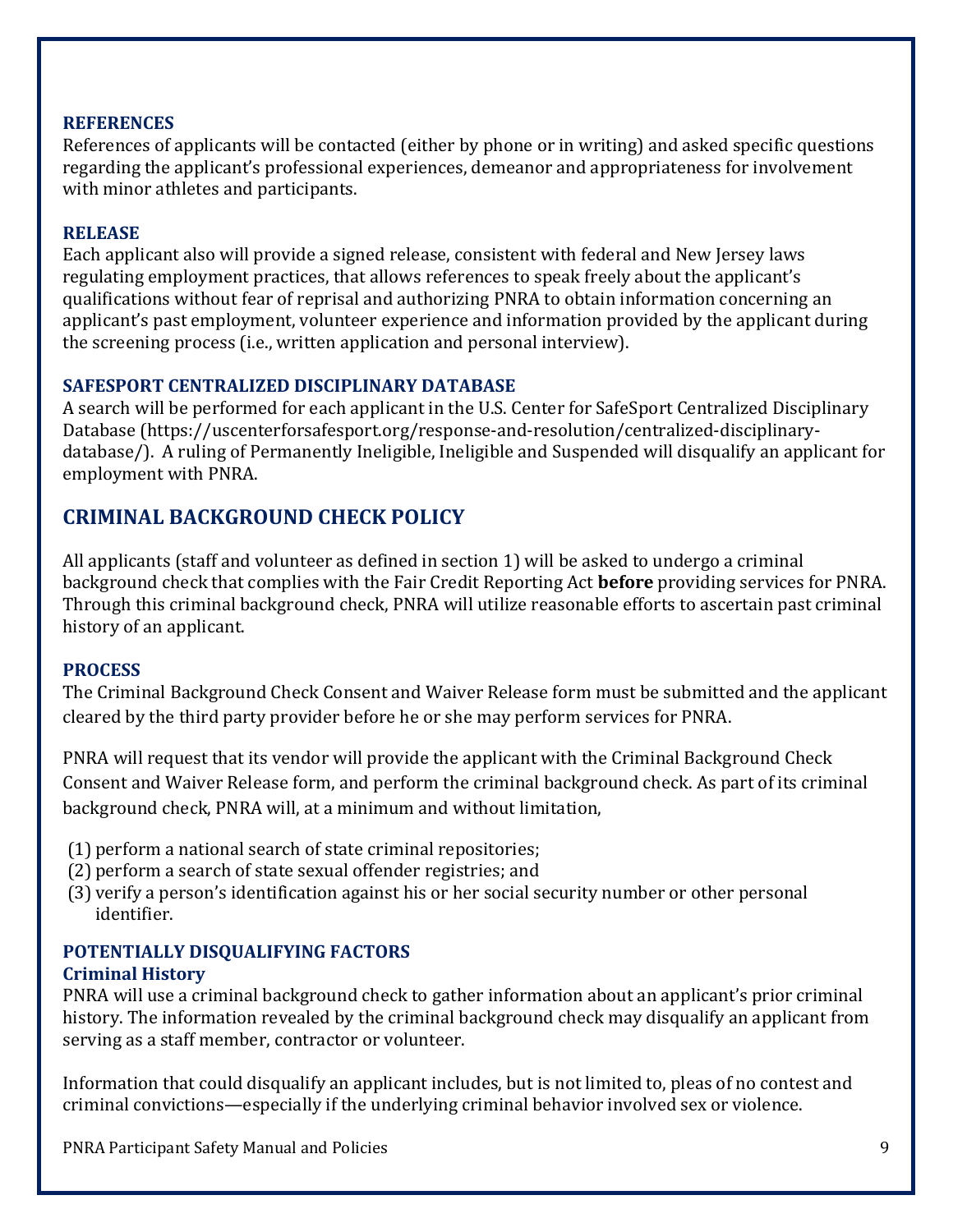### REFERENCES

References of applicants will be contacted (either by phone or in writing) and asked specific questions regarding the applicant's professional experiences, demeanor and appropriateness for involvement with minor athletes and participants.

### RELEASE

Each applicant also will provide a signed release, consistent with federal and New Jersey laws regulating employment practices, that allows references to speak freely about the applicant's qualifications without fear of reprisal and authorizing PNRA to obtain information concerning an applicant's past employment, volunteer experience and information provided by the applicant during the screening process (i.e., written application and personal interview).

### SAFESPORT CENTRALIZED DISCIPLINARY DATABASE

A search will be performed for each applicant in the U.S. Center for SafeSport Centralized Disciplinary Database (https://uscenterforsafesport.org/response-and-resolution/centralized-disciplinary-database/). A ruling of Permanently Ineligible, Ineligible and Suspended will disqualify an applicant for employment with PNRA.

## CRIMINAL BACKGROUND CHECK POLICY

All applicants (staff and volunteer as defined in section 1) will be asked to undergo a criminal background check that complies with the Fair Credit Reporting Act **before** providing services for PNRA. Through this criminal background check, PNRA will utilize reasonable efforts to ascertain past criminal history of an applicant.

### PROCESS

The Criminal Background Check Consent and Waiver Release form must be submitted and the applicant cleared by the third party provider before he or she may perform services for PNRA.

PNRA will request that its vendor will provide the applicant with the Criminal Background Check Consent and Waiver Release form, and perform the criminal background check. As part of its criminal background check, PNRA will, at a minimum and without limitation,

(1) perform a national search of state criminal repositories;
(2) perform a search of state sexual offender registries; and
(3) verify a person's identification against his or her social security number or other personal identifier.

### POTENTIALLY DISQUALIFYING FACTORS

#### Criminal History

PNRA will use a criminal background check to gather information about an applicant's prior criminal history. The information revealed by the criminal background check may disqualify an applicant from serving as a staff member, contractor or volunteer.

Information that could disqualify an applicant includes, but is not limited to, pleas of no contest and criminal convictions—especially if the underlying criminal behavior involved sex or violence.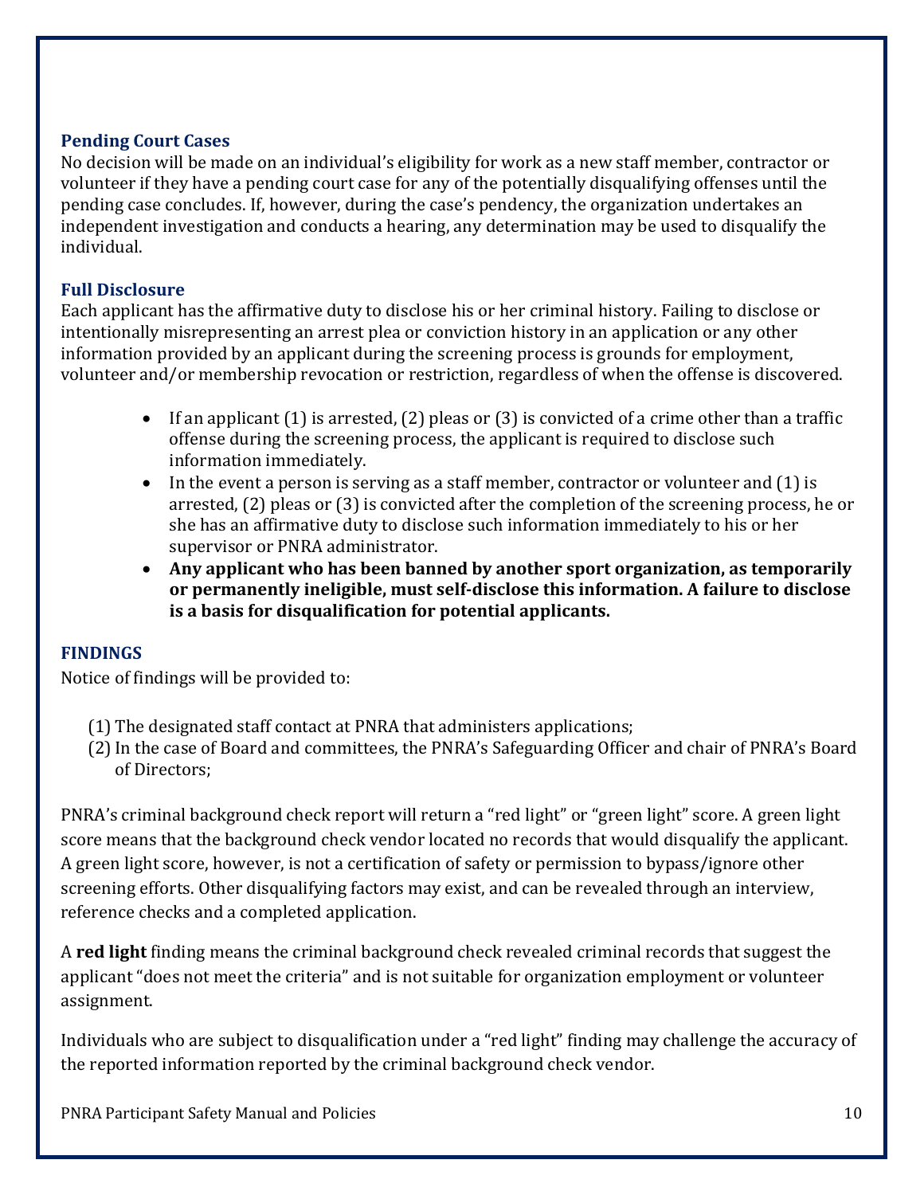### Pending Court Cases

No decision will be made on an individual's eligibility for work as a new staff member, contractor or volunteer if they have a pending court case for any of the potentially disqualifying offenses until the pending case concludes. If, however, during the case's pendency, the organization undertakes an independent investigation and conducts a hearing, any determination may be used to disqualify the individual.

### Full Disclosure

Each applicant has the affirmative duty to disclose his or her criminal history. Failing to disclose or intentionally misrepresenting an arrest plea or conviction history in an application or any other information provided by an applicant during the screening process is grounds for employment, volunteer and/or membership revocation or restriction, regardless of when the offense is discovered.

- If an applicant (1) is arrested, (2) pleas or (3) is convicted of a crime other than a traffic offense during the screening process, the applicant is required to disclose such information immediately.
- In the event a person is serving as a staff member, contractor or volunteer and (1) is arrested, (2) pleas or (3) is convicted after the completion of the screening process, he or she has an affirmative duty to disclose such information immediately to his or her supervisor or PNRA administrator.
- **Any applicant who has been banned by another sport organization, as temporarily or permanently ineligible, must self-disclose this information. A failure to disclose is a basis for disqualification for potential applicants.**

### FINDINGS

Notice of findings will be provided to:

(1) The designated staff contact at PNRA that administers applications;
(2) In the case of Board and committees, the PNRA's Safeguarding Officer and chair of PNRA's Board of Directors;

PNRA's criminal background check report will return a "red light" or "green light" score. A green light score means that the background check vendor located no records that would disqualify the applicant. A green light score, however, is not a certification of safety or permission to bypass/ignore other screening efforts. Other disqualifying factors may exist, and can be revealed through an interview, reference checks and a completed application.

A **red light** finding means the criminal background check revealed criminal records that suggest the applicant "does not meet the criteria" and is not suitable for organization employment or volunteer assignment.

Individuals who are subject to disqualification under a "red light" finding may challenge the accuracy of the reported information reported by the criminal background check vendor.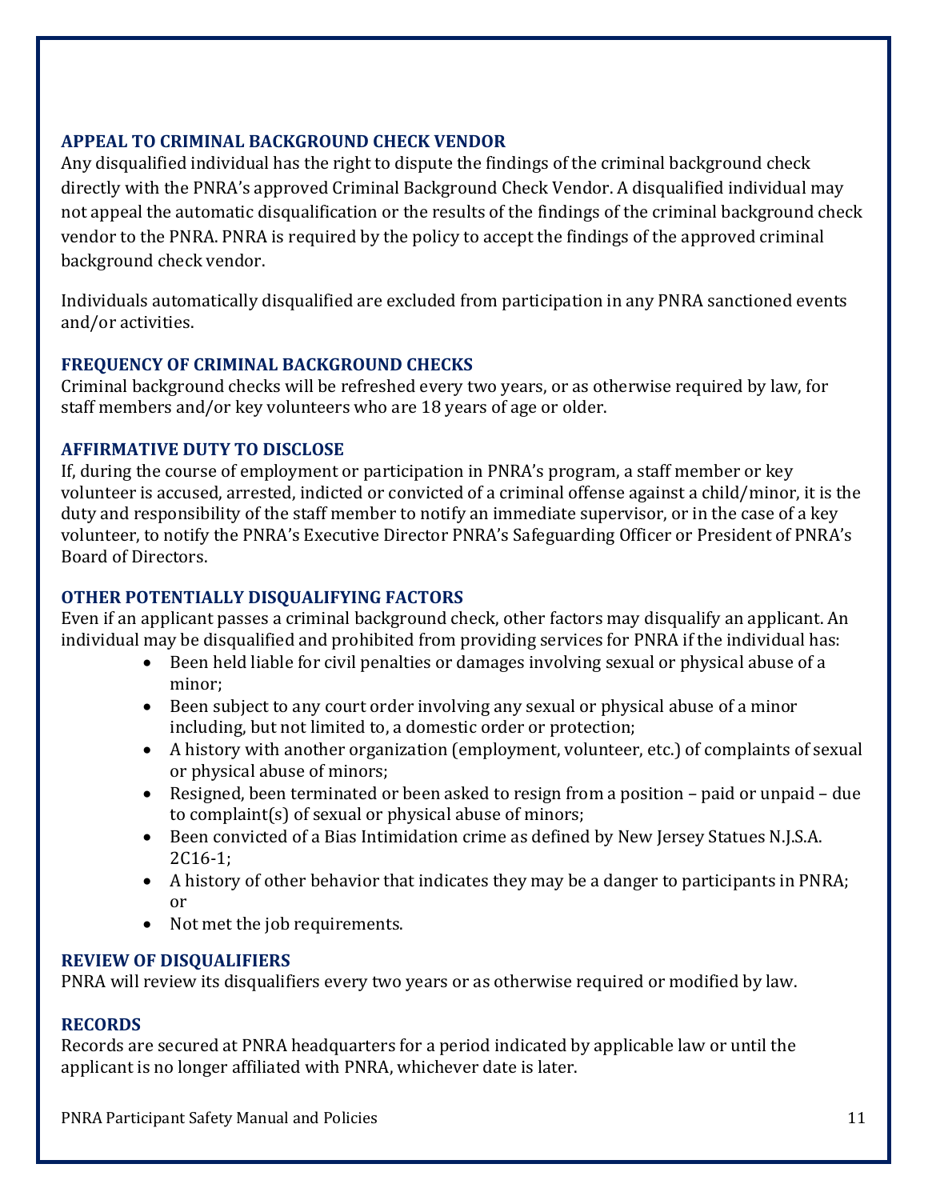## APPEAL TO CRIMINAL BACKGROUND CHECK VENDOR

Any disqualified individual has the right to dispute the findings of the criminal background check directly with the PNRA's approved Criminal Background Check Vendor. A disqualified individual may not appeal the automatic disqualification or the results of the findings of the criminal background check vendor to the PNRA. PNRA is required by the policy to accept the findings of the approved criminal background check vendor.

Individuals automatically disqualified are excluded from participation in any PNRA sanctioned events and/or activities.

## FREQUENCY OF CRIMINAL BACKGROUND CHECKS

Criminal background checks will be refreshed every two years, or as otherwise required by law, for staff members and/or key volunteers who are 18 years of age or older.

## AFFIRMATIVE DUTY TO DISCLOSE

If, during the course of employment or participation in PNRA's program, a staff member or key volunteer is accused, arrested, indicted or convicted of a criminal offense against a child/minor, it is the duty and responsibility of the staff member to notify an immediate supervisor, or in the case of a key volunteer, to notify the PNRA's Executive Director PNRA's Safeguarding Officer or President of PNRA's Board of Directors.

## OTHER POTENTIALLY DISQUALIFYING FACTORS

Even if an applicant passes a criminal background check, other factors may disqualify an applicant. An individual may be disqualified and prohibited from providing services for PNRA if the individual has:

- Been held liable for civil penalties or damages involving sexual or physical abuse of a minor;
- Been subject to any court order involving any sexual or physical abuse of a minor including, but not limited to, a domestic order or protection;
- A history with another organization (employment, volunteer, etc.) of complaints of sexual or physical abuse of minors;
- Resigned, been terminated or been asked to resign from a position – paid or unpaid – due to complaint(s) of sexual or physical abuse of minors;
- Been convicted of a Bias Intimidation crime as defined by New Jersey Statues N.J.S.A. 2C16-1;
- A history of other behavior that indicates they may be a danger to participants in PNRA; or
- Not met the job requirements.

## REVIEW OF DISQUALIFIERS

PNRA will review its disqualifiers every two years or as otherwise required or modified by law.

## RECORDS

Records are secured at PNRA headquarters for a period indicated by applicable law or until the applicant is no longer affiliated with PNRA, whichever date is later.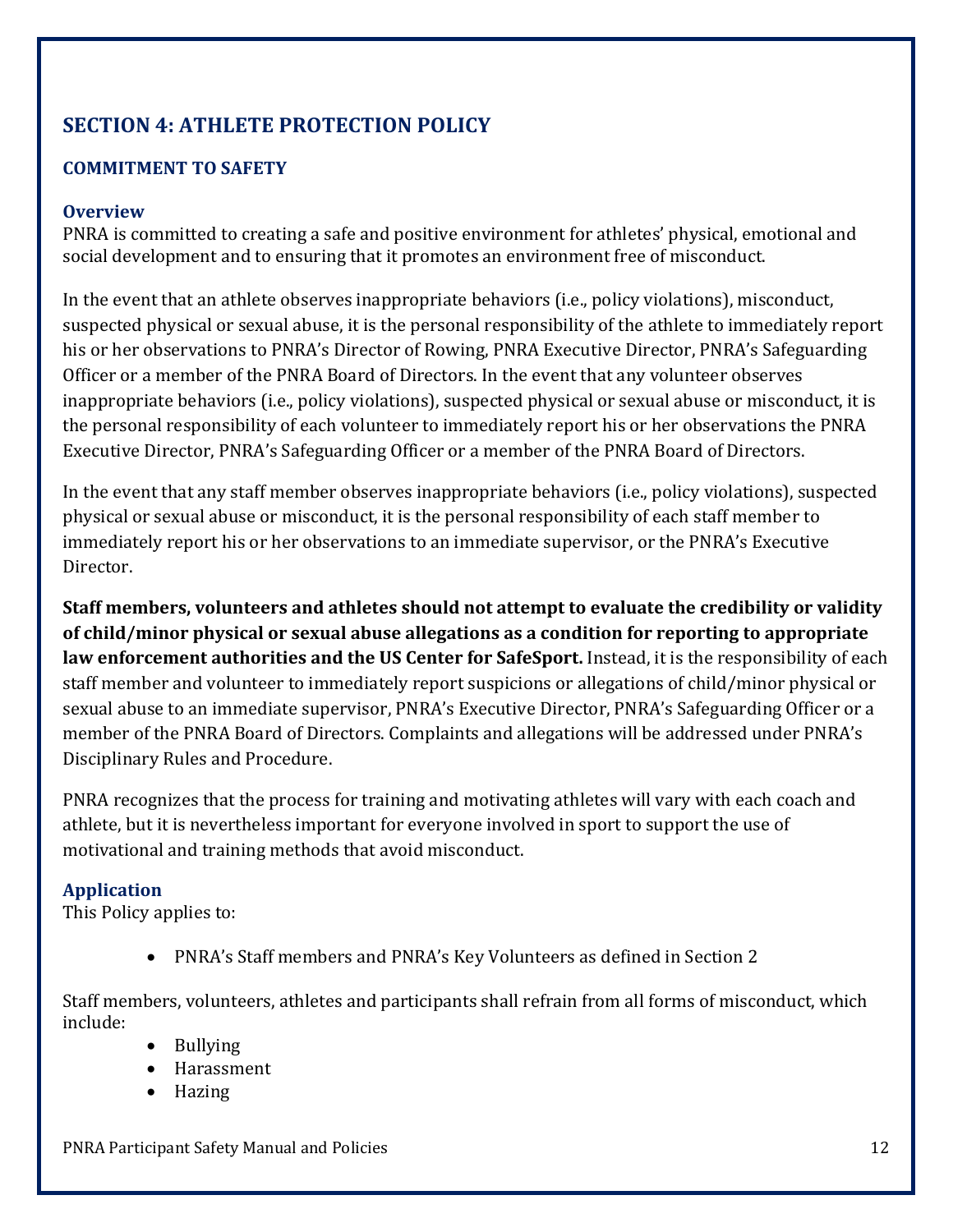## SECTION 4: ATHLETE PROTECTION POLICY

### COMMITMENT TO SAFETY

#### Overview

PNRA is committed to creating a safe and positive environment for athletes' physical, emotional and social development and to ensuring that it promotes an environment free of misconduct.

In the event that an athlete observes inappropriate behaviors (i.e., policy violations), misconduct, suspected physical or sexual abuse, it is the personal responsibility of the athlete to immediately report his or her observations to PNRA's Director of Rowing, PNRA Executive Director, PNRA's Safeguarding Officer or a member of the PNRA Board of Directors. In the event that any volunteer observes inappropriate behaviors (i.e., policy violations), suspected physical or sexual abuse or misconduct, it is the personal responsibility of each volunteer to immediately report his or her observations the PNRA Executive Director, PNRA's Safeguarding Officer or a member of the PNRA Board of Directors.

In the event that any staff member observes inappropriate behaviors (i.e., policy violations), suspected physical or sexual abuse or misconduct, it is the personal responsibility of each staff member to immediately report his or her observations to an immediate supervisor, or the PNRA's Executive Director.

**Staff members, volunteers and athletes should not attempt to evaluate the credibility or validity of child/minor physical or sexual abuse allegations as a condition for reporting to appropriate law enforcement authorities and the US Center for SafeSport.** Instead, it is the responsibility of each staff member and volunteer to immediately report suspicions or allegations of child/minor physical or sexual abuse to an immediate supervisor, PNRA's Executive Director, PNRA's Safeguarding Officer or a member of the PNRA Board of Directors. Complaints and allegations will be addressed under PNRA's Disciplinary Rules and Procedure.

PNRA recognizes that the process for training and motivating athletes will vary with each coach and athlete, but it is nevertheless important for everyone involved in sport to support the use of motivational and training methods that avoid misconduct.

#### Application

This Policy applies to:

- PNRA's Staff members and PNRA's Key Volunteers as defined in Section 2

Staff members, volunteers, athletes and participants shall refrain from all forms of misconduct, which include:

- Bullying
- Harassment
- Hazing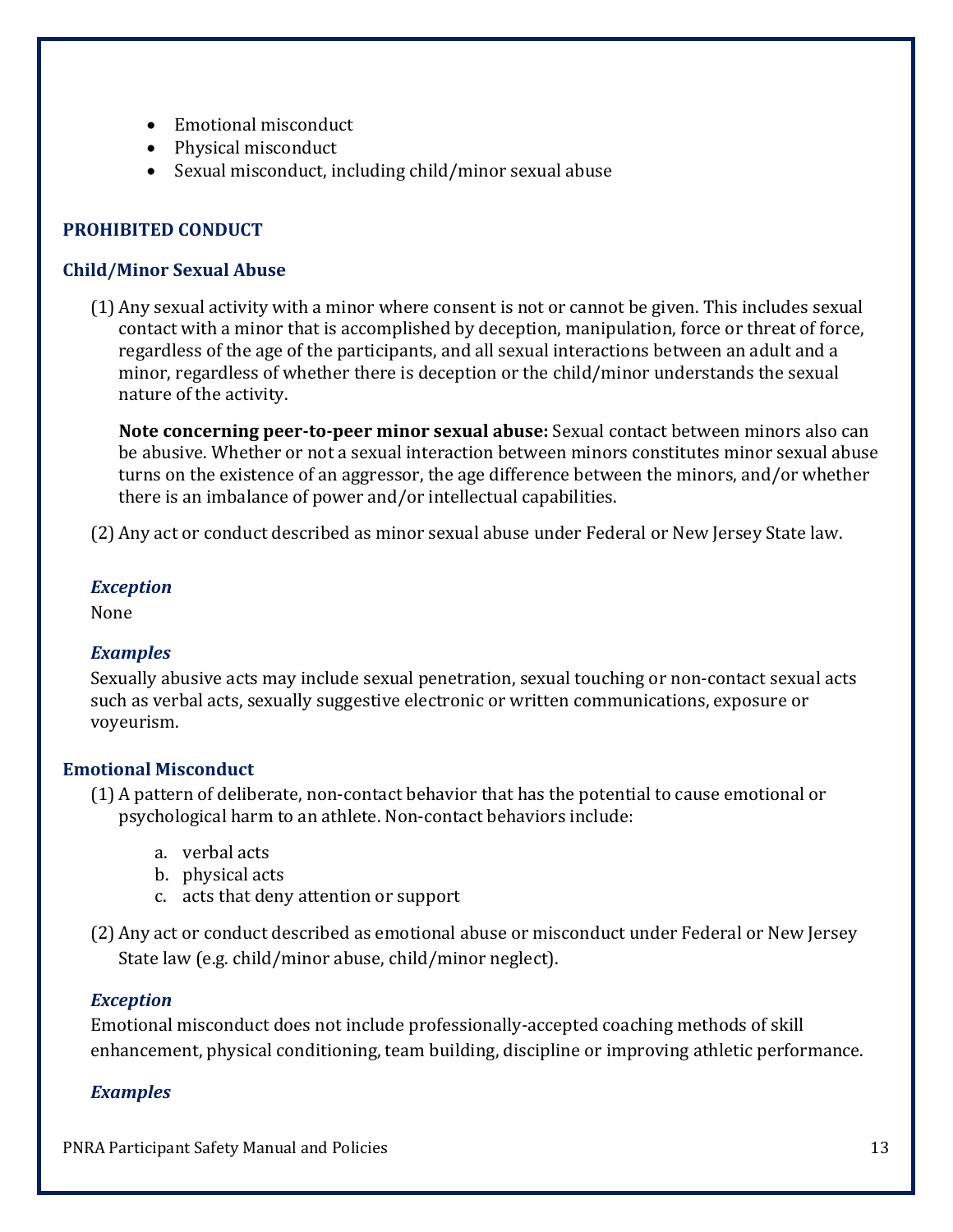- Emotional misconduct
- Physical misconduct
- Sexual misconduct, including child/minor sexual abuse

## PROHIBITED CONDUCT

### Child/Minor Sexual Abuse

(1) Any sexual activity with a minor where consent is not or cannot be given. This includes sexual contact with a minor that is accomplished by deception, manipulation, force or threat of force, regardless of the age of the participants, and all sexual interactions between an adult and a minor, regardless of whether there is deception or the child/minor understands the sexual nature of the activity.

**Note concerning peer-to-peer minor sexual abuse:** Sexual contact between minors also can be abusive. Whether or not a sexual interaction between minors constitutes minor sexual abuse turns on the existence of an aggressor, the age difference between the minors, and/or whether there is an imbalance of power and/or intellectual capabilities.

(2) Any act or conduct described as minor sexual abuse under Federal or New Jersey State law.

***Exception***

None

***Examples***

Sexually abusive acts may include sexual penetration, sexual touching or non-contact sexual acts such as verbal acts, sexually suggestive electronic or written communications, exposure or voyeurism.

### Emotional Misconduct

(1) A pattern of deliberate, non-contact behavior that has the potential to cause emotional or psychological harm to an athlete. Non-contact behaviors include:

   a. verbal acts
   b. physical acts
   c. acts that deny attention or support

(2) Any act or conduct described as emotional abuse or misconduct under Federal or New Jersey State law (e.g. child/minor abuse, child/minor neglect).

***Exception***

Emotional misconduct does not include professionally-accepted coaching methods of skill enhancement, physical conditioning, team building, discipline or improving athletic performance.

***Examples***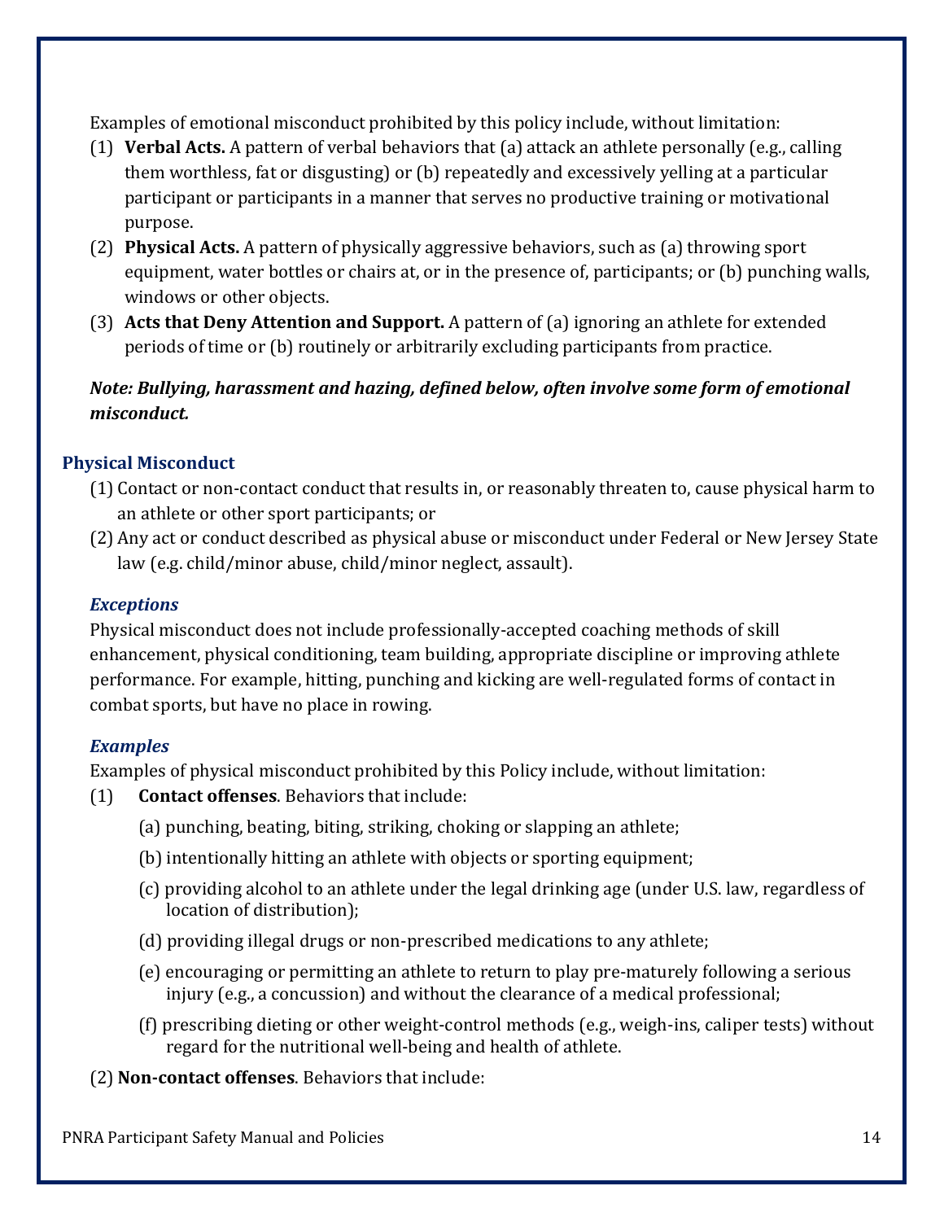Examples of emotional misconduct prohibited by this policy include, without limitation:

(1) **Verbal Acts.** A pattern of verbal behaviors that (a) attack an athlete personally (e.g., calling them worthless, fat or disgusting) or (b) repeatedly and excessively yelling at a particular participant or participants in a manner that serves no productive training or motivational purpose.

(2) **Physical Acts.** A pattern of physically aggressive behaviors, such as (a) throwing sport equipment, water bottles or chairs at, or in the presence of, participants; or (b) punching walls, windows or other objects.

(3) **Acts that Deny Attention and Support.** A pattern of (a) ignoring an athlete for extended periods of time or (b) routinely or arbitrarily excluding participants from practice.

***Note: Bullying, harassment and hazing, defined below, often involve some form of emotional misconduct.***

### Physical Misconduct

(1) Contact or non-contact conduct that results in, or reasonably threaten to, cause physical harm to an athlete or other sport participants; or

(2) Any act or conduct described as physical abuse or misconduct under Federal or New Jersey State law (e.g. child/minor abuse, child/minor neglect, assault).

#### *Exceptions*

Physical misconduct does not include professionally-accepted coaching methods of skill enhancement, physical conditioning, team building, appropriate discipline or improving athlete performance. For example, hitting, punching and kicking are well-regulated forms of contact in combat sports, but have no place in rowing.

#### *Examples*

Examples of physical misconduct prohibited by this Policy include, without limitation:

(1) **Contact offenses**. Behaviors that include:

(a) punching, beating, biting, striking, choking or slapping an athlete;

(b) intentionally hitting an athlete with objects or sporting equipment;

(c) providing alcohol to an athlete under the legal drinking age (under U.S. law, regardless of location of distribution);

(d) providing illegal drugs or non-prescribed medications to any athlete;

(e) encouraging or permitting an athlete to return to play pre-maturely following a serious injury (e.g., a concussion) and without the clearance of a medical professional;

(f) prescribing dieting or other weight-control methods (e.g., weigh-ins, caliper tests) without regard for the nutritional well-being and health of athlete.

(2) **Non-contact offenses**. Behaviors that include: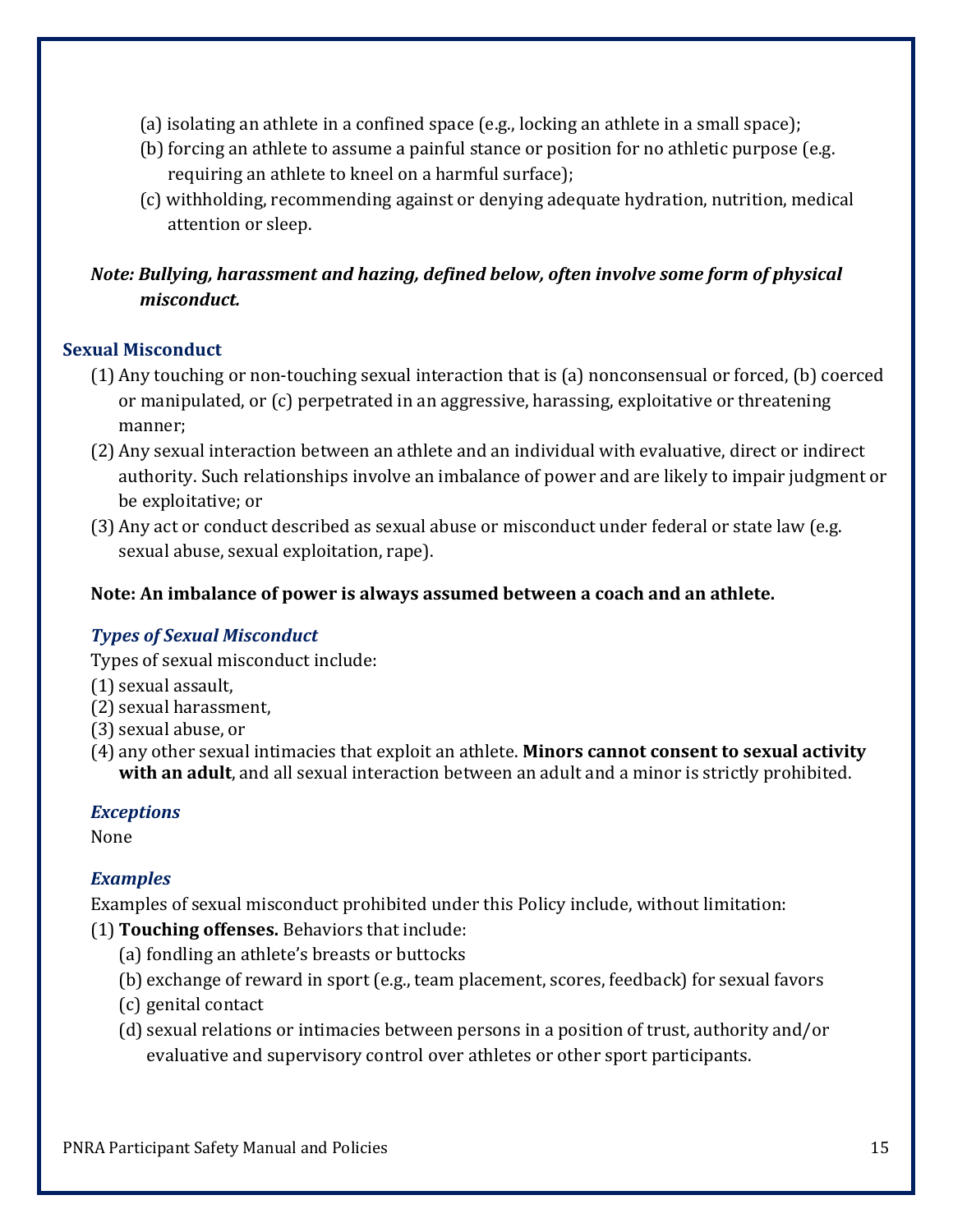(a) isolating an athlete in a confined space (e.g., locking an athlete in a small space);
(b) forcing an athlete to assume a painful stance or position for no athletic purpose (e.g. requiring an athlete to kneel on a harmful surface);
(c) withholding, recommending against or denying adequate hydration, nutrition, medical attention or sleep.

***Note: Bullying, harassment and hazing, defined below, often involve some form of physical misconduct.***

### Sexual Misconduct

(1) Any touching or non-touching sexual interaction that is (a) nonconsensual or forced, (b) coerced or manipulated, or (c) perpetrated in an aggressive, harassing, exploitative or threatening manner;
(2) Any sexual interaction between an athlete and an individual with evaluative, direct or indirect authority. Such relationships involve an imbalance of power and are likely to impair judgment or be exploitative; or
(3) Any act or conduct described as sexual abuse or misconduct under federal or state law (e.g. sexual abuse, sexual exploitation, rape).

**Note: An imbalance of power is always assumed between a coach and an athlete.**

#### *Types of Sexual Misconduct*

Types of sexual misconduct include:
(1) sexual assault,
(2) sexual harassment,
(3) sexual abuse, or
(4) any other sexual intimacies that exploit an athlete. **Minors cannot consent to sexual activity with an adult**, and all sexual interaction between an adult and a minor is strictly prohibited.

#### *Exceptions*

None

#### *Examples*

Examples of sexual misconduct prohibited under this Policy include, without limitation:
(1) **Touching offenses.** Behaviors that include:
  (a) fondling an athlete's breasts or buttocks
  (b) exchange of reward in sport (e.g., team placement, scores, feedback) for sexual favors
  (c) genital contact
  (d) sexual relations or intimacies between persons in a position of trust, authority and/or evaluative and supervisory control over athletes or other sport participants.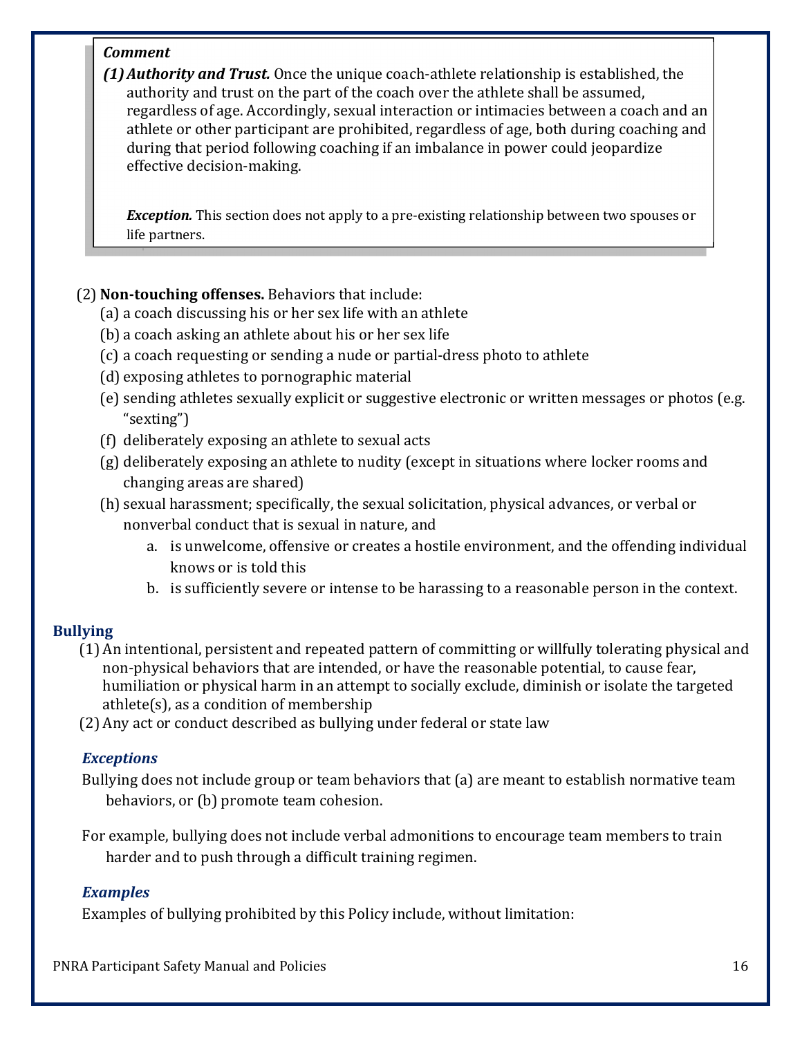> ***Comment***
>
> ***(1) Authority and Trust.*** Once the unique coach-athlete relationship is established, the authority and trust on the part of the coach over the athlete shall be assumed, regardless of age. Accordingly, sexual interaction or intimacies between a coach and an athlete or other participant are prohibited, regardless of age, both during coaching and during that period following coaching if an imbalance in power could jeopardize effective decision-making.
>
> ***Exception.*** This section does not apply to a pre-existing relationship between two spouses or life partners.

(2) **Non-touching offenses.** Behaviors that include:

- (a) a coach discussing his or her sex life with an athlete
- (b) a coach asking an athlete about his or her sex life
- (c) a coach requesting or sending a nude or partial-dress photo to athlete
- (d) exposing athletes to pornographic material
- (e) sending athletes sexually explicit or suggestive electronic or written messages or photos (e.g. "sexting")
- (f) deliberately exposing an athlete to sexual acts
- (g) deliberately exposing an athlete to nudity (except in situations where locker rooms and changing areas are shared)
- (h) sexual harassment; specifically, the sexual solicitation, physical advances, or verbal or nonverbal conduct that is sexual in nature, and
  - a. is unwelcome, offensive or creates a hostile environment, and the offending individual knows or is told this
  - b. is sufficiently severe or intense to be harassing to a reasonable person in the context.

## Bullying

(1) An intentional, persistent and repeated pattern of committing or willfully tolerating physical and non-physical behaviors that are intended, or have the reasonable potential, to cause fear, humiliation or physical harm in an attempt to socially exclude, diminish or isolate the targeted athlete(s), as a condition of membership

(2) Any act or conduct described as bullying under federal or state law

### *Exceptions*

Bullying does not include group or team behaviors that (a) are meant to establish normative team behaviors, or (b) promote team cohesion.

For example, bullying does not include verbal admonitions to encourage team members to train harder and to push through a difficult training regimen.

### *Examples*

Examples of bullying prohibited by this Policy include, without limitation: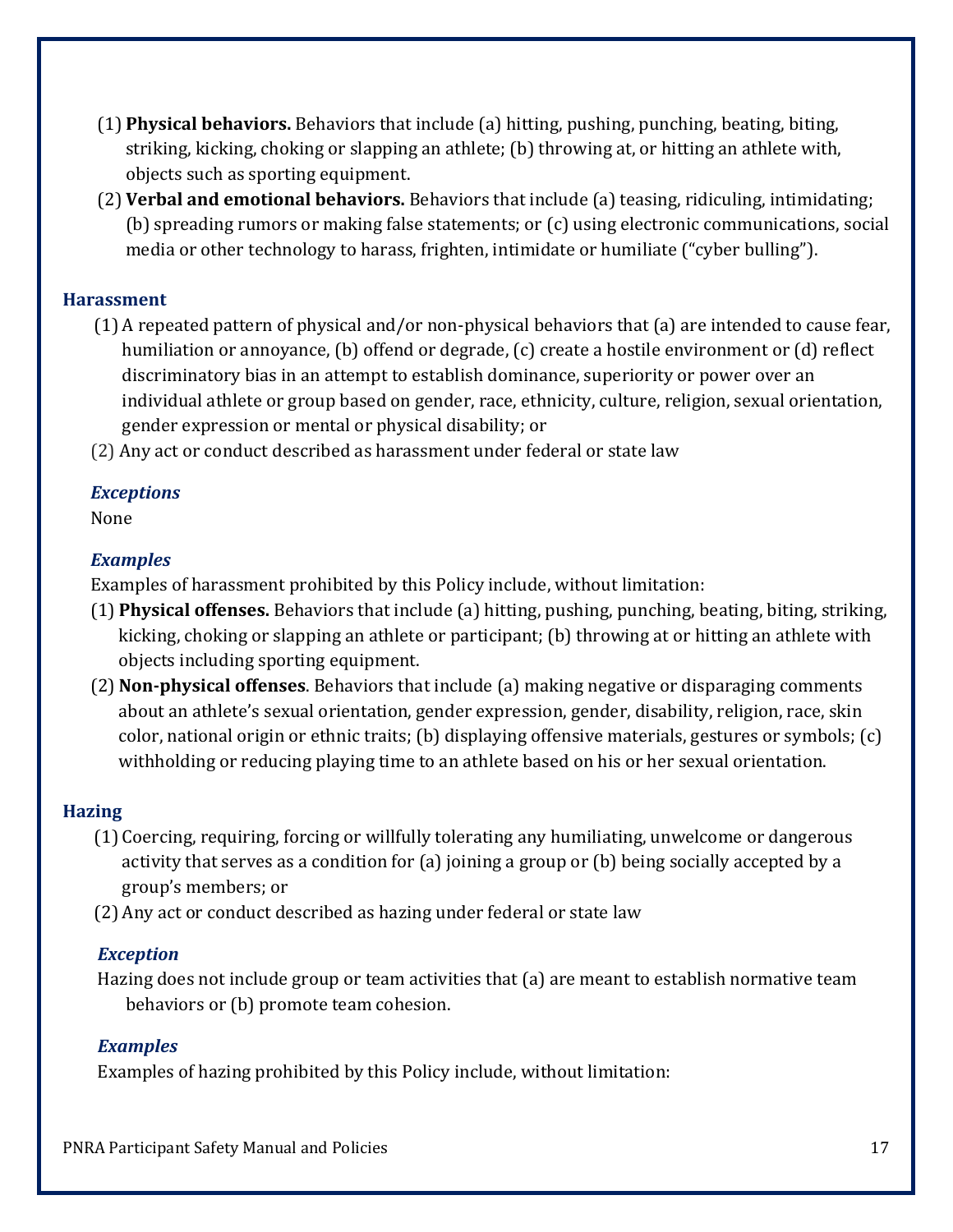(1) **Physical behaviors.** Behaviors that include (a) hitting, pushing, punching, beating, biting, striking, kicking, choking or slapping an athlete; (b) throwing at, or hitting an athlete with, objects such as sporting equipment.

(2) **Verbal and emotional behaviors.** Behaviors that include (a) teasing, ridiculing, intimidating; (b) spreading rumors or making false statements; or (c) using electronic communications, social media or other technology to harass, frighten, intimidate or humiliate ("cyber bulling").

## Harassment

(1) A repeated pattern of physical and/or non-physical behaviors that (a) are intended to cause fear, humiliation or annoyance, (b) offend or degrade, (c) create a hostile environment or (d) reflect discriminatory bias in an attempt to establish dominance, superiority or power over an individual athlete or group based on gender, race, ethnicity, culture, religion, sexual orientation, gender expression or mental or physical disability; or

(2) Any act or conduct described as harassment under federal or state law

### *Exceptions*

None

### *Examples*

Examples of harassment prohibited by this Policy include, without limitation:

(1) **Physical offenses.** Behaviors that include (a) hitting, pushing, punching, beating, biting, striking, kicking, choking or slapping an athlete or participant; (b) throwing at or hitting an athlete with objects including sporting equipment.

(2) **Non-physical offenses**. Behaviors that include (a) making negative or disparaging comments about an athlete's sexual orientation, gender expression, gender, disability, religion, race, skin color, national origin or ethnic traits; (b) displaying offensive materials, gestures or symbols; (c) withholding or reducing playing time to an athlete based on his or her sexual orientation.

## Hazing

(1) Coercing, requiring, forcing or willfully tolerating any humiliating, unwelcome or dangerous activity that serves as a condition for (a) joining a group or (b) being socially accepted by a group's members; or

(2) Any act or conduct described as hazing under federal or state law

### *Exception*

Hazing does not include group or team activities that (a) are meant to establish normative team behaviors or (b) promote team cohesion.

### *Examples*

Examples of hazing prohibited by this Policy include, without limitation: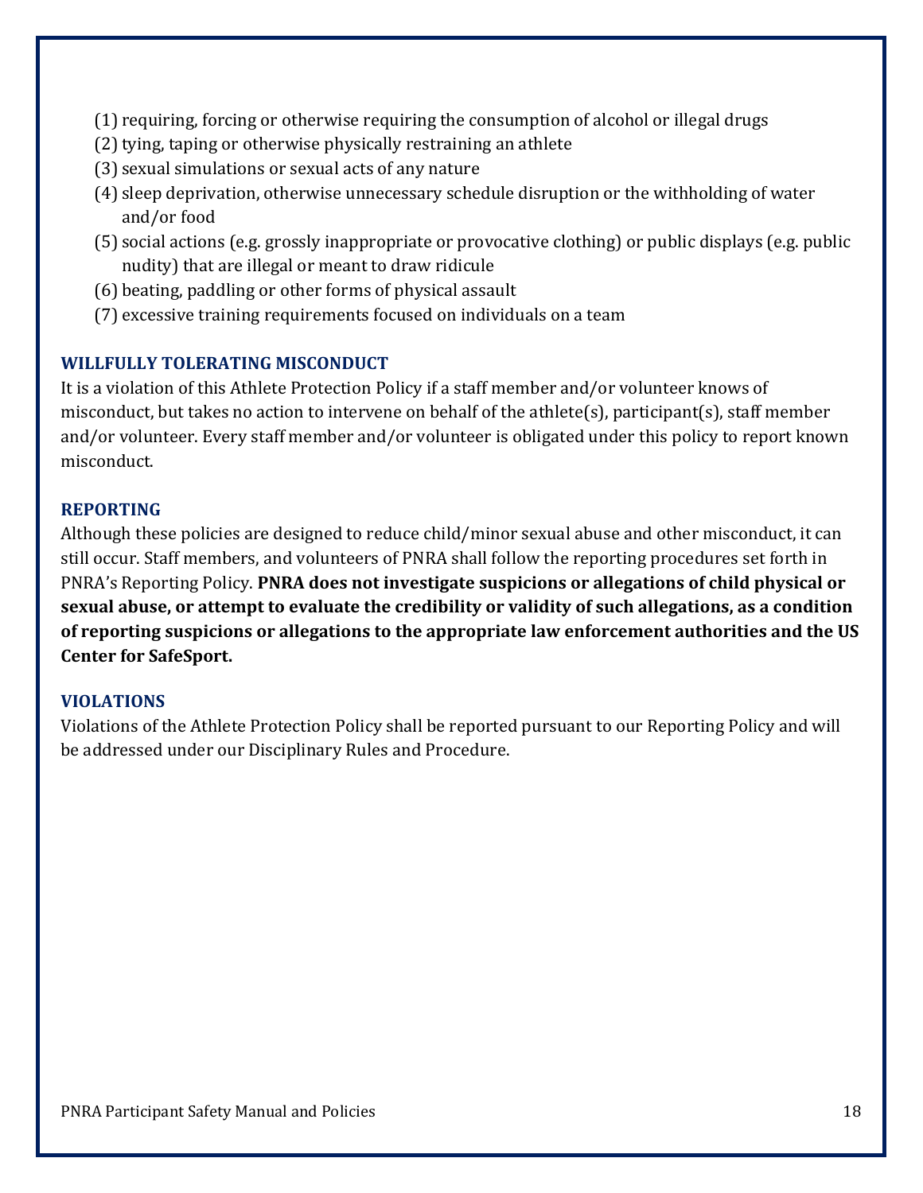(1) requiring, forcing or otherwise requiring the consumption of alcohol or illegal drugs
(2) tying, taping or otherwise physically restraining an athlete
(3) sexual simulations or sexual acts of any nature
(4) sleep deprivation, otherwise unnecessary schedule disruption or the withholding of water and/or food
(5) social actions (e.g. grossly inappropriate or provocative clothing) or public displays (e.g. public nudity) that are illegal or meant to draw ridicule
(6) beating, paddling or other forms of physical assault
(7) excessive training requirements focused on individuals on a team

### WILLFULLY TOLERATING MISCONDUCT

It is a violation of this Athlete Protection Policy if a staff member and/or volunteer knows of misconduct, but takes no action to intervene on behalf of the athlete(s), participant(s), staff member and/or volunteer. Every staff member and/or volunteer is obligated under this policy to report known misconduct.

### REPORTING

Although these policies are designed to reduce child/minor sexual abuse and other misconduct, it can still occur. Staff members, and volunteers of PNRA shall follow the reporting procedures set forth in PNRA's Reporting Policy. **PNRA does not investigate suspicions or allegations of child physical or sexual abuse, or attempt to evaluate the credibility or validity of such allegations, as a condition of reporting suspicions or allegations to the appropriate law enforcement authorities and the US Center for SafeSport.**

### VIOLATIONS

Violations of the Athlete Protection Policy shall be reported pursuant to our Reporting Policy and will be addressed under our Disciplinary Rules and Procedure.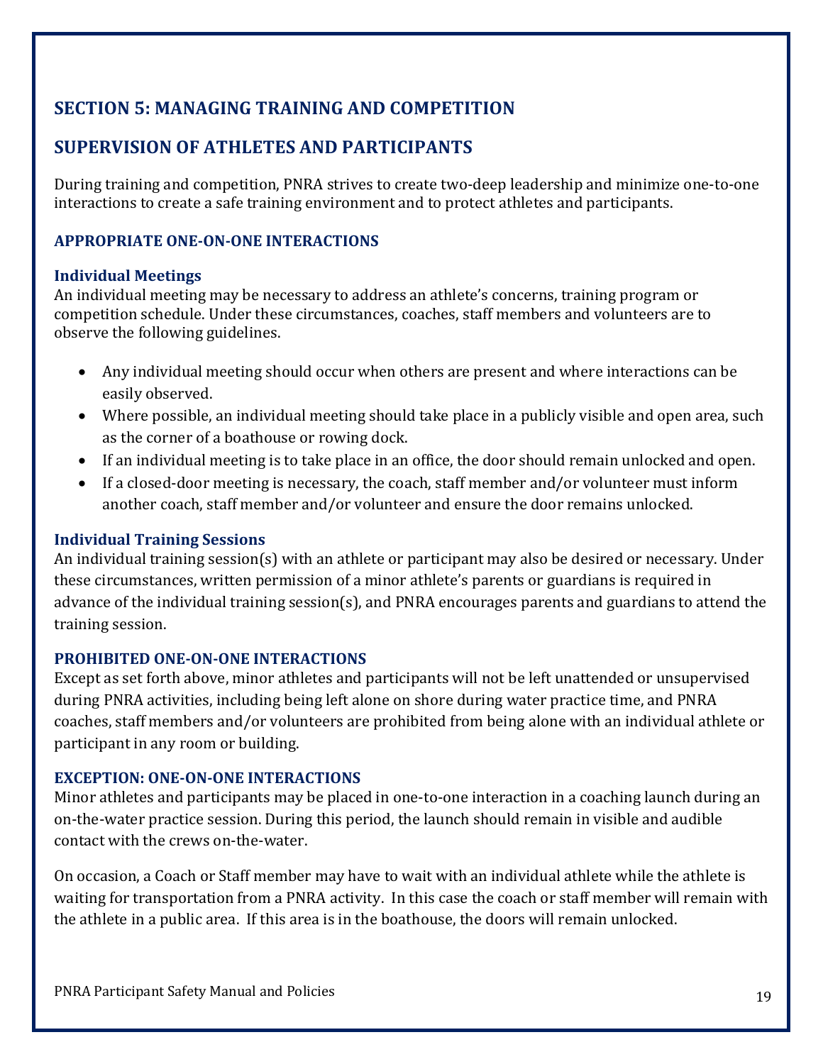## SECTION 5: MANAGING TRAINING AND COMPETITION

## SUPERVISION OF ATHLETES AND PARTICIPANTS

During training and competition, PNRA strives to create two-deep leadership and minimize one-to-one interactions to create a safe training environment and to protect athletes and participants.

### APPROPRIATE ONE-ON-ONE INTERACTIONS

#### Individual Meetings

An individual meeting may be necessary to address an athlete's concerns, training program or competition schedule. Under these circumstances, coaches, staff members and volunteers are to observe the following guidelines.

- Any individual meeting should occur when others are present and where interactions can be easily observed.
- Where possible, an individual meeting should take place in a publicly visible and open area, such as the corner of a boathouse or rowing dock.
- If an individual meeting is to take place in an office, the door should remain unlocked and open.
- If a closed-door meeting is necessary, the coach, staff member and/or volunteer must inform another coach, staff member and/or volunteer and ensure the door remains unlocked.

#### Individual Training Sessions

An individual training session(s) with an athlete or participant may also be desired or necessary. Under these circumstances, written permission of a minor athlete's parents or guardians is required in advance of the individual training session(s), and PNRA encourages parents and guardians to attend the training session.

### PROHIBITED ONE-ON-ONE INTERACTIONS

Except as set forth above, minor athletes and participants will not be left unattended or unsupervised during PNRA activities, including being left alone on shore during water practice time, and PNRA coaches, staff members and/or volunteers are prohibited from being alone with an individual athlete or participant in any room or building.

### EXCEPTION: ONE-ON-ONE INTERACTIONS

Minor athletes and participants may be placed in one-to-one interaction in a coaching launch during an on-the-water practice session. During this period, the launch should remain in visible and audible contact with the crews on-the-water.

On occasion, a Coach or Staff member may have to wait with an individual athlete while the athlete is waiting for transportation from a PNRA activity. In this case the coach or staff member will remain with the athlete in a public area. If this area is in the boathouse, the doors will remain unlocked.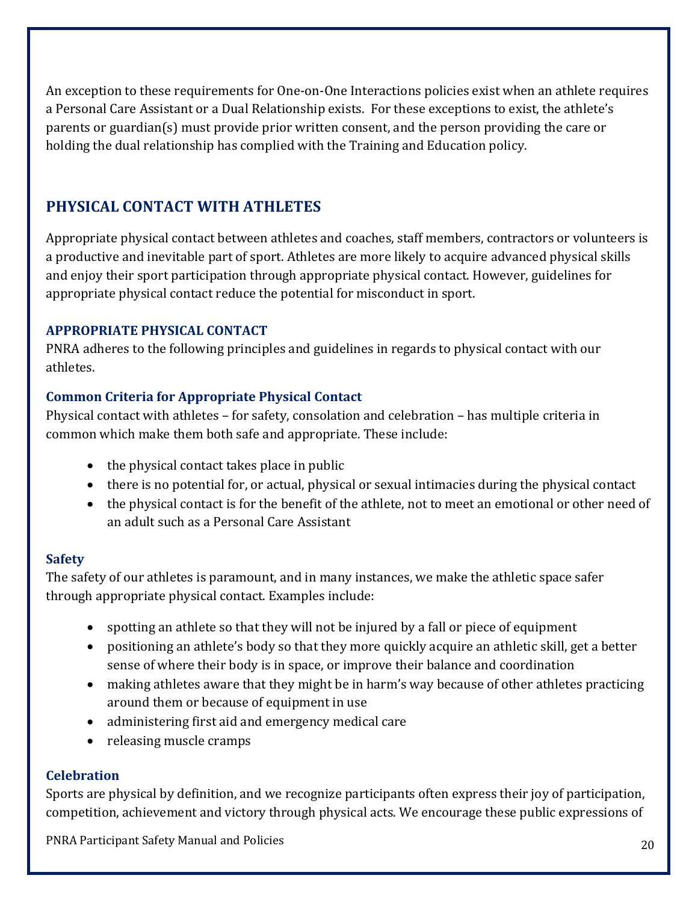An exception to these requirements for One-on-One Interactions policies exist when an athlete requires a Personal Care Assistant or a Dual Relationship exists. For these exceptions to exist, the athlete's parents or guardian(s) must provide prior written consent, and the person providing the care or holding the dual relationship has complied with the Training and Education policy.

## PHYSICAL CONTACT WITH ATHLETES

Appropriate physical contact between athletes and coaches, staff members, contractors or volunteers is a productive and inevitable part of sport. Athletes are more likely to acquire advanced physical skills and enjoy their sport participation through appropriate physical contact. However, guidelines for appropriate physical contact reduce the potential for misconduct in sport.

### APPROPRIATE PHYSICAL CONTACT

PNRA adheres to the following principles and guidelines in regards to physical contact with our athletes.

#### Common Criteria for Appropriate Physical Contact

Physical contact with athletes – for safety, consolation and celebration – has multiple criteria in common which make them both safe and appropriate. These include:

- the physical contact takes place in public
- there is no potential for, or actual, physical or sexual intimacies during the physical contact
- the physical contact is for the benefit of the athlete, not to meet an emotional or other need of an adult such as a Personal Care Assistant

#### Safety

The safety of our athletes is paramount, and in many instances, we make the athletic space safer through appropriate physical contact. Examples include:

- spotting an athlete so that they will not be injured by a fall or piece of equipment
- positioning an athlete's body so that they more quickly acquire an athletic skill, get a better sense of where their body is in space, or improve their balance and coordination
- making athletes aware that they might be in harm's way because of other athletes practicing around them or because of equipment in use
- administering first aid and emergency medical care
- releasing muscle cramps

#### Celebration

Sports are physical by definition, and we recognize participants often express their joy of participation, competition, achievement and victory through physical acts. We encourage these public expressions of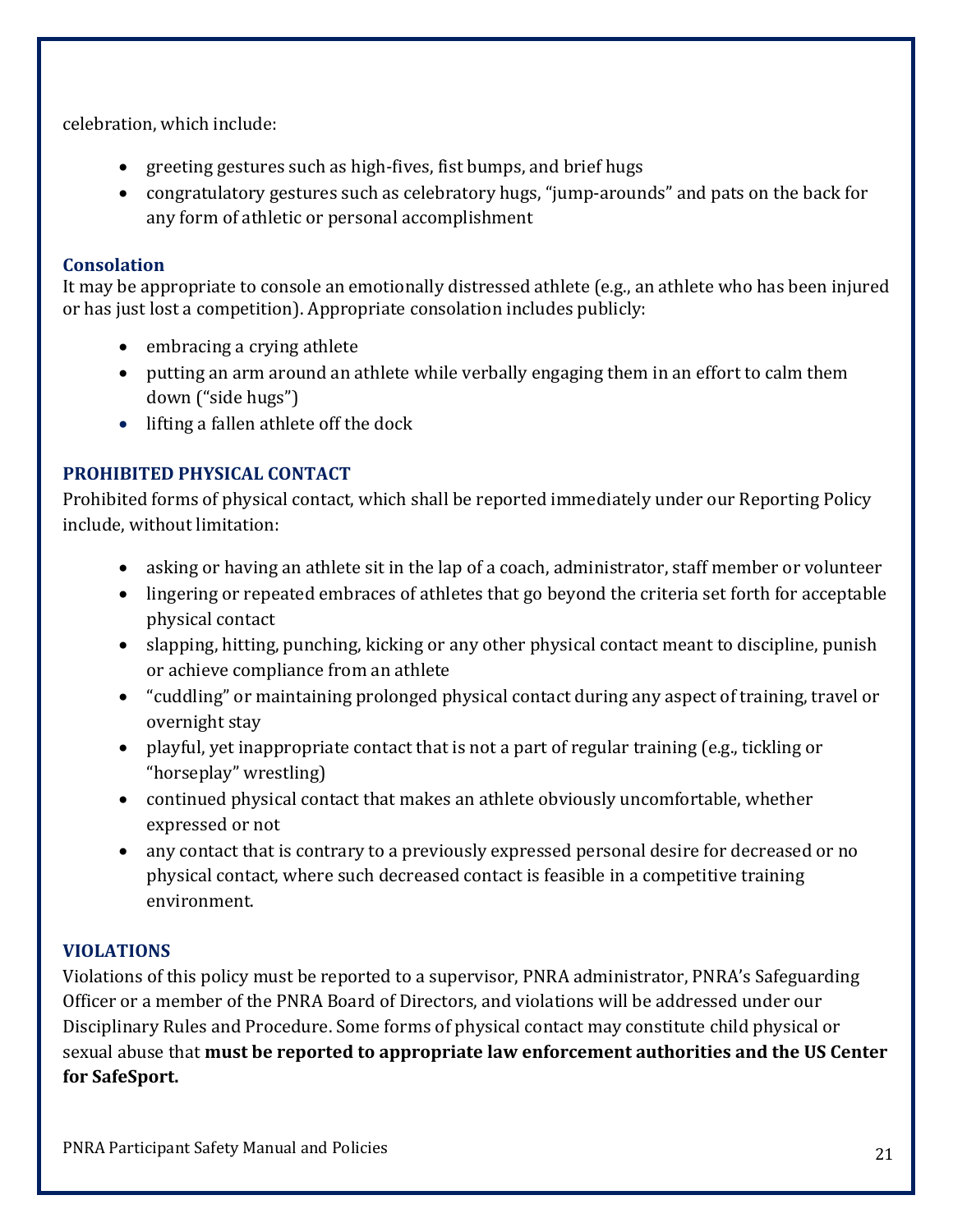celebration, which include:

- greeting gestures such as high-fives, fist bumps, and brief hugs
- congratulatory gestures such as celebratory hugs, "jump-arounds" and pats on the back for any form of athletic or personal accomplishment

### Consolation

It may be appropriate to console an emotionally distressed athlete (e.g., an athlete who has been injured or has just lost a competition). Appropriate consolation includes publicly:

- embracing a crying athlete
- putting an arm around an athlete while verbally engaging them in an effort to calm them down ("side hugs")
- lifting a fallen athlete off the dock

## PROHIBITED PHYSICAL CONTACT

Prohibited forms of physical contact, which shall be reported immediately under our Reporting Policy include, without limitation:

- asking or having an athlete sit in the lap of a coach, administrator, staff member or volunteer
- lingering or repeated embraces of athletes that go beyond the criteria set forth for acceptable physical contact
- slapping, hitting, punching, kicking or any other physical contact meant to discipline, punish or achieve compliance from an athlete
- "cuddling" or maintaining prolonged physical contact during any aspect of training, travel or overnight stay
- playful, yet inappropriate contact that is not a part of regular training (e.g., tickling or "horseplay" wrestling)
- continued physical contact that makes an athlete obviously uncomfortable, whether expressed or not
- any contact that is contrary to a previously expressed personal desire for decreased or no physical contact, where such decreased contact is feasible in a competitive training environment.

## VIOLATIONS

Violations of this policy must be reported to a supervisor, PNRA administrator, PNRA's Safeguarding Officer or a member of the PNRA Board of Directors, and violations will be addressed under our Disciplinary Rules and Procedure. Some forms of physical contact may constitute child physical or sexual abuse that **must be reported to appropriate law enforcement authorities and the US Center for SafeSport.**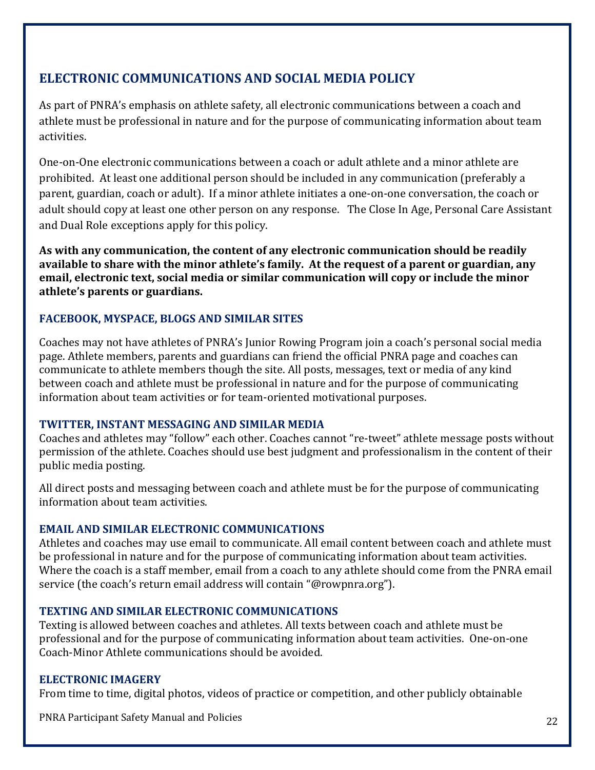## ELECTRONIC COMMUNICATIONS AND SOCIAL MEDIA POLICY

As part of PNRA's emphasis on athlete safety, all electronic communications between a coach and athlete must be professional in nature and for the purpose of communicating information about team activities.

One-on-One electronic communications between a coach or adult athlete and a minor athlete are prohibited. At least one additional person should be included in any communication (preferably a parent, guardian, coach or adult). If a minor athlete initiates a one-on-one conversation, the coach or adult should copy at least one other person on any response. The Close In Age, Personal Care Assistant and Dual Role exceptions apply for this policy.

**As with any communication, the content of any electronic communication should be readily available to share with the minor athlete's family. At the request of a parent or guardian, any email, electronic text, social media or similar communication will copy or include the minor athlete's parents or guardians.**

### FACEBOOK, MYSPACE, BLOGS AND SIMILAR SITES

Coaches may not have athletes of PNRA's Junior Rowing Program join a coach's personal social media page. Athlete members, parents and guardians can friend the official PNRA page and coaches can communicate to athlete members though the site. All posts, messages, text or media of any kind between coach and athlete must be professional in nature and for the purpose of communicating information about team activities or for team-oriented motivational purposes.

### TWITTER, INSTANT MESSAGING AND SIMILAR MEDIA

Coaches and athletes may "follow" each other. Coaches cannot "re-tweet" athlete message posts without permission of the athlete. Coaches should use best judgment and professionalism in the content of their public media posting.

All direct posts and messaging between coach and athlete must be for the purpose of communicating information about team activities.

### EMAIL AND SIMILAR ELECTRONIC COMMUNICATIONS

Athletes and coaches may use email to communicate. All email content between coach and athlete must be professional in nature and for the purpose of communicating information about team activities. Where the coach is a staff member, email from a coach to any athlete should come from the PNRA email service (the coach's return email address will contain "@rowpnra.org").

### TEXTING AND SIMILAR ELECTRONIC COMMUNICATIONS

Texting is allowed between coaches and athletes. All texts between coach and athlete must be professional and for the purpose of communicating information about team activities. One-on-one Coach-Minor Athlete communications should be avoided.

### ELECTRONIC IMAGERY

From time to time, digital photos, videos of practice or competition, and other publicly obtainable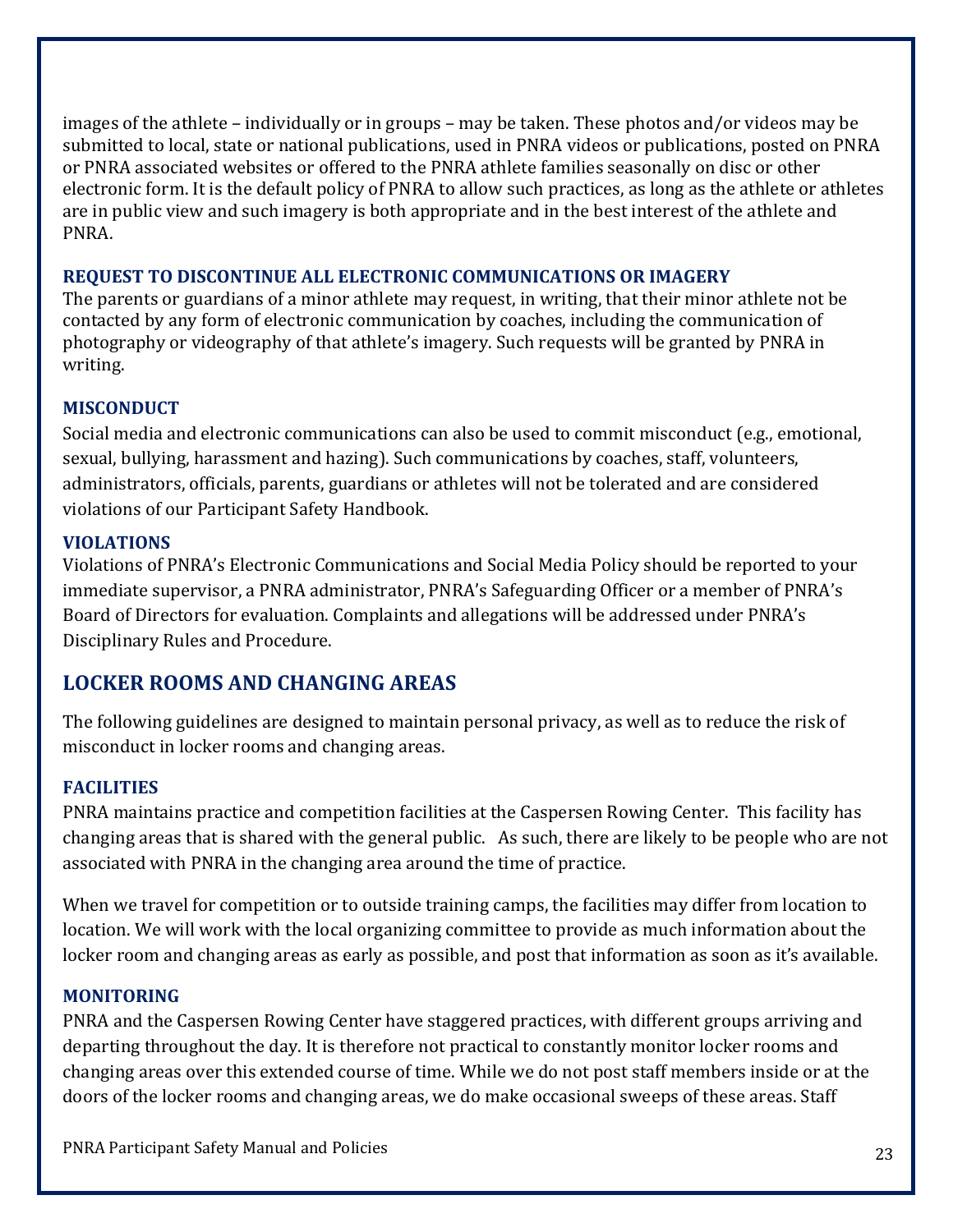images of the athlete – individually or in groups – may be taken. These photos and/or videos may be submitted to local, state or national publications, used in PNRA videos or publications, posted on PNRA or PNRA associated websites or offered to the PNRA athlete families seasonally on disc or other electronic form. It is the default policy of PNRA to allow such practices, as long as the athlete or athletes are in public view and such imagery is both appropriate and in the best interest of the athlete and PNRA.

### REQUEST TO DISCONTINUE ALL ELECTRONIC COMMUNICATIONS OR IMAGERY

The parents or guardians of a minor athlete may request, in writing, that their minor athlete not be contacted by any form of electronic communication by coaches, including the communication of photography or videography of that athlete's imagery. Such requests will be granted by PNRA in writing.

### MISCONDUCT

Social media and electronic communications can also be used to commit misconduct (e.g., emotional, sexual, bullying, harassment and hazing). Such communications by coaches, staff, volunteers, administrators, officials, parents, guardians or athletes will not be tolerated and are considered violations of our Participant Safety Handbook.

### VIOLATIONS

Violations of PNRA's Electronic Communications and Social Media Policy should be reported to your immediate supervisor, a PNRA administrator, PNRA's Safeguarding Officer or a member of PNRA's Board of Directors for evaluation. Complaints and allegations will be addressed under PNRA's Disciplinary Rules and Procedure.

## LOCKER ROOMS AND CHANGING AREAS

The following guidelines are designed to maintain personal privacy, as well as to reduce the risk of misconduct in locker rooms and changing areas.

### FACILITIES

PNRA maintains practice and competition facilities at the Caspersen Rowing Center. This facility has changing areas that is shared with the general public. As such, there are likely to be people who are not associated with PNRA in the changing area around the time of practice.

When we travel for competition or to outside training camps, the facilities may differ from location to location. We will work with the local organizing committee to provide as much information about the locker room and changing areas as early as possible, and post that information as soon as it's available.

### MONITORING

PNRA and the Caspersen Rowing Center have staggered practices, with different groups arriving and departing throughout the day. It is therefore not practical to constantly monitor locker rooms and changing areas over this extended course of time. While we do not post staff members inside or at the doors of the locker rooms and changing areas, we do make occasional sweeps of these areas. Staff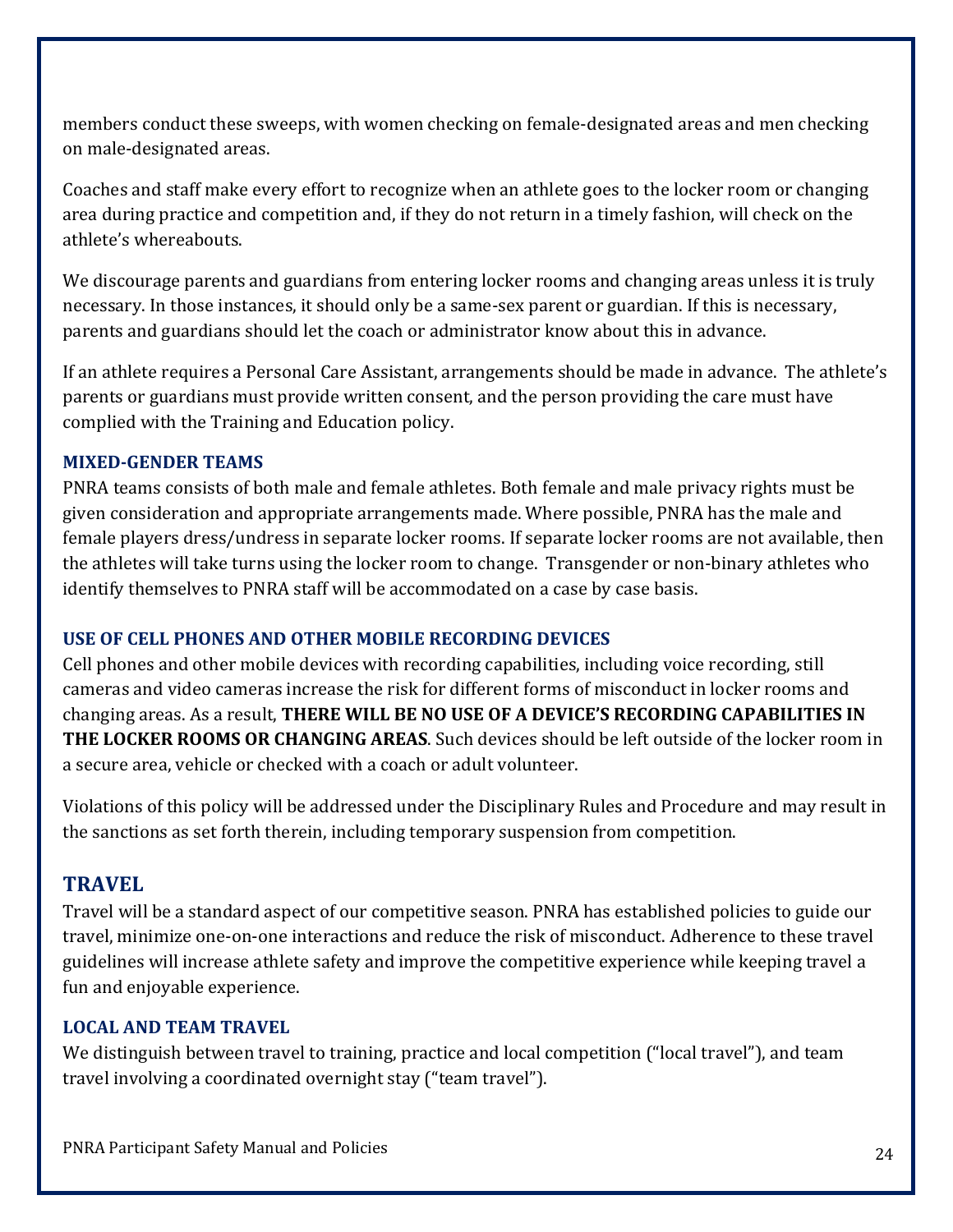members conduct these sweeps, with women checking on female-designated areas and men checking on male-designated areas.

Coaches and staff make every effort to recognize when an athlete goes to the locker room or changing area during practice and competition and, if they do not return in a timely fashion, will check on the athlete's whereabouts.

We discourage parents and guardians from entering locker rooms and changing areas unless it is truly necessary. In those instances, it should only be a same-sex parent or guardian. If this is necessary, parents and guardians should let the coach or administrator know about this in advance.

If an athlete requires a Personal Care Assistant, arrangements should be made in advance. The athlete's parents or guardians must provide written consent, and the person providing the care must have complied with the Training and Education policy.

### MIXED-GENDER TEAMS

PNRA teams consists of both male and female athletes. Both female and male privacy rights must be given consideration and appropriate arrangements made. Where possible, PNRA has the male and female players dress/undress in separate locker rooms. If separate locker rooms are not available, then the athletes will take turns using the locker room to change. Transgender or non-binary athletes who identify themselves to PNRA staff will be accommodated on a case by case basis.

### USE OF CELL PHONES AND OTHER MOBILE RECORDING DEVICES

Cell phones and other mobile devices with recording capabilities, including voice recording, still cameras and video cameras increase the risk for different forms of misconduct in locker rooms and changing areas. As a result, **THERE WILL BE NO USE OF A DEVICE'S RECORDING CAPABILITIES IN THE LOCKER ROOMS OR CHANGING AREAS**. Such devices should be left outside of the locker room in a secure area, vehicle or checked with a coach or adult volunteer.

Violations of this policy will be addressed under the Disciplinary Rules and Procedure and may result in the sanctions as set forth therein, including temporary suspension from competition.

## TRAVEL

Travel will be a standard aspect of our competitive season. PNRA has established policies to guide our travel, minimize one-on-one interactions and reduce the risk of misconduct. Adherence to these travel guidelines will increase athlete safety and improve the competitive experience while keeping travel a fun and enjoyable experience.

### LOCAL AND TEAM TRAVEL

We distinguish between travel to training, practice and local competition ("local travel"), and team travel involving a coordinated overnight stay ("team travel").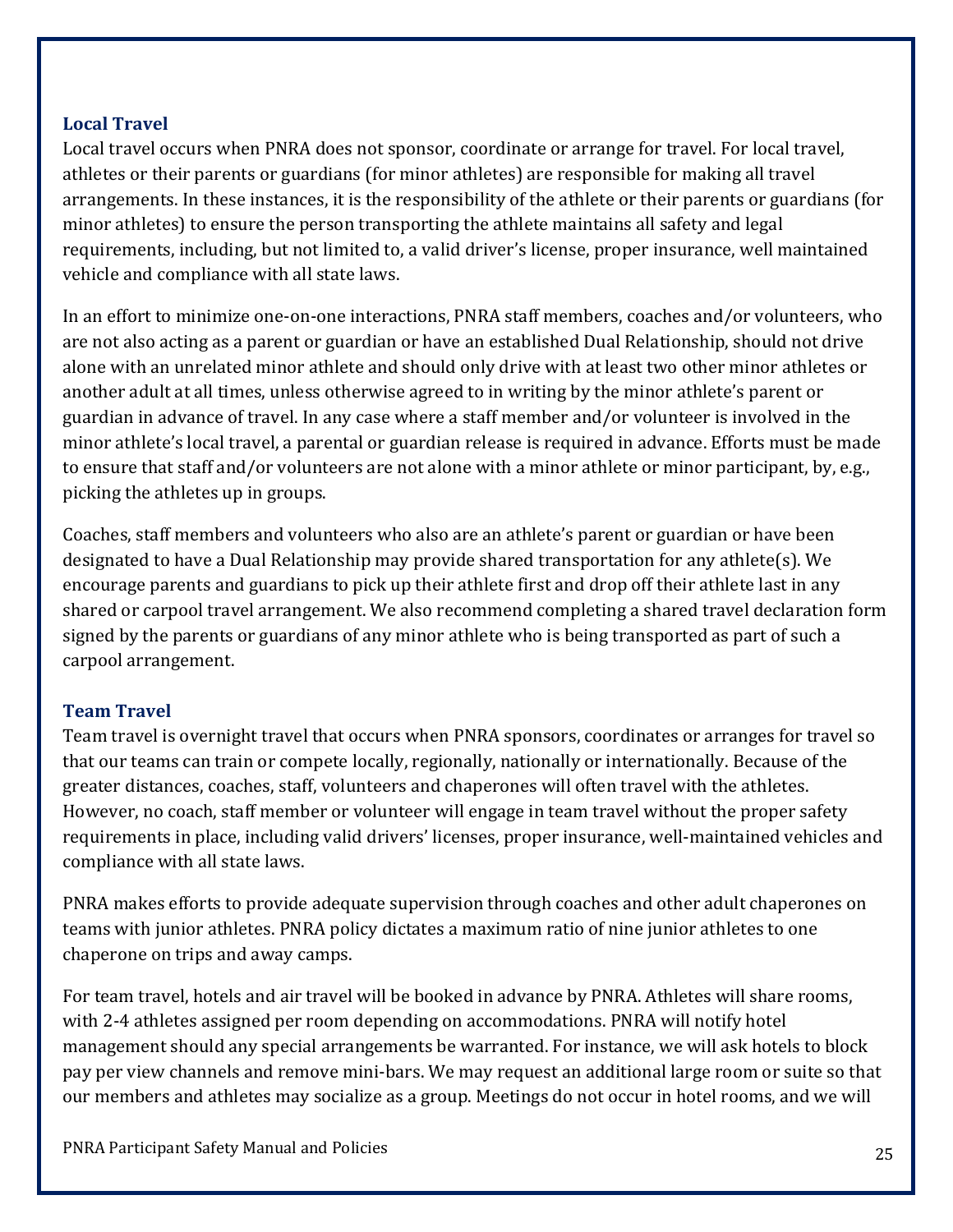### Local Travel

Local travel occurs when PNRA does not sponsor, coordinate or arrange for travel. For local travel, athletes or their parents or guardians (for minor athletes) are responsible for making all travel arrangements. In these instances, it is the responsibility of the athlete or their parents or guardians (for minor athletes) to ensure the person transporting the athlete maintains all safety and legal requirements, including, but not limited to, a valid driver's license, proper insurance, well maintained vehicle and compliance with all state laws.

In an effort to minimize one-on-one interactions, PNRA staff members, coaches and/or volunteers, who are not also acting as a parent or guardian or have an established Dual Relationship, should not drive alone with an unrelated minor athlete and should only drive with at least two other minor athletes or another adult at all times, unless otherwise agreed to in writing by the minor athlete's parent or guardian in advance of travel. In any case where a staff member and/or volunteer is involved in the minor athlete's local travel, a parental or guardian release is required in advance. Efforts must be made to ensure that staff and/or volunteers are not alone with a minor athlete or minor participant, by, e.g., picking the athletes up in groups.

Coaches, staff members and volunteers who also are an athlete's parent or guardian or have been designated to have a Dual Relationship may provide shared transportation for any athlete(s). We encourage parents and guardians to pick up their athlete first and drop off their athlete last in any shared or carpool travel arrangement. We also recommend completing a shared travel declaration form signed by the parents or guardians of any minor athlete who is being transported as part of such a carpool arrangement.

### Team Travel

Team travel is overnight travel that occurs when PNRA sponsors, coordinates or arranges for travel so that our teams can train or compete locally, regionally, nationally or internationally. Because of the greater distances, coaches, staff, volunteers and chaperones will often travel with the athletes. However, no coach, staff member or volunteer will engage in team travel without the proper safety requirements in place, including valid drivers' licenses, proper insurance, well-maintained vehicles and compliance with all state laws.

PNRA makes efforts to provide adequate supervision through coaches and other adult chaperones on teams with junior athletes. PNRA policy dictates a maximum ratio of nine junior athletes to one chaperone on trips and away camps.

For team travel, hotels and air travel will be booked in advance by PNRA. Athletes will share rooms, with 2-4 athletes assigned per room depending on accommodations. PNRA will notify hotel management should any special arrangements be warranted. For instance, we will ask hotels to block pay per view channels and remove mini-bars. We may request an additional large room or suite so that our members and athletes may socialize as a group. Meetings do not occur in hotel rooms, and we will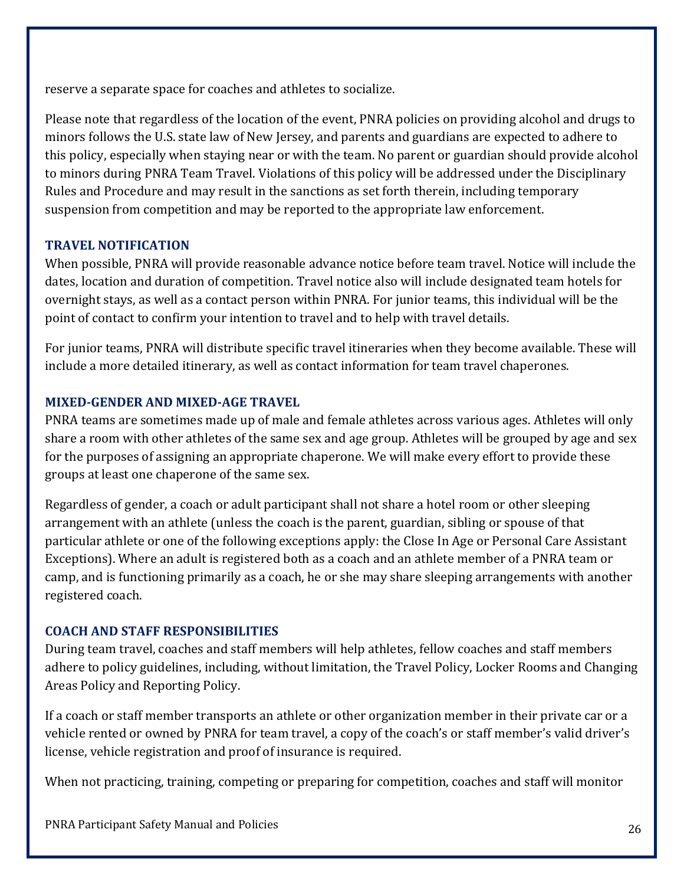reserve a separate space for coaches and athletes to socialize.

Please note that regardless of the location of the event, PNRA policies on providing alcohol and drugs to minors follows the U.S. state law of New Jersey, and parents and guardians are expected to adhere to this policy, especially when staying near or with the team. No parent or guardian should provide alcohol to minors during PNRA Team Travel. Violations of this policy will be addressed under the Disciplinary Rules and Procedure and may result in the sanctions as set forth therein, including temporary suspension from competition and may be reported to the appropriate law enforcement.

### TRAVEL NOTIFICATION

When possible, PNRA will provide reasonable advance notice before team travel. Notice will include the dates, location and duration of competition. Travel notice also will include designated team hotels for overnight stays, as well as a contact person within PNRA. For junior teams, this individual will be the point of contact to confirm your intention to travel and to help with travel details.

For junior teams, PNRA will distribute specific travel itineraries when they become available. These will include a more detailed itinerary, as well as contact information for team travel chaperones.

### MIXED-GENDER AND MIXED-AGE TRAVEL

PNRA teams are sometimes made up of male and female athletes across various ages. Athletes will only share a room with other athletes of the same sex and age group. Athletes will be grouped by age and sex for the purposes of assigning an appropriate chaperone. We will make every effort to provide these groups at least one chaperone of the same sex.

Regardless of gender, a coach or adult participant shall not share a hotel room or other sleeping arrangement with an athlete (unless the coach is the parent, guardian, sibling or spouse of that particular athlete or one of the following exceptions apply: the Close In Age or Personal Care Assistant Exceptions). Where an adult is registered both as a coach and an athlete member of a PNRA team or camp, and is functioning primarily as a coach, he or she may share sleeping arrangements with another registered coach.

### COACH AND STAFF RESPONSIBILITIES

During team travel, coaches and staff members will help athletes, fellow coaches and staff members adhere to policy guidelines, including, without limitation, the Travel Policy, Locker Rooms and Changing Areas Policy and Reporting Policy.

If a coach or staff member transports an athlete or other organization member in their private car or a vehicle rented or owned by PNRA for team travel, a copy of the coach's or staff member's valid driver's license, vehicle registration and proof of insurance is required.

When not practicing, training, competing or preparing for competition, coaches and staff will monitor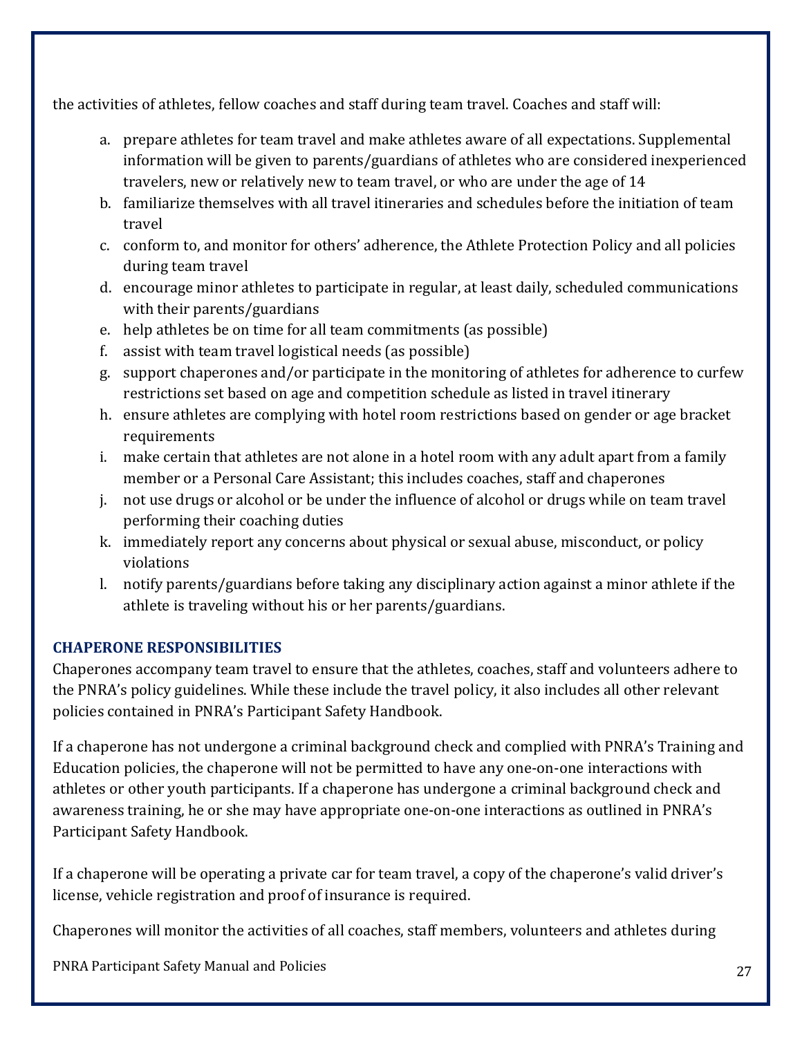the activities of athletes, fellow coaches and staff during team travel. Coaches and staff will:

a. prepare athletes for team travel and make athletes aware of all expectations. Supplemental information will be given to parents/guardians of athletes who are considered inexperienced travelers, new or relatively new to team travel, or who are under the age of 14
b. familiarize themselves with all travel itineraries and schedules before the initiation of team travel
c. conform to, and monitor for others' adherence, the Athlete Protection Policy and all policies during team travel
d. encourage minor athletes to participate in regular, at least daily, scheduled communications with their parents/guardians
e. help athletes be on time for all team commitments (as possible)
f. assist with team travel logistical needs (as possible)
g. support chaperones and/or participate in the monitoring of athletes for adherence to curfew restrictions set based on age and competition schedule as listed in travel itinerary
h. ensure athletes are complying with hotel room restrictions based on gender or age bracket requirements
i. make certain that athletes are not alone in a hotel room with any adult apart from a family member or a Personal Care Assistant; this includes coaches, staff and chaperones
j. not use drugs or alcohol or be under the influence of alcohol or drugs while on team travel performing their coaching duties
k. immediately report any concerns about physical or sexual abuse, misconduct, or policy violations
l. notify parents/guardians before taking any disciplinary action against a minor athlete if the athlete is traveling without his or her parents/guardians.

### CHAPERONE RESPONSIBILITIES

Chaperones accompany team travel to ensure that the athletes, coaches, staff and volunteers adhere to the PNRA's policy guidelines. While these include the travel policy, it also includes all other relevant policies contained in PNRA's Participant Safety Handbook.

If a chaperone has not undergone a criminal background check and complied with PNRA's Training and Education policies, the chaperone will not be permitted to have any one-on-one interactions with athletes or other youth participants. If a chaperone has undergone a criminal background check and awareness training, he or she may have appropriate one-on-one interactions as outlined in PNRA's Participant Safety Handbook.

If a chaperone will be operating a private car for team travel, a copy of the chaperone's valid driver's license, vehicle registration and proof of insurance is required.

Chaperones will monitor the activities of all coaches, staff members, volunteers and athletes during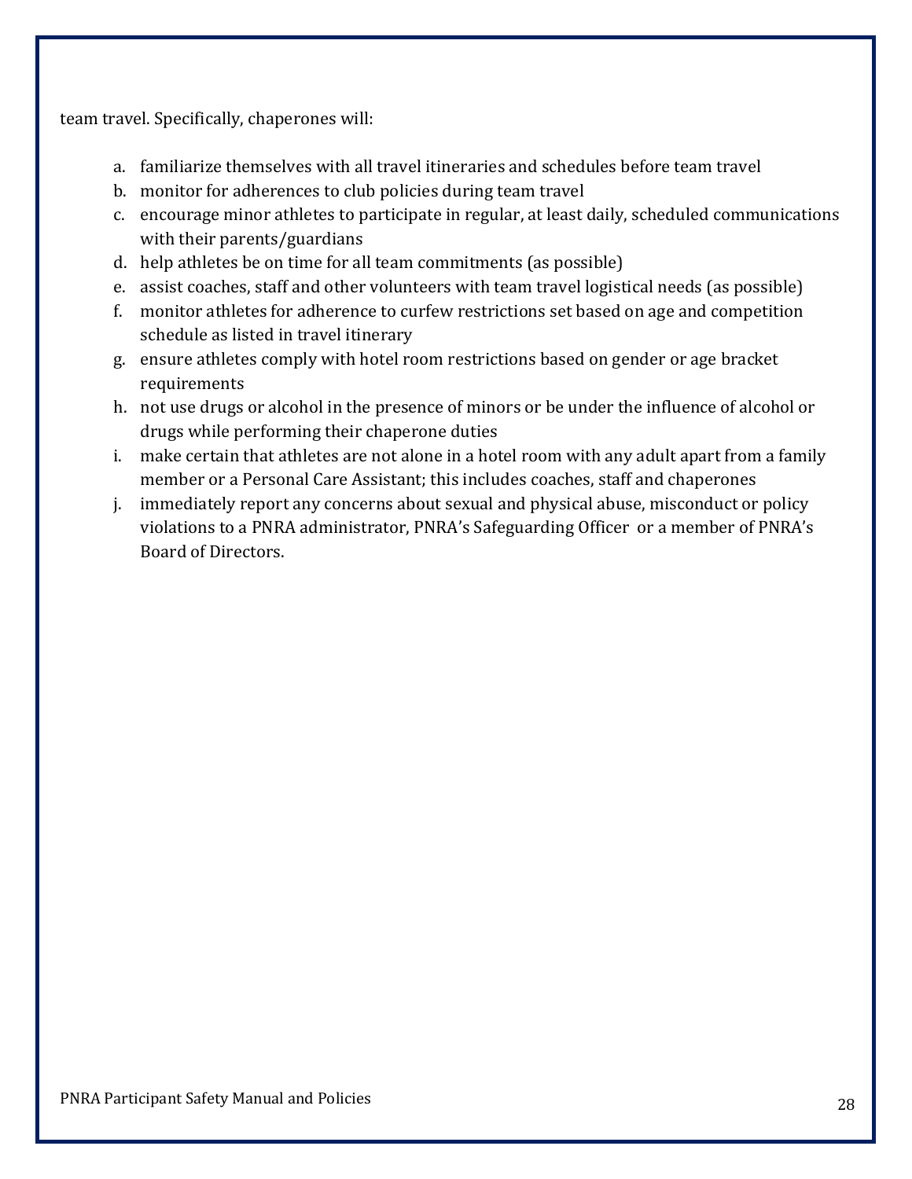team travel. Specifically, chaperones will:

a. familiarize themselves with all travel itineraries and schedules before team travel
b. monitor for adherences to club policies during team travel
c. encourage minor athletes to participate in regular, at least daily, scheduled communications with their parents/guardians
d. help athletes be on time for all team commitments (as possible)
e. assist coaches, staff and other volunteers with team travel logistical needs (as possible)
f. monitor athletes for adherence to curfew restrictions set based on age and competition schedule as listed in travel itinerary
g. ensure athletes comply with hotel room restrictions based on gender or age bracket requirements
h. not use drugs or alcohol in the presence of minors or be under the influence of alcohol or drugs while performing their chaperone duties
i. make certain that athletes are not alone in a hotel room with any adult apart from a family member or a Personal Care Assistant; this includes coaches, staff and chaperones
j. immediately report any concerns about sexual and physical abuse, misconduct or policy violations to a PNRA administrator, PNRA's Safeguarding Officer or a member of PNRA's Board of Directors.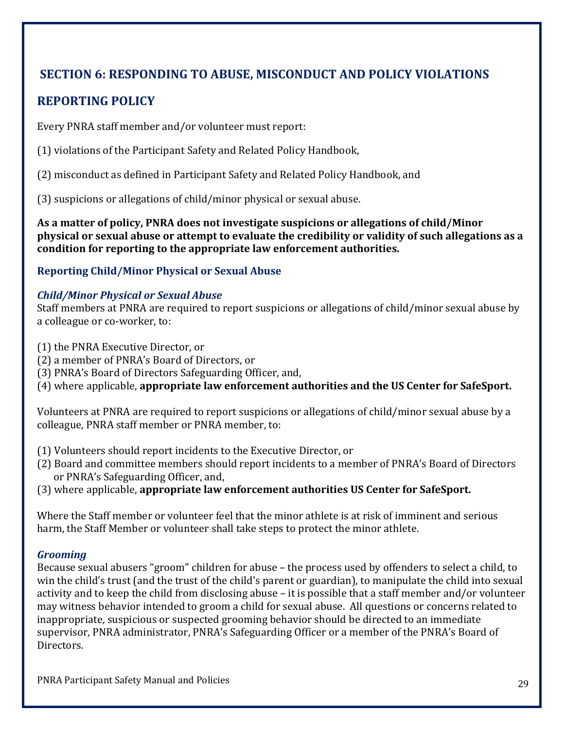# SECTION 6: RESPONDING TO ABUSE, MISCONDUCT AND POLICY VIOLATIONS

## REPORTING POLICY

Every PNRA staff member and/or volunteer must report:

(1) violations of the Participant Safety and Related Policy Handbook,

(2) misconduct as defined in Participant Safety and Related Policy Handbook, and

(3) suspicions or allegations of child/minor physical or sexual abuse.

**As a matter of policy, PNRA does not investigate suspicions or allegations of child/Minor physical or sexual abuse or attempt to evaluate the credibility or validity of such allegations as a condition for reporting to the appropriate law enforcement authorities.**

### Reporting Child/Minor Physical or Sexual Abuse

***Child/Minor Physical or Sexual Abuse***

Staff members at PNRA are required to report suspicions or allegations of child/minor sexual abuse by a colleague or co-worker, to:

(1) the PNRA Executive Director, or
(2) a member of PNRA's Board of Directors, or
(3) PNRA's Board of Directors Safeguarding Officer, and,
(4) where applicable, **appropriate law enforcement authorities and the US Center for SafeSport.**

Volunteers at PNRA are required to report suspicions or allegations of child/minor sexual abuse by a colleague, PNRA staff member or PNRA member, to:

(1) Volunteers should report incidents to the Executive Director, or
(2) Board and committee members should report incidents to a member of PNRA's Board of Directors or PNRA's Safeguarding Officer, and,
(3) where applicable, **appropriate law enforcement authorities US Center for SafeSport.**

Where the Staff member or volunteer feel that the minor athlete is at risk of imminent and serious harm, the Staff Member or volunteer shall take steps to protect the minor athlete.

***Grooming***

Because sexual abusers "groom" children for abuse – the process used by offenders to select a child, to win the child's trust (and the trust of the child's parent or guardian), to manipulate the child into sexual activity and to keep the child from disclosing abuse – it is possible that a staff member and/or volunteer may witness behavior intended to groom a child for sexual abuse. All questions or concerns related to inappropriate, suspicious or suspected grooming behavior should be directed to an immediate supervisor, PNRA administrator, PNRA's Safeguarding Officer or a member of the PNRA's Board of Directors.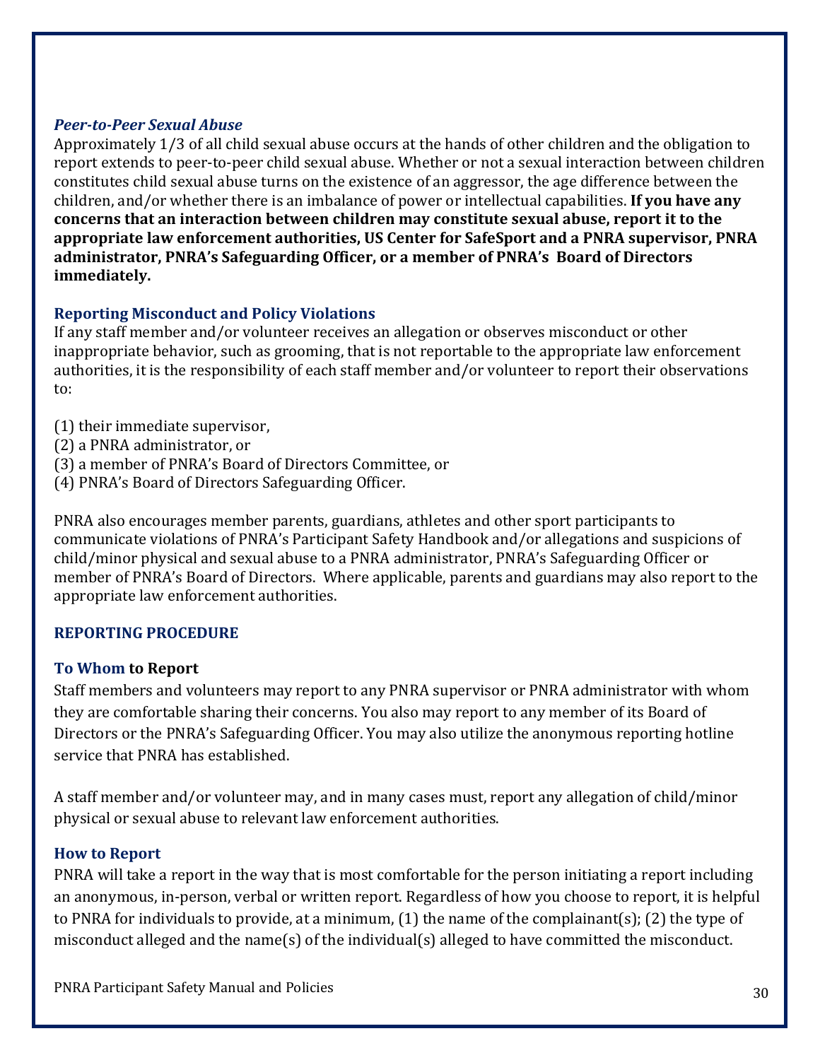### *Peer-to-Peer Sexual Abuse*

Approximately 1/3 of all child sexual abuse occurs at the hands of other children and the obligation to report extends to peer-to-peer child sexual abuse. Whether or not a sexual interaction between children constitutes child sexual abuse turns on the existence of an aggressor, the age difference between the children, and/or whether there is an imbalance of power or intellectual capabilities. **If you have any concerns that an interaction between children may constitute sexual abuse, report it to the appropriate law enforcement authorities, US Center for SafeSport and a PNRA supervisor, PNRA administrator, PNRA's Safeguarding Officer, or a member of PNRA's Board of Directors immediately.**

### Reporting Misconduct and Policy Violations

If any staff member and/or volunteer receives an allegation or observes misconduct or other inappropriate behavior, such as grooming, that is not reportable to the appropriate law enforcement authorities, it is the responsibility of each staff member and/or volunteer to report their observations to:

(1) their immediate supervisor,
(2) a PNRA administrator, or
(3) a member of PNRA's Board of Directors Committee, or
(4) PNRA's Board of Directors Safeguarding Officer.

PNRA also encourages member parents, guardians, athletes and other sport participants to communicate violations of PNRA's Participant Safety Handbook and/or allegations and suspicions of child/minor physical and sexual abuse to a PNRA administrator, PNRA's Safeguarding Officer or member of PNRA's Board of Directors. Where applicable, parents and guardians may also report to the appropriate law enforcement authorities.

## REPORTING PROCEDURE

### To Whom to Report

Staff members and volunteers may report to any PNRA supervisor or PNRA administrator with whom they are comfortable sharing their concerns. You also may report to any member of its Board of Directors or the PNRA's Safeguarding Officer. You may also utilize the anonymous reporting hotline service that PNRA has established.

A staff member and/or volunteer may, and in many cases must, report any allegation of child/minor physical or sexual abuse to relevant law enforcement authorities.

### How to Report

PNRA will take a report in the way that is most comfortable for the person initiating a report including an anonymous, in-person, verbal or written report. Regardless of how you choose to report, it is helpful to PNRA for individuals to provide, at a minimum, (1) the name of the complainant(s); (2) the type of misconduct alleged and the name(s) of the individual(s) alleged to have committed the misconduct.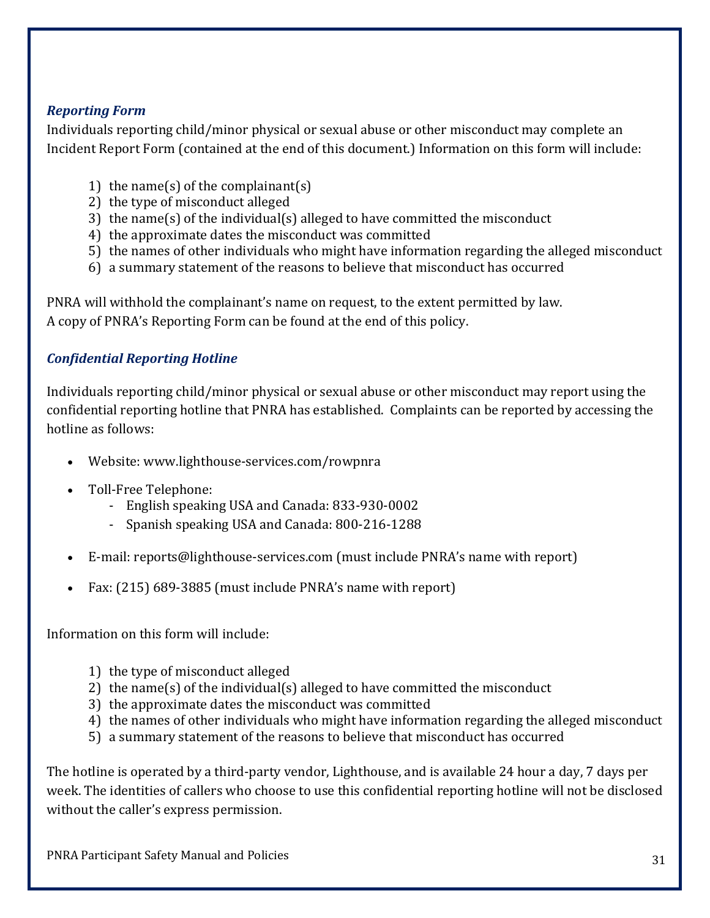### *Reporting Form*

Individuals reporting child/minor physical or sexual abuse or other misconduct may complete an Incident Report Form (contained at the end of this document.) Information on this form will include:

1) the name(s) of the complainant(s)
2) the type of misconduct alleged
3) the name(s) of the individual(s) alleged to have committed the misconduct
4) the approximate dates the misconduct was committed
5) the names of other individuals who might have information regarding the alleged misconduct
6) a summary statement of the reasons to believe that misconduct has occurred

PNRA will withhold the complainant's name on request, to the extent permitted by law.
A copy of PNRA's Reporting Form can be found at the end of this policy.

### *Confidential Reporting Hotline*

Individuals reporting child/minor physical or sexual abuse or other misconduct may report using the confidential reporting hotline that PNRA has established. Complaints can be reported by accessing the hotline as follows:

- Website: www.lighthouse-services.com/rowpnra
- Toll-Free Telephone:
  - English speaking USA and Canada: 833-930-0002
  - Spanish speaking USA and Canada: 800-216-1288
- E-mail: reports@lighthouse-services.com (must include PNRA's name with report)
- Fax: (215) 689-3885 (must include PNRA's name with report)

Information on this form will include:

1) the type of misconduct alleged
2) the name(s) of the individual(s) alleged to have committed the misconduct
3) the approximate dates the misconduct was committed
4) the names of other individuals who might have information regarding the alleged misconduct
5) a summary statement of the reasons to believe that misconduct has occurred

The hotline is operated by a third-party vendor, Lighthouse, and is available 24 hour a day, 7 days per week. The identities of callers who choose to use this confidential reporting hotline will not be disclosed without the caller's express permission.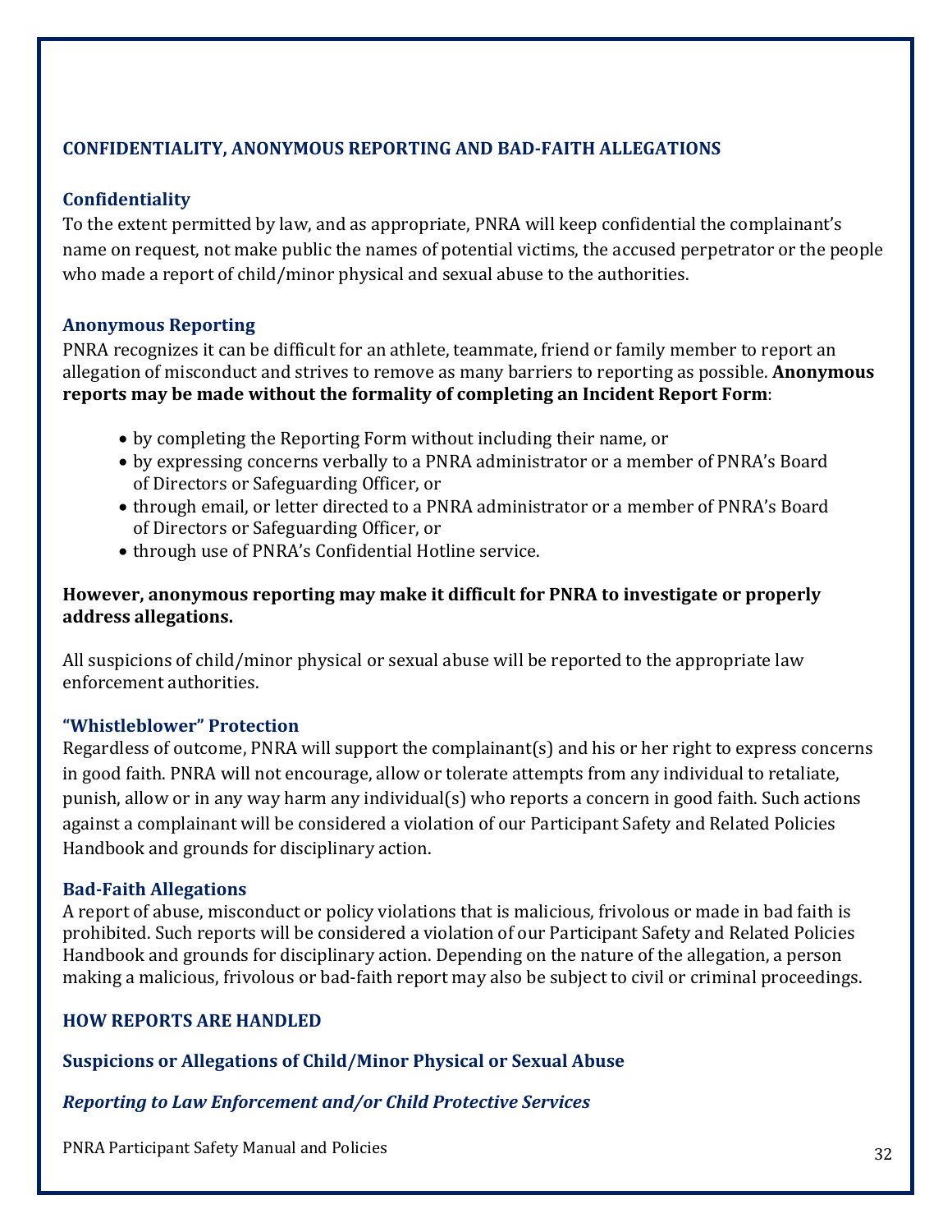## CONFIDENTIALITY, ANONYMOUS REPORTING AND BAD-FAITH ALLEGATIONS

### Confidentiality

To the extent permitted by law, and as appropriate, PNRA will keep confidential the complainant's name on request, not make public the names of potential victims, the accused perpetrator or the people who made a report of child/minor physical and sexual abuse to the authorities.

### Anonymous Reporting

PNRA recognizes it can be difficult for an athlete, teammate, friend or family member to report an allegation of misconduct and strives to remove as many barriers to reporting as possible. **Anonymous reports may be made without the formality of completing an Incident Report Form**:

- by completing the Reporting Form without including their name, or
- by expressing concerns verbally to a PNRA administrator or a member of PNRA's Board of Directors or Safeguarding Officer, or
- through email, or letter directed to a PNRA administrator or a member of PNRA's Board of Directors or Safeguarding Officer, or
- through use of PNRA's Confidential Hotline service.

**However, anonymous reporting may make it difficult for PNRA to investigate or properly address allegations.**

All suspicions of child/minor physical or sexual abuse will be reported to the appropriate law enforcement authorities.

### "Whistleblower" Protection

Regardless of outcome, PNRA will support the complainant(s) and his or her right to express concerns in good faith. PNRA will not encourage, allow or tolerate attempts from any individual to retaliate, punish, allow or in any way harm any individual(s) who reports a concern in good faith. Such actions against a complainant will be considered a violation of our Participant Safety and Related Policies Handbook and grounds for disciplinary action.

### Bad-Faith Allegations

A report of abuse, misconduct or policy violations that is malicious, frivolous or made in bad faith is prohibited. Such reports will be considered a violation of our Participant Safety and Related Policies Handbook and grounds for disciplinary action. Depending on the nature of the allegation, a person making a malicious, frivolous or bad-faith report may also be subject to civil or criminal proceedings.

## HOW REPORTS ARE HANDLED

### Suspicions or Allegations of Child/Minor Physical or Sexual Abuse

#### *Reporting to Law Enforcement and/or Child Protective Services*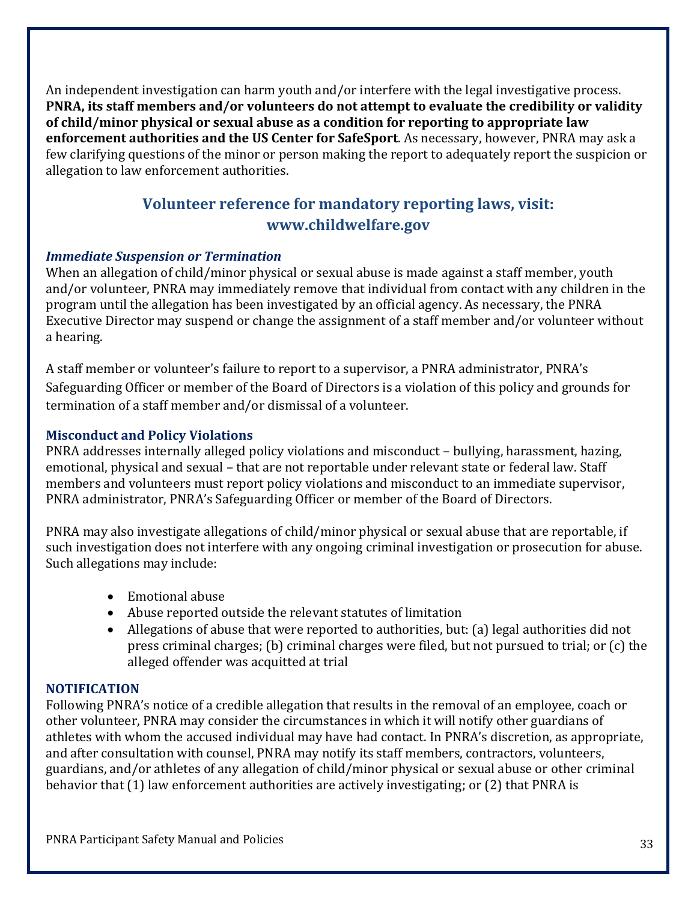An independent investigation can harm youth and/or interfere with the legal investigative process. **PNRA, its staff members and/or volunteers do not attempt to evaluate the credibility or validity of child/minor physical or sexual abuse as a condition for reporting to appropriate law enforcement authorities and the US Center for SafeSport**. As necessary, however, PNRA may ask a few clarifying questions of the minor or person making the report to adequately report the suspicion or allegation to law enforcement authorities.

## Volunteer reference for mandatory reporting laws, visit: www.childwelfare.gov

***Immediate Suspension or Termination***

When an allegation of child/minor physical or sexual abuse is made against a staff member, youth and/or volunteer, PNRA may immediately remove that individual from contact with any children in the program until the allegation has been investigated by an official agency. As necessary, the PNRA Executive Director may suspend or change the assignment of a staff member and/or volunteer without a hearing.

A staff member or volunteer's failure to report to a supervisor, a PNRA administrator, PNRA's Safeguarding Officer or member of the Board of Directors is a violation of this policy and grounds for termination of a staff member and/or dismissal of a volunteer.

**Misconduct and Policy Violations**

PNRA addresses internally alleged policy violations and misconduct – bullying, harassment, hazing, emotional, physical and sexual – that are not reportable under relevant state or federal law. Staff members and volunteers must report policy violations and misconduct to an immediate supervisor, PNRA administrator, PNRA's Safeguarding Officer or member of the Board of Directors.

PNRA may also investigate allegations of child/minor physical or sexual abuse that are reportable, if such investigation does not interfere with any ongoing criminal investigation or prosecution for abuse. Such allegations may include:

- Emotional abuse
- Abuse reported outside the relevant statutes of limitation
- Allegations of abuse that were reported to authorities, but: (a) legal authorities did not press criminal charges; (b) criminal charges were filed, but not pursued to trial; or (c) the alleged offender was acquitted at trial

**NOTIFICATION**

Following PNRA's notice of a credible allegation that results in the removal of an employee, coach or other volunteer, PNRA may consider the circumstances in which it will notify other guardians of athletes with whom the accused individual may have had contact. In PNRA's discretion, as appropriate, and after consultation with counsel, PNRA may notify its staff members, contractors, volunteers, guardians, and/or athletes of any allegation of child/minor physical or sexual abuse or other criminal behavior that (1) law enforcement authorities are actively investigating; or (2) that PNRA is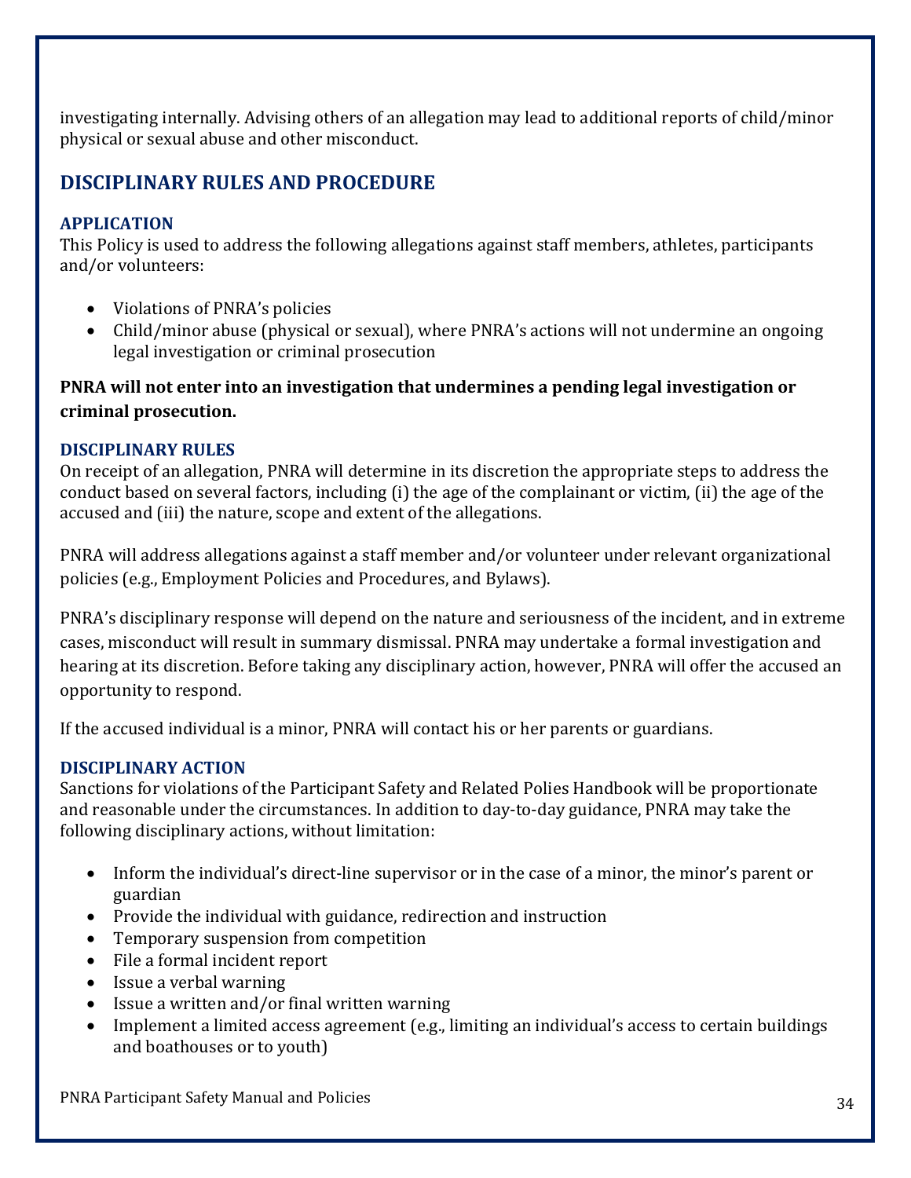investigating internally. Advising others of an allegation may lead to additional reports of child/minor physical or sexual abuse and other misconduct.

## DISCIPLINARY RULES AND PROCEDURE

### APPLICATION

This Policy is used to address the following allegations against staff members, athletes, participants and/or volunteers:

- Violations of PNRA's policies
- Child/minor abuse (physical or sexual), where PNRA's actions will not undermine an ongoing legal investigation or criminal prosecution

**PNRA will not enter into an investigation that undermines a pending legal investigation or criminal prosecution.**

### DISCIPLINARY RULES

On receipt of an allegation, PNRA will determine in its discretion the appropriate steps to address the conduct based on several factors, including (i) the age of the complainant or victim, (ii) the age of the accused and (iii) the nature, scope and extent of the allegations.

PNRA will address allegations against a staff member and/or volunteer under relevant organizational policies (e.g., Employment Policies and Procedures, and Bylaws).

PNRA's disciplinary response will depend on the nature and seriousness of the incident, and in extreme cases, misconduct will result in summary dismissal. PNRA may undertake a formal investigation and hearing at its discretion. Before taking any disciplinary action, however, PNRA will offer the accused an opportunity to respond.

If the accused individual is a minor, PNRA will contact his or her parents or guardians.

### DISCIPLINARY ACTION

Sanctions for violations of the Participant Safety and Related Polies Handbook will be proportionate and reasonable under the circumstances. In addition to day-to-day guidance, PNRA may take the following disciplinary actions, without limitation:

- Inform the individual's direct-line supervisor or in the case of a minor, the minor's parent or guardian
- Provide the individual with guidance, redirection and instruction
- Temporary suspension from competition
- File a formal incident report
- Issue a verbal warning
- Issue a written and/or final written warning
- Implement a limited access agreement (e.g., limiting an individual's access to certain buildings and boathouses or to youth)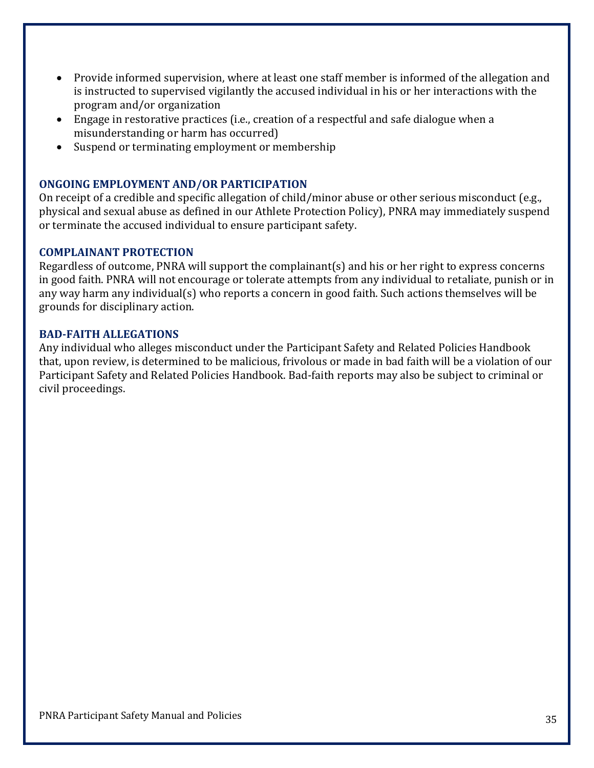- Provide informed supervision, where at least one staff member is informed of the allegation and is instructed to supervised vigilantly the accused individual in his or her interactions with the program and/or organization
- Engage in restorative practices (i.e., creation of a respectful and safe dialogue when a misunderstanding or harm has occurred)
- Suspend or terminating employment or membership

### ONGOING EMPLOYMENT AND/OR PARTICIPATION

On receipt of a credible and specific allegation of child/minor abuse or other serious misconduct (e.g., physical and sexual abuse as defined in our Athlete Protection Policy), PNRA may immediately suspend or terminate the accused individual to ensure participant safety.

### COMPLAINANT PROTECTION

Regardless of outcome, PNRA will support the complainant(s) and his or her right to express concerns in good faith. PNRA will not encourage or tolerate attempts from any individual to retaliate, punish or in any way harm any individual(s) who reports a concern in good faith. Such actions themselves will be grounds for disciplinary action.

### BAD-FAITH ALLEGATIONS

Any individual who alleges misconduct under the Participant Safety and Related Policies Handbook that, upon review, is determined to be malicious, frivolous or made in bad faith will be a violation of our Participant Safety and Related Policies Handbook. Bad-faith reports may also be subject to criminal or civil proceedings.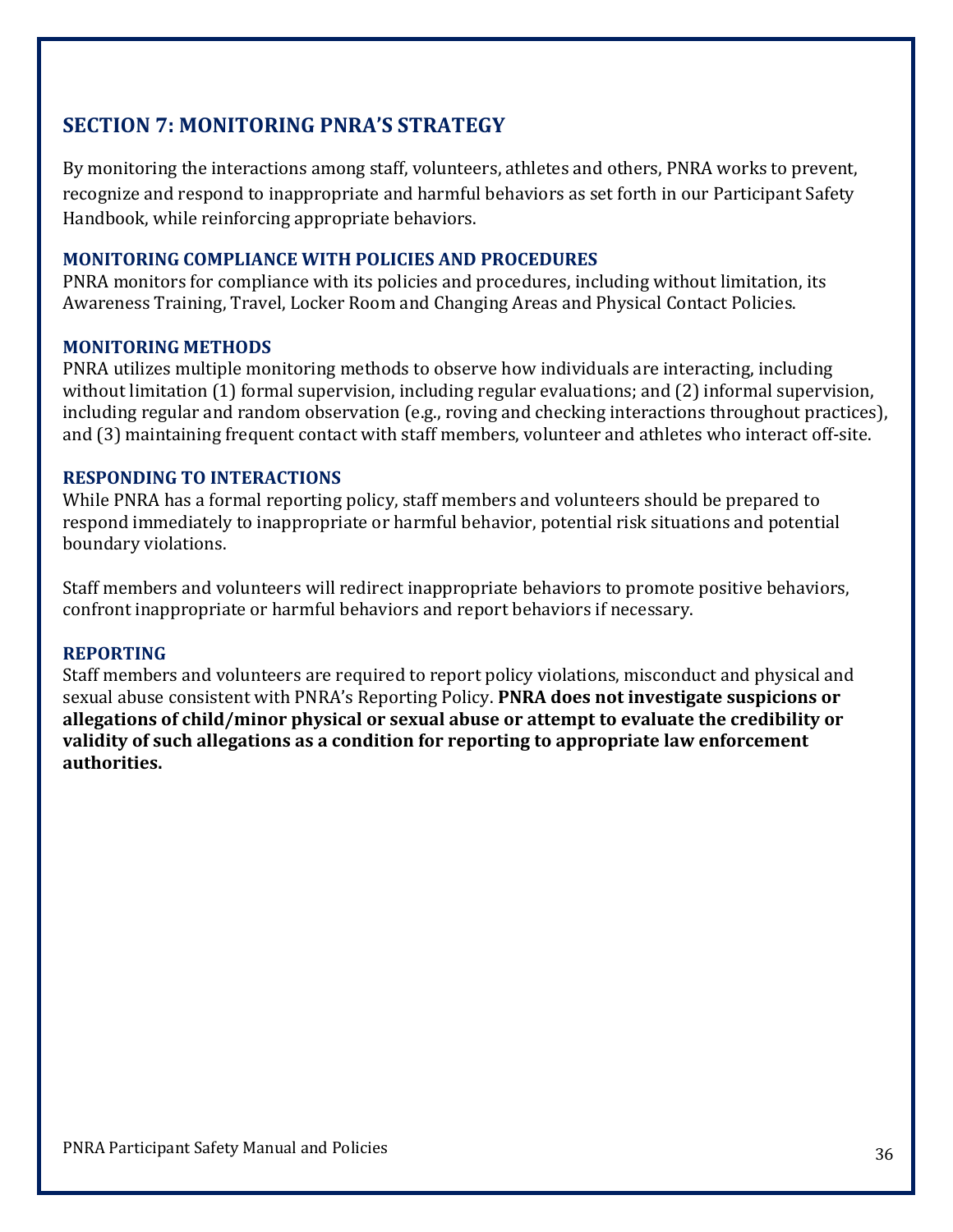## SECTION 7: MONITORING PNRA'S STRATEGY

By monitoring the interactions among staff, volunteers, athletes and others, PNRA works to prevent, recognize and respond to inappropriate and harmful behaviors as set forth in our Participant Safety Handbook, while reinforcing appropriate behaviors.

### MONITORING COMPLIANCE WITH POLICIES AND PROCEDURES

PNRA monitors for compliance with its policies and procedures, including without limitation, its Awareness Training, Travel, Locker Room and Changing Areas and Physical Contact Policies.

### MONITORING METHODS

PNRA utilizes multiple monitoring methods to observe how individuals are interacting, including without limitation (1) formal supervision, including regular evaluations; and (2) informal supervision, including regular and random observation (e.g., roving and checking interactions throughout practices), and (3) maintaining frequent contact with staff members, volunteer and athletes who interact off-site.

### RESPONDING TO INTERACTIONS

While PNRA has a formal reporting policy, staff members and volunteers should be prepared to respond immediately to inappropriate or harmful behavior, potential risk situations and potential boundary violations.

Staff members and volunteers will redirect inappropriate behaviors to promote positive behaviors, confront inappropriate or harmful behaviors and report behaviors if necessary.

### REPORTING

Staff members and volunteers are required to report policy violations, misconduct and physical and sexual abuse consistent with PNRA's Reporting Policy. **PNRA does not investigate suspicions or allegations of child/minor physical or sexual abuse or attempt to evaluate the credibility or validity of such allegations as a condition for reporting to appropriate law enforcement authorities.**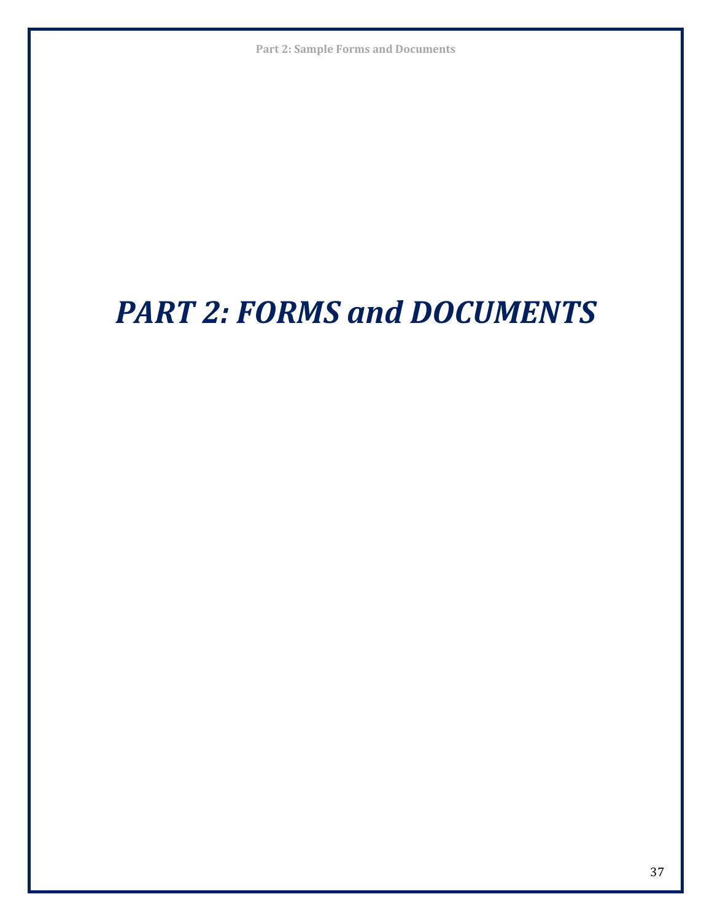# *PART 2: FORMS and DOCUMENTS*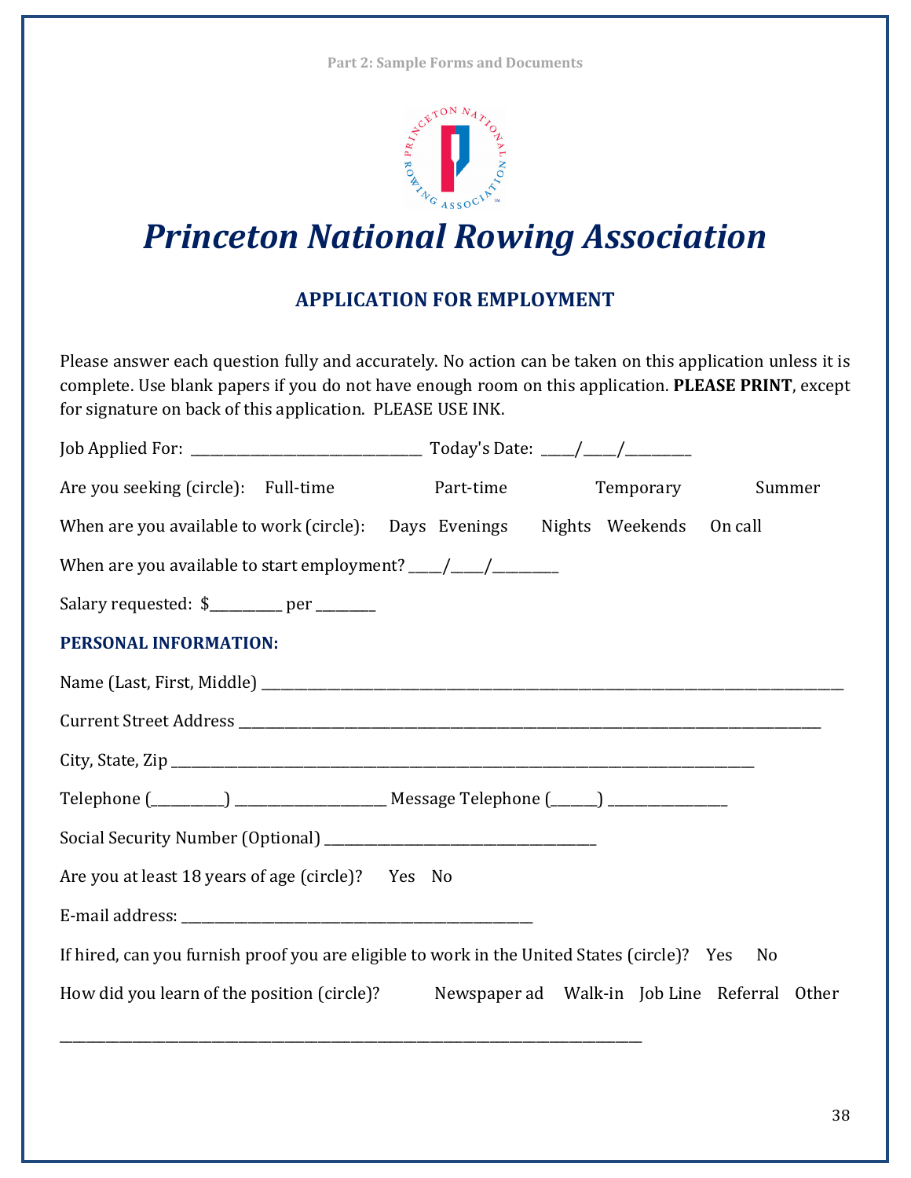# Princeton National Rowing Association

## APPLICATION FOR EMPLOYMENT

Please answer each question fully and accurately. No action can be taken on this application unless it is complete. Use blank papers if you do not have enough room on this application. **PLEASE PRINT**, except for signature on back of this application. PLEASE USE INK.

Job Applied For: ________________________________ Today's Date: ____/____/________

Are you seeking (circle): Full-time Part-time Temporary Summer

When are you available to work (circle): Days Evenings Nights Weekends On call

When are you available to start employment? ____/____/________

Salary requested: $_________ per ________

### PERSONAL INFORMATION:

Name (Last, First, Middle) ________________________________________________________________________________

Current Street Address ________________________________________________________________________________

City, State, Zip ________________________________________________________________________________

Telephone (_________) ____________________ Message Telephone (______) _______________

Social Security Number (Optional) ____________________________________

Are you at least 18 years of age (circle)? Yes No

E-mail address: ____________________________________________

If hired, can you furnish proof you are eligible to work in the United States (circle)? Yes No

How did you learn of the position (circle)? Newspaper ad Walk-in Job Line Referral Other

________________________________________________________________________________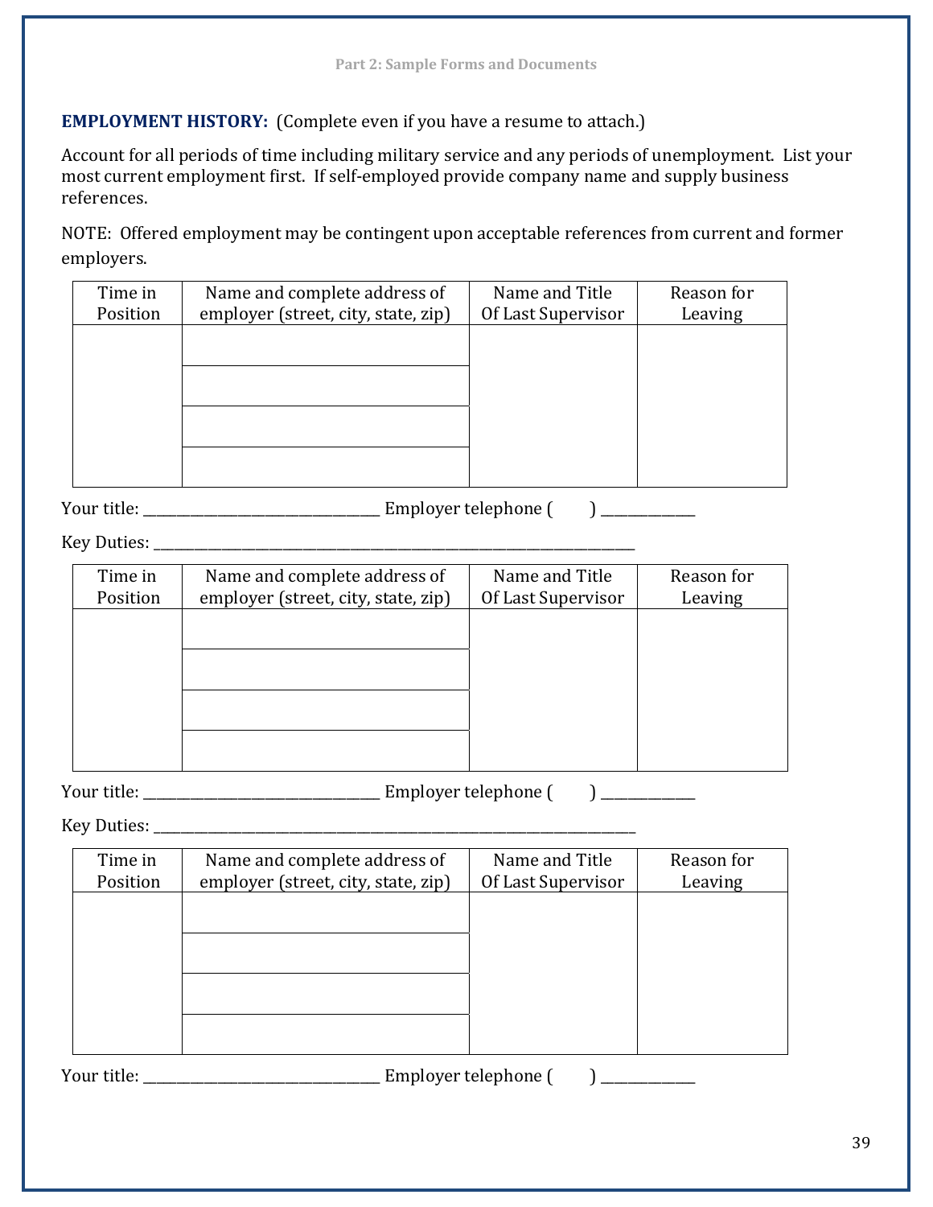**EMPLOYMENT HISTORY:** (Complete even if you have a resume to attach.)

Account for all periods of time including military service and any periods of unemployment. List your most current employment first. If self-employed provide company name and supply business references.

NOTE: Offered employment may be contingent upon acceptable references from current and former employers.

| Time in Position | Name and complete address of employer (street, city, state, zip) | Name and Title Of Last Supervisor | Reason for Leaving |
|---|---|---|---|
| | | | |
| | | | |
| | | | |
| | | | |

Your title: ______________________________ Employer telephone (      ) ___________

Key Duties: _______________________________________________________________

| Time in Position | Name and complete address of employer (street, city, state, zip) | Name and Title Of Last Supervisor | Reason for Leaving |
|---|---|---|---|
| | | | |
| | | | |
| | | | |
| | | | |

Your title: ______________________________ Employer telephone (      ) ___________

Key Duties: _______________________________________________________________

| Time in Position | Name and complete address of employer (street, city, state, zip) | Name and Title Of Last Supervisor | Reason for Leaving |
|---|---|---|---|
| | | | |
| | | | |
| | | | |
| | | | |

Your title: ______________________________ Employer telephone (      ) ___________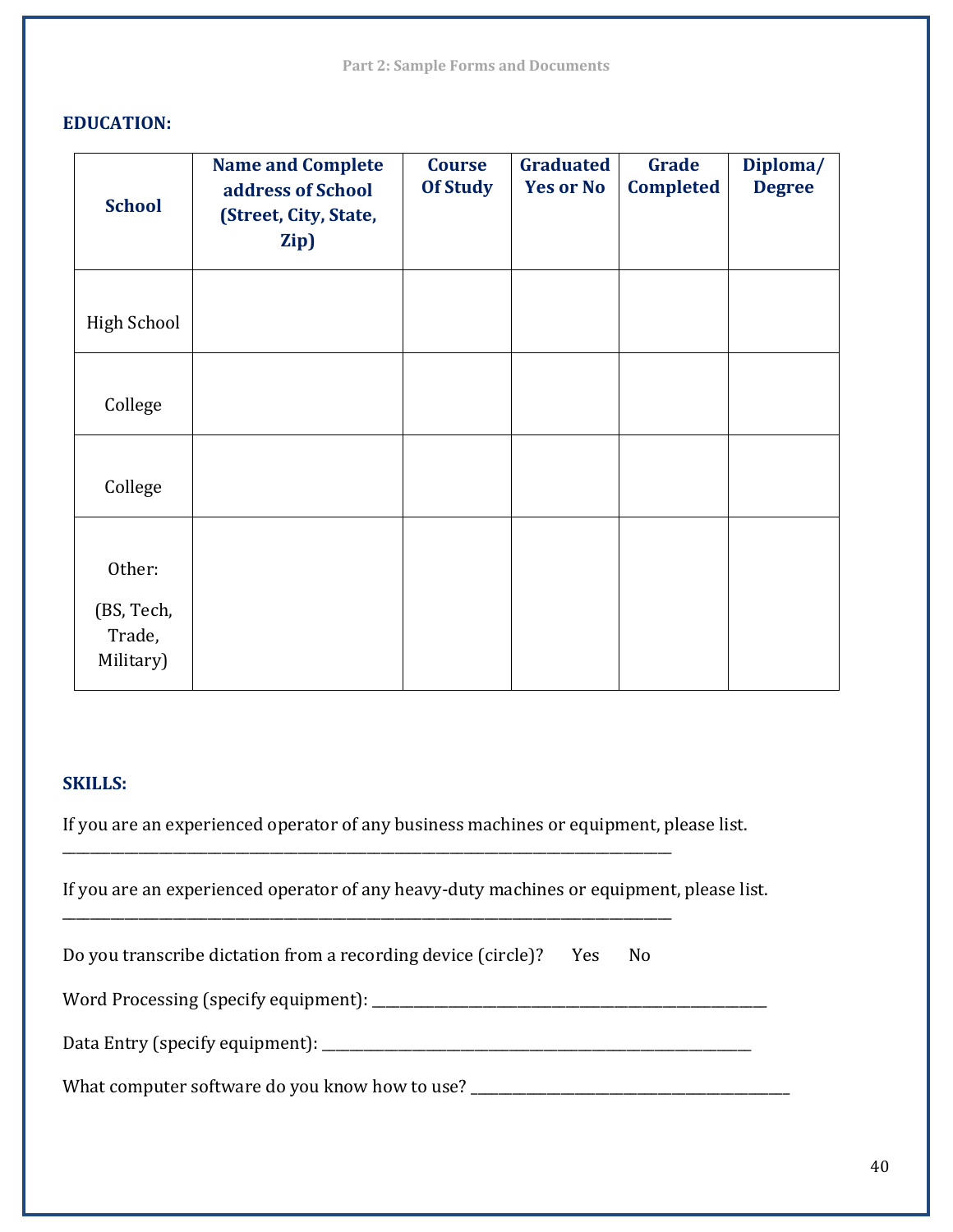## EDUCATION:

| School | Name and Complete address of School (Street, City, State, Zip) | Course Of Study | Graduated Yes or No | Grade Completed | Diploma/ Degree |
|---|---|---|---|---|---|
| High School | | | | | |
| College | | | | | |
| College | | | | | |
| Other: (BS, Tech, Trade, Military) | | | | | |

## SKILLS:

If you are an experienced operator of any business machines or equipment, please list.
___________________________________________________________________________________

If you are an experienced operator of any heavy-duty machines or equipment, please list.
___________________________________________________________________________________

Do you transcribe dictation from a recording device (circle)? Yes No

Word Processing (specify equipment): ______________________________________________________

Data Entry (specify equipment): ___________________________________________________________

What computer software do you know how to use? ____________________________________________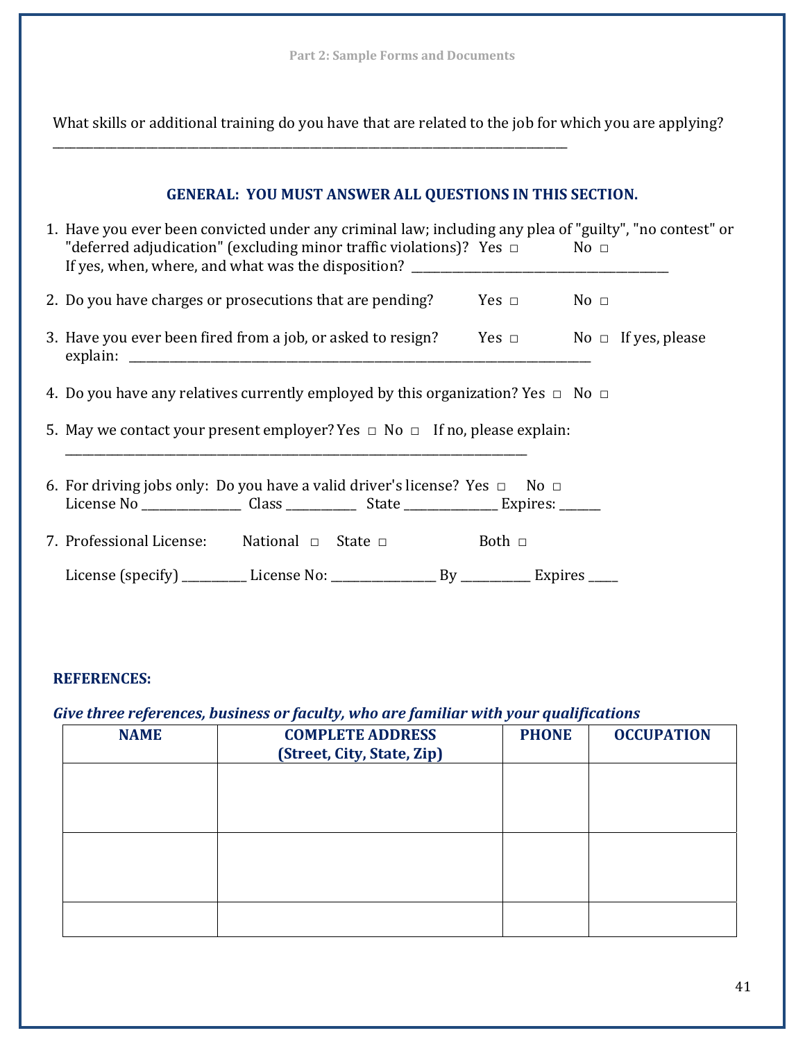What skills or additional training do you have that are related to the job for which you are applying?
___________________________________________________________________________________

**GENERAL: YOU MUST ANSWER ALL QUESTIONS IN THIS SECTION.**

1. Have you ever been convicted under any criminal law; including any plea of "guilty", "no contest" or "deferred adjudication" (excluding minor traffic violations)? Yes □ No □
   If yes, when, where, and what was the disposition? ________________________________________

2. Do you have charges or prosecutions that are pending? Yes □ No □

3. Have you ever been fired from a job, or asked to resign? Yes □ No □ If yes, please explain: ___________________________________________________________________________

4. Do you have any relatives currently employed by this organization? Yes □ No □

5. May we contact your present employer? Yes □ No □ If no, please explain:
   ___________________________________________________________________________

6. For driving jobs only: Do you have a valid driver's license? Yes □ No □
   License No ________________ Class ___________ State _______________ Expires: ______

7. Professional License: National □ State □ Both □

   License (specify) __________ License No: _________________ By ___________ Expires _____

**REFERENCES:**

***Give three references, business or faculty, who are familiar with your qualifications***

| NAME | COMPLETE ADDRESS (Street, City, State, Zip) | PHONE | OCCUPATION |
|---|---|---|---|
| | | | |
| | | | |
| | | | |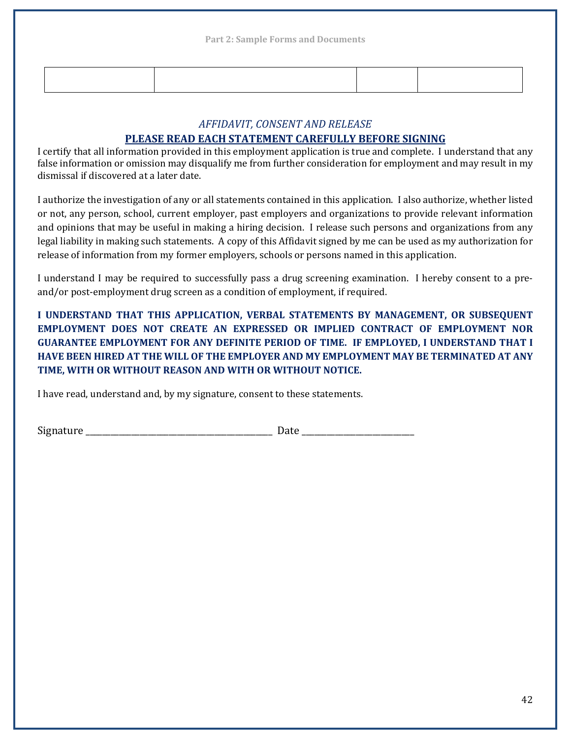| | | | |
|---|---|---|---|
| | | | |

*AFFIDAVIT, CONSENT AND RELEASE*

**PLEASE READ EACH STATEMENT CAREFULLY BEFORE SIGNING**

I certify that all information provided in this employment application is true and complete. I understand that any false information or omission may disqualify me from further consideration for employment and may result in my dismissal if discovered at a later date.

I authorize the investigation of any or all statements contained in this application. I also authorize, whether listed or not, any person, school, current employer, past employers and organizations to provide relevant information and opinions that may be useful in making a hiring decision. I release such persons and organizations from any legal liability in making such statements. A copy of this Affidavit signed by me can be used as my authorization for release of information from my former employers, schools or persons named in this application.

I understand I may be required to successfully pass a drug screening examination. I hereby consent to a pre- and/or post-employment drug screen as a condition of employment, if required.

**I UNDERSTAND THAT THIS APPLICATION, VERBAL STATEMENTS BY MANAGEMENT, OR SUBSEQUENT EMPLOYMENT DOES NOT CREATE AN EXPRESSED OR IMPLIED CONTRACT OF EMPLOYMENT NOR GUARANTEE EMPLOYMENT FOR ANY DEFINITE PERIOD OF TIME. IF EMPLOYED, I UNDERSTAND THAT I HAVE BEEN HIRED AT THE WILL OF THE EMPLOYER AND MY EMPLOYMENT MAY BE TERMINATED AT ANY TIME, WITH OR WITHOUT REASON AND WITH OR WITHOUT NOTICE.**

I have read, understand and, by my signature, consent to these statements.

Signature _______________________________________ Date ________________________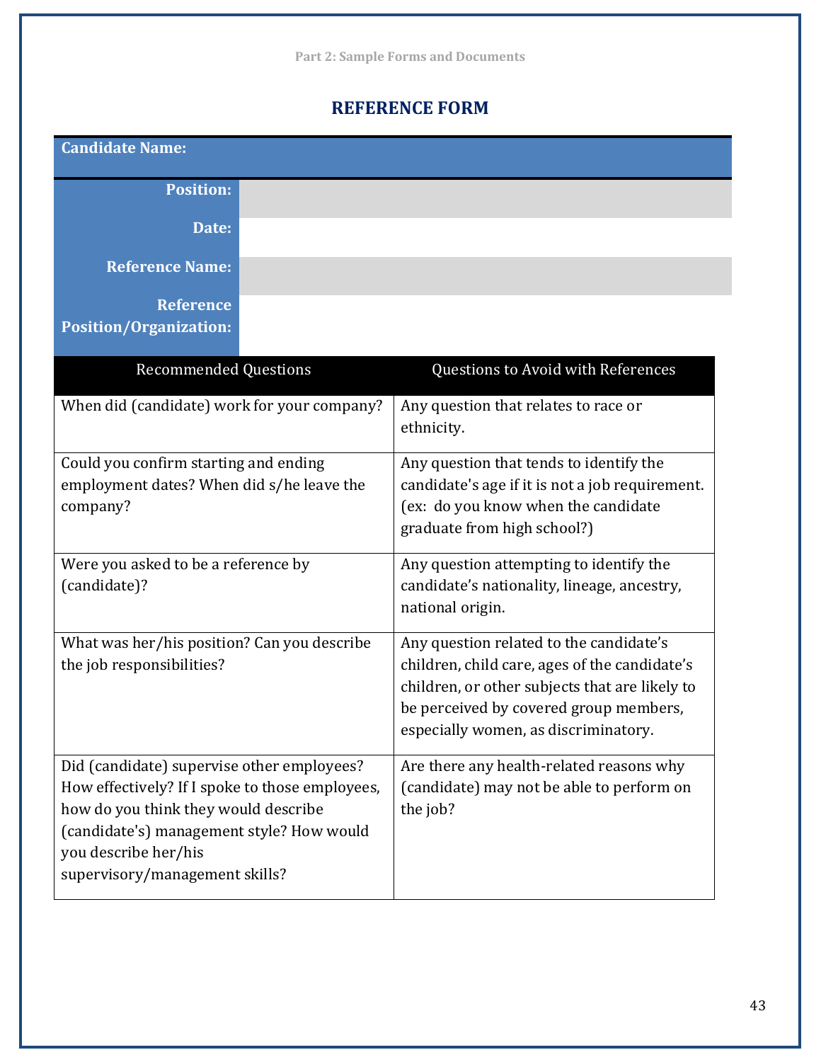## REFERENCE FORM

| Candidate Name: | |
|---|---|
| Position: | |
| Date: | |
| Reference Name: | |
| Reference Position/Organization: | |

| Recommended Questions | Questions to Avoid with References |
|---|---|
| When did (candidate) work for your company? | Any question that relates to race or ethnicity. |
| Could you confirm starting and ending employment dates? When did s/he leave the company? | Any question that tends to identify the candidate's age if it is not a job requirement. (ex: do you know when the candidate graduate from high school?) |
| Were you asked to be a reference by (candidate)? | Any question attempting to identify the candidate's nationality, lineage, ancestry, national origin. |
| What was her/his position? Can you describe the job responsibilities? | Any question related to the candidate's children, child care, ages of the candidate's children, or other subjects that are likely to be perceived by covered group members, especially women, as discriminatory. |
| Did (candidate) supervise other employees? How effectively? If I spoke to those employees, how do you think they would describe (candidate's) management style? How would you describe her/his supervisory/management skills? | Are there any health-related reasons why (candidate) may not be able to perform on the job? |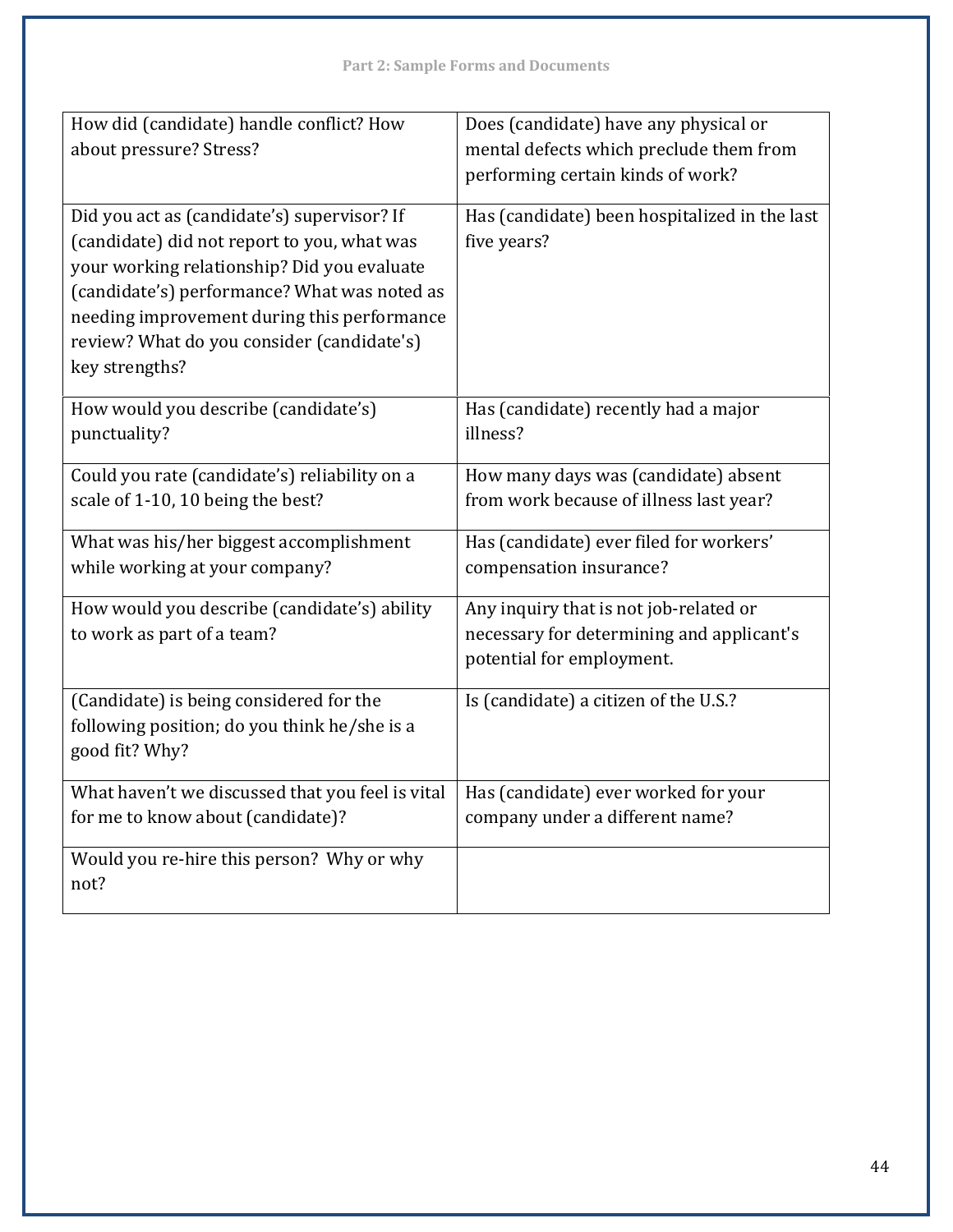| | |
|---|---|
| How did (candidate) handle conflict? How about pressure? Stress? | Does (candidate) have any physical or mental defects which preclude them from performing certain kinds of work? |
| Did you act as (candidate's) supervisor? If (candidate) did not report to you, what was your working relationship? Did you evaluate (candidate's) performance? What was noted as needing improvement during this performance review? What do you consider (candidate's) key strengths? | Has (candidate) been hospitalized in the last five years? |
| How would you describe (candidate's) punctuality? | Has (candidate) recently had a major illness? |
| Could you rate (candidate's) reliability on a scale of 1-10, 10 being the best? | How many days was (candidate) absent from work because of illness last year? |
| What was his/her biggest accomplishment while working at your company? | Has (candidate) ever filed for workers' compensation insurance? |
| How would you describe (candidate's) ability to work as part of a team? | Any inquiry that is not job-related or necessary for determining and applicant's potential for employment. |
| (Candidate) is being considered for the following position; do you think he/she is a good fit? Why? | Is (candidate) a citizen of the U.S.? |
| What haven't we discussed that you feel is vital for me to know about (candidate)? | Has (candidate) ever worked for your company under a different name? |
| Would you re-hire this person? Why or why not? | |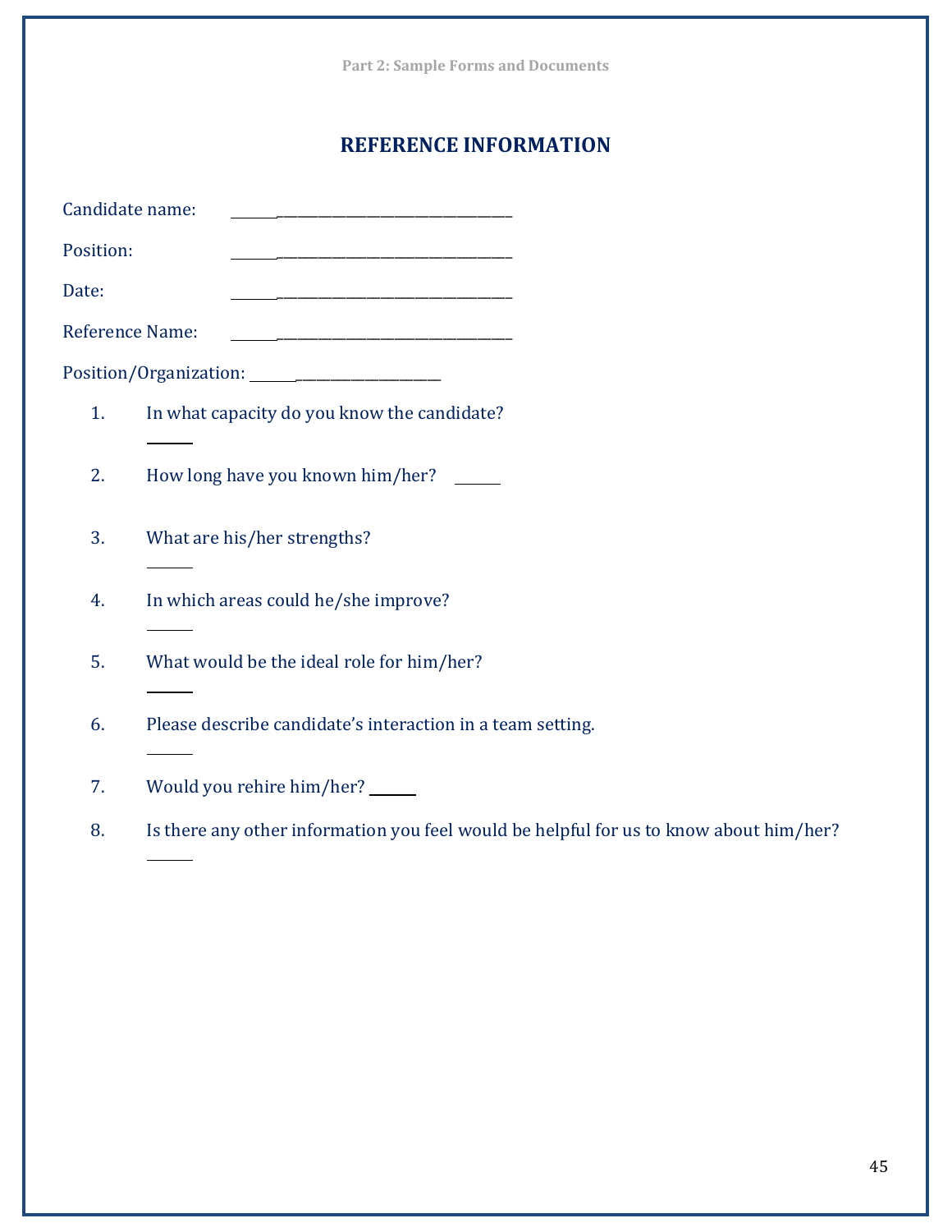## REFERENCE INFORMATION

Candidate name: ________________________________

Position: ________________________________

Date: ________________________________

Reference Name: ________________________________

Position/Organization: ____________________

1. In what capacity do you know the candidate?

   ______

2. How long have you known him/her? ______

3. What are his/her strengths?

   ______

4. In which areas could he/she improve?

   ______

5. What would be the ideal role for him/her?

   ______

6. Please describe candidate's interaction in a team setting.

   ______

7. Would you rehire him/her? ______

8. Is there any other information you feel would be helpful for us to know about him/her?

   ______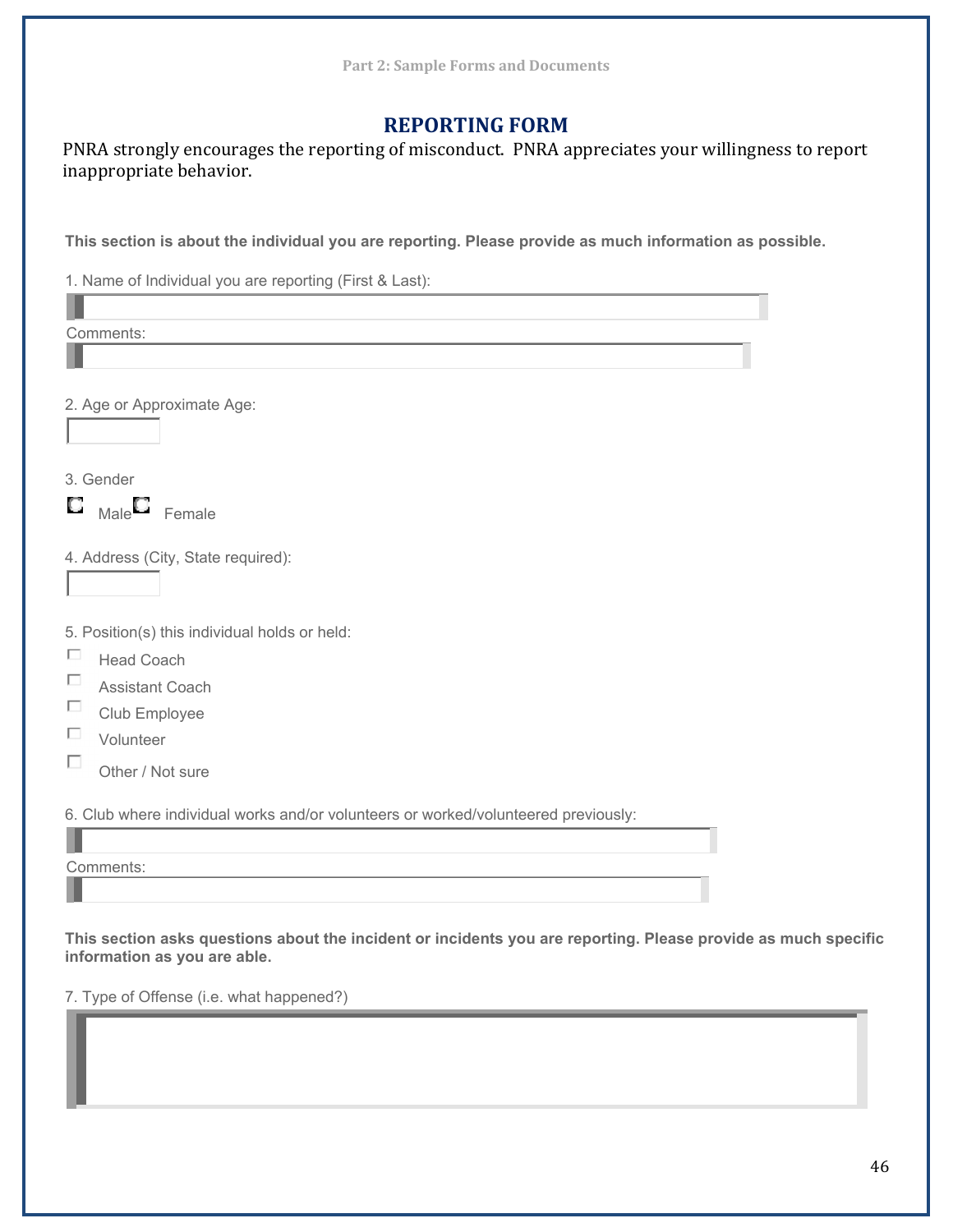## REPORTING FORM

PNRA strongly encourages the reporting of misconduct. PNRA appreciates your willingness to report inappropriate behavior.

**This section is about the individual you are reporting. Please provide as much information as possible.**

1. Name of Individual you are reporting (First & Last):

Comments:

2. Age or Approximate Age:

3. Gender

- Male
- Female

4. Address (City, State required):

5. Position(s) this individual holds or held:

- ☐ Head Coach
- ☐ Assistant Coach
- ☐ Club Employee
- ☐ Volunteer
- ☐ Other / Not sure

6. Club where individual works and/or volunteers or worked/volunteered previously:

Comments:

**This section asks questions about the incident or incidents you are reporting. Please provide as much specific information as you are able.**

7. Type of Offense (i.e. what happened?)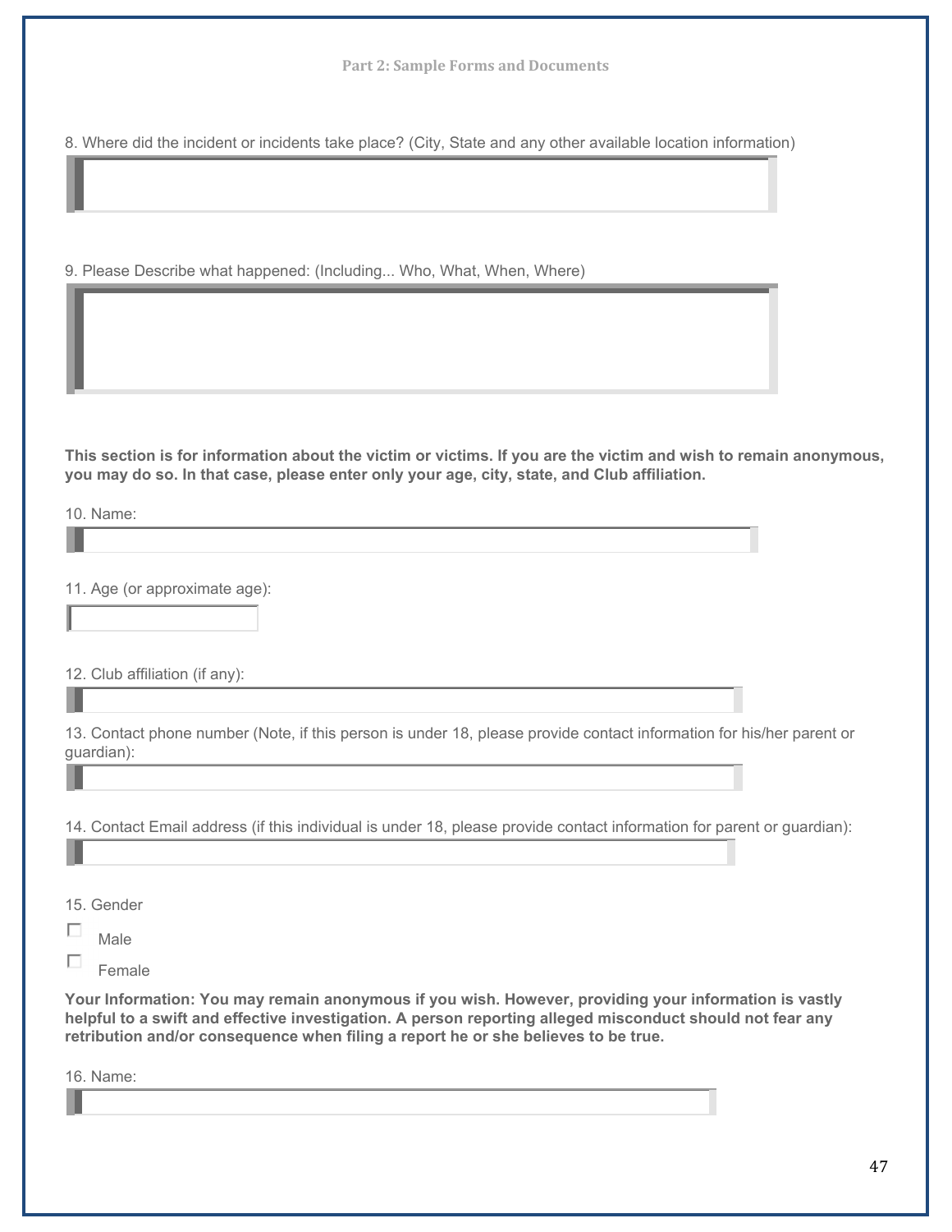8. Where did the incident or incidents take place? (City, State and any other available location information)

9. Please Describe what happened: (Including... Who, What, When, Where)

**This section is for information about the victim or victims. If you are the victim and wish to remain anonymous, you may do so. In that case, please enter only your age, city, state, and Club affiliation.**

10. Name:

11. Age (or approximate age):

12. Club affiliation (if any):

13. Contact phone number (Note, if this person is under 18, please provide contact information for his/her parent or guardian):

14. Contact Email address (if this individual is under 18, please provide contact information for parent or guardian):

15. Gender

- [ ] Male
- [ ] Female

**Your Information: You may remain anonymous if you wish. However, providing your information is vastly helpful to a swift and effective investigation. A person reporting alleged misconduct should not fear any retribution and/or consequence when filing a report he or she believes to be true.**

16. Name: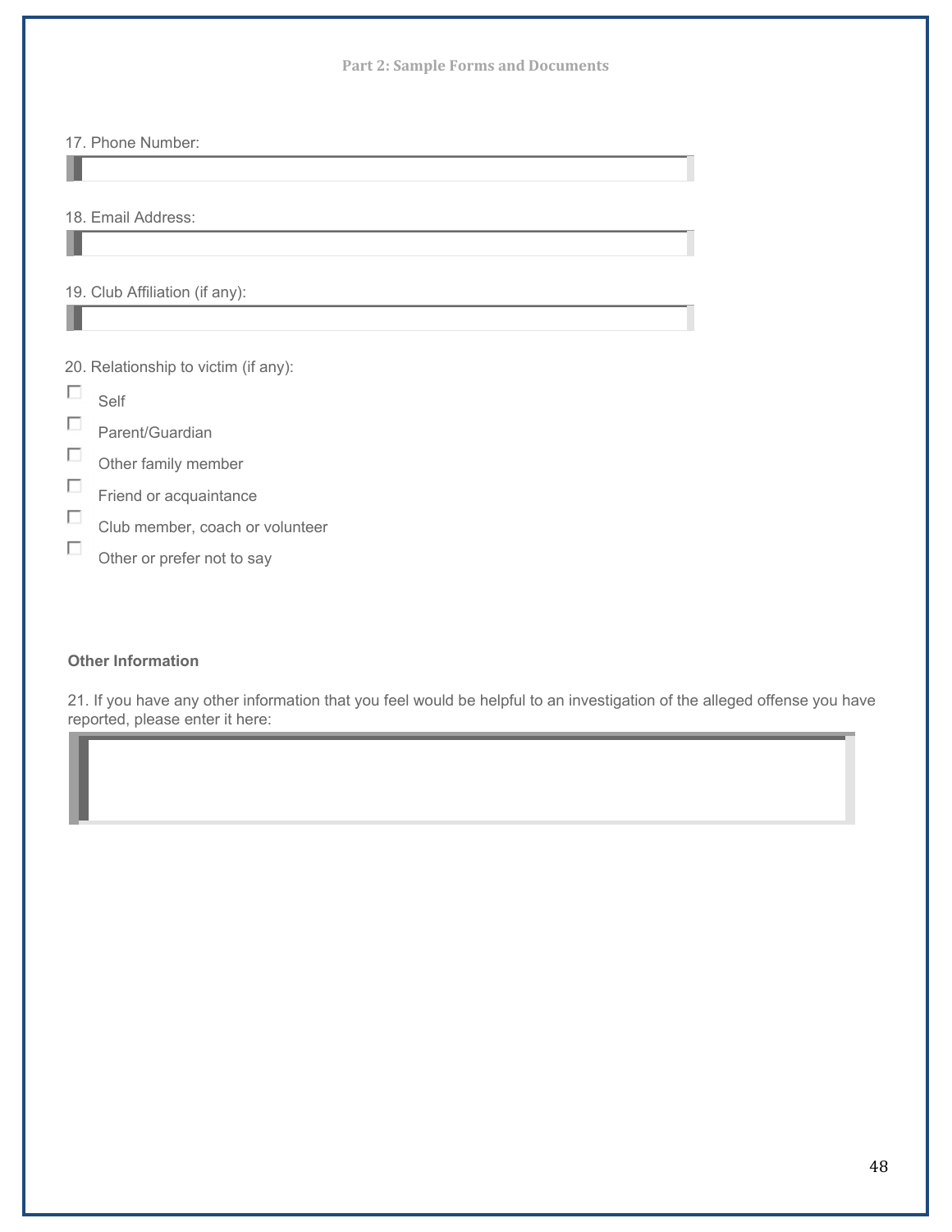17. Phone Number:

18. Email Address:

19. Club Affiliation (if any):

20. Relationship to victim (if any):

- ☐ Self
- ☐ Parent/Guardian
- ☐ Other family member
- ☐ Friend or acquaintance
- ☐ Club member, coach or volunteer
- ☐ Other or prefer not to say

**Other Information**

21. If you have any other information that you feel would be helpful to an investigation of the alleged offense you have reported, please enter it here: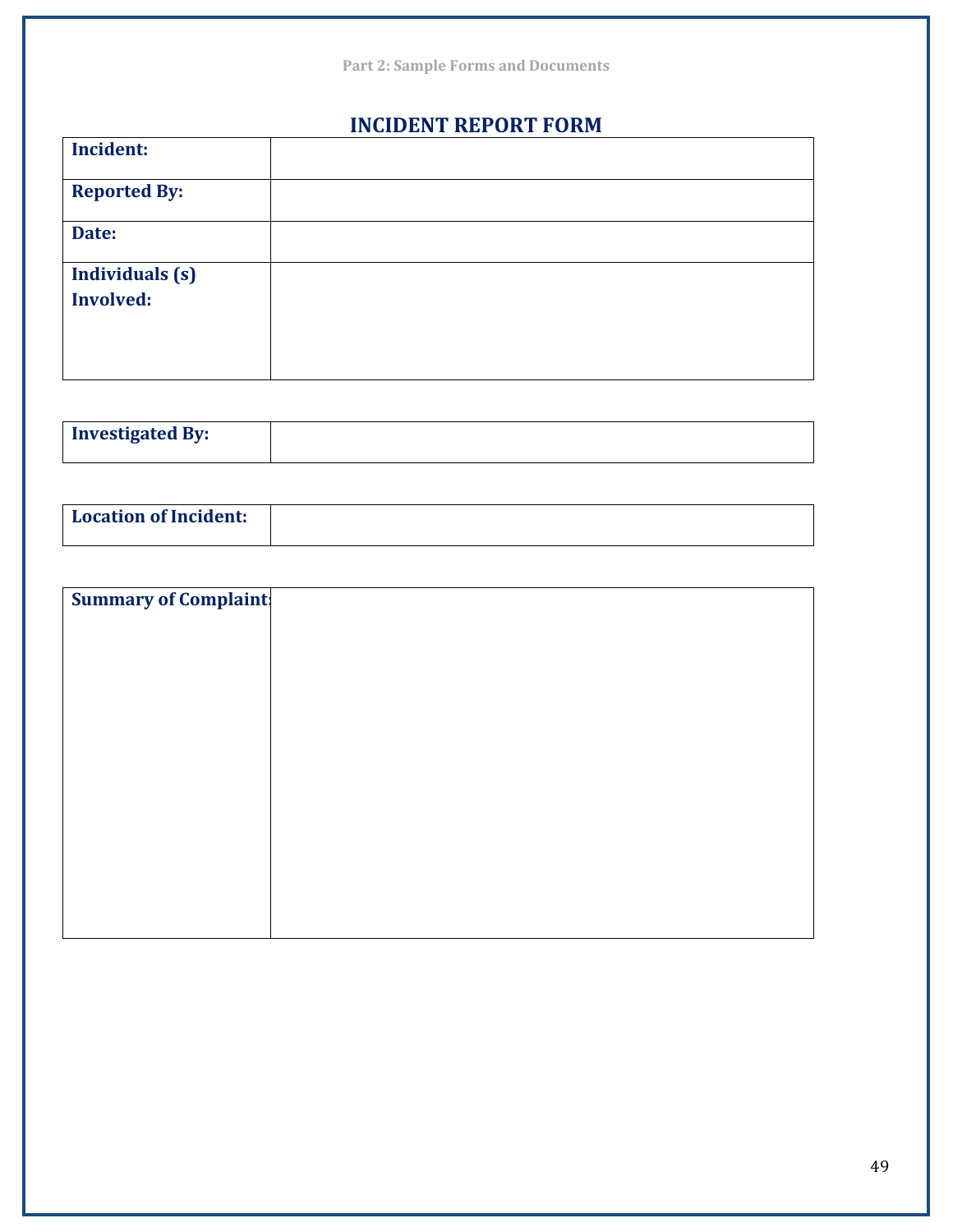## INCIDENT REPORT FORM

| | |
|---|---|
| **Incident:** | |
| **Reported By:** | |
| **Date:** | |
| **Individuals (s) Involved:** | |

| | |
|---|---|
| **Investigated By:** | |

| | |
|---|---|
| **Location of Incident:** | |

| | |
|---|---|
| **Summary of Complaint:** | |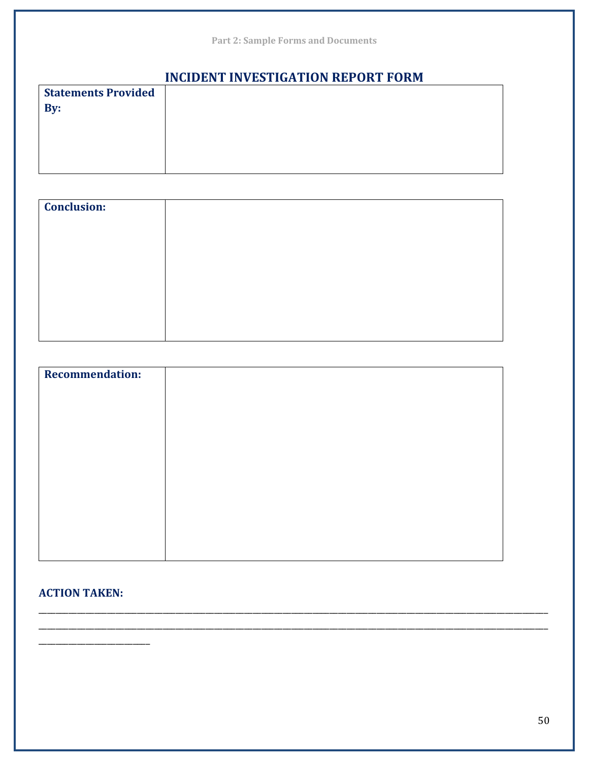## INCIDENT INVESTIGATION REPORT FORM

| | |
|---|---|
| **Statements Provided By:** | |

| | |
|---|---|
| **Conclusion:** | |

| | |
|---|---|
| **Recommendation:** | |

**ACTION TAKEN:**

______________________________________________________________________________________________________
______________________________________________________________________________________________________
_______________________